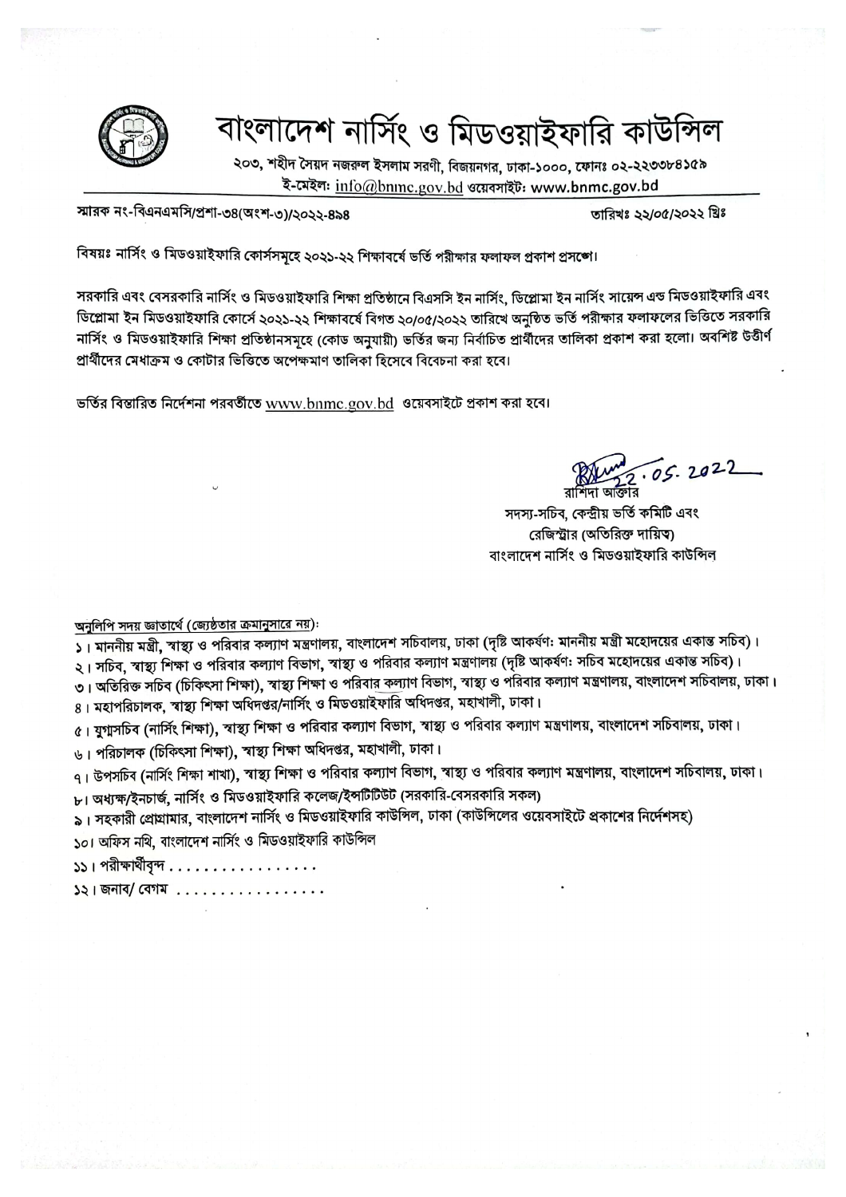# বাংলাদেশ নার্সিং ও মিডওয়াইফারি কাউন্সিল

২০৩, শহীদ সৈয়দ নজরুল ইসলাম সরণী, বিজয়নগর, ঢাকা-১০০০, ফোনঃ ০২-২২৩৩৮৪১৫৯
ই-মেইল: info@bnmc.gov.bd ওয়েবসাইট: www.bnmc.gov.bd

স্মারক নং-বিএনএমসি/প্রশা-৩৪(অংশ-৩)/২০২২-৪৯৪ তারিখঃ ২২/০৫/২০২২ খ্রিঃ

বিষয়ঃ নার্সিং ও মিডওয়াইফারি কোর্সসমূহে ২০২১-২২ শিক্ষাবর্ষে ভর্তি পরীক্ষার ফলাফল প্রকাশ প্রসঙ্গে।

সরকারি এবং বেসরকারি নার্সিং ও মিডওয়াইফারি শিক্ষা প্রতিষ্ঠানে বিএসসি ইন নার্সিং, ডিপ্লোমা ইন নার্সিং সায়েন্স এন্ড মিডওয়াইফারি এবং ডিপ্লোমা ইন মিডওয়াইফারি কোর্সে ২০২১-২২ শিক্ষাবর্ষে বিগত ২০/০৫/২০২২ তারিখে অনুষ্ঠিত ভর্তি পরীক্ষার ফলাফলের ভিত্তিতে সরকারি নার্সিং ও মিডওয়াইফারি শিক্ষা প্রতিষ্ঠানসমূহে (কোড অনুযায়ী) ভর্তির জন্য নির্বাচিত প্রার্থীদের তালিকা প্রকাশ করা হলো। অবশিষ্ট উত্তীর্ণ প্রার্থীদের মেধাক্রম ও কোটার ভিত্তিতে অপেক্ষমাণ তালিকা হিসেবে বিবেচনা করা হবে।

ভর্তির বিস্তারিত নির্দেশনা পরবর্তীতে www.bnmc.gov.bd ওয়েবসাইটে প্রকাশ করা হবে।

২২.০৫.২০২২
রাশিদা আক্তার
সদস্য-সচিব, কেন্দ্রীয় ভর্তি কমিটি এবং
রেজিস্ট্রার (অতিরিক্ত দায়িত্ব)
বাংলাদেশ নার্সিং ও মিডওয়াইফারি কাউন্সিল

অনুলিপি সদয় জ্ঞাতার্থে (জ্যেষ্ঠতার ক্রমানুসারে নয়):

১। মাননীয় মন্ত্রী, স্বাস্থ্য ও পরিবার কল্যাণ মন্ত্রণালয়, বাংলাদেশ সচিবালয়, ঢাকা (দৃষ্টি আকর্ষণ: মাননীয় মন্ত্রী মহোদয়ের একান্ত সচিব)।
২। সচিব, স্বাস্থ্য শিক্ষা ও পরিবার কল্যাণ বিভাগ, স্বাস্থ্য ও পরিবার কল্যাণ মন্ত্রণালয় (দৃষ্টি আকর্ষণ: সচিব মহোদয়ের একান্ত সচিব)।
৩। অতিরিক্ত সচিব (চিকিৎসা শিক্ষা), স্বাস্থ্য শিক্ষা ও পরিবার কল্যাণ বিভাগ, স্বাস্থ্য ও পরিবার কল্যাণ মন্ত্রণালয়, বাংলাদেশ সচিবালয়, ঢাকা।
৪। মহাপরিচালক, স্বাস্থ্য শিক্ষা অধিদপ্তর/নার্সিং ও মিডওয়াইফারি অধিদপ্তর, মহাখালী, ঢাকা।
৫। যুগ্মসচিব (নার্সিং শিক্ষা), স্বাস্থ্য শিক্ষা ও পরিবার কল্যাণ বিভাগ, স্বাস্থ্য ও পরিবার কল্যাণ মন্ত্রণালয়, বাংলাদেশ সচিবালয়, ঢাকা।
৬। পরিচালক (চিকিৎসা শিক্ষা), স্বাস্থ্য শিক্ষা অধিদপ্তর, মহাখালী, ঢাকা।
৭। উপসচিব (নার্সিং শিক্ষা শাখা), স্বাস্থ্য শিক্ষা ও পরিবার কল্যাণ বিভাগ, স্বাস্থ্য ও পরিবার কল্যাণ মন্ত্রণালয়, বাংলাদেশ সচিবালয়, ঢাকা।
৮। অধ্যক্ষ/ইনচার্জ, নার্সিং ও মিডওয়াইফারি কলেজ/ইন্সটিটিউট (সরকারি-বেসরকারি সকল)
৯। সহকারী প্রোগ্রামার, বাংলাদেশ নার্সিং ও মিডওয়াইফারি কাউন্সিল, ঢাকা (কাউন্সিলের ওয়েবসাইটে প্রকাশের নির্দেশসহ)
১০। অফিস নথি, বাংলাদেশ নার্সিং ও মিডওয়াইফারি কাউন্সিল
১১। পরীক্ষার্থীবৃন্দ ..................
১২। জনাব/ বেগম ..................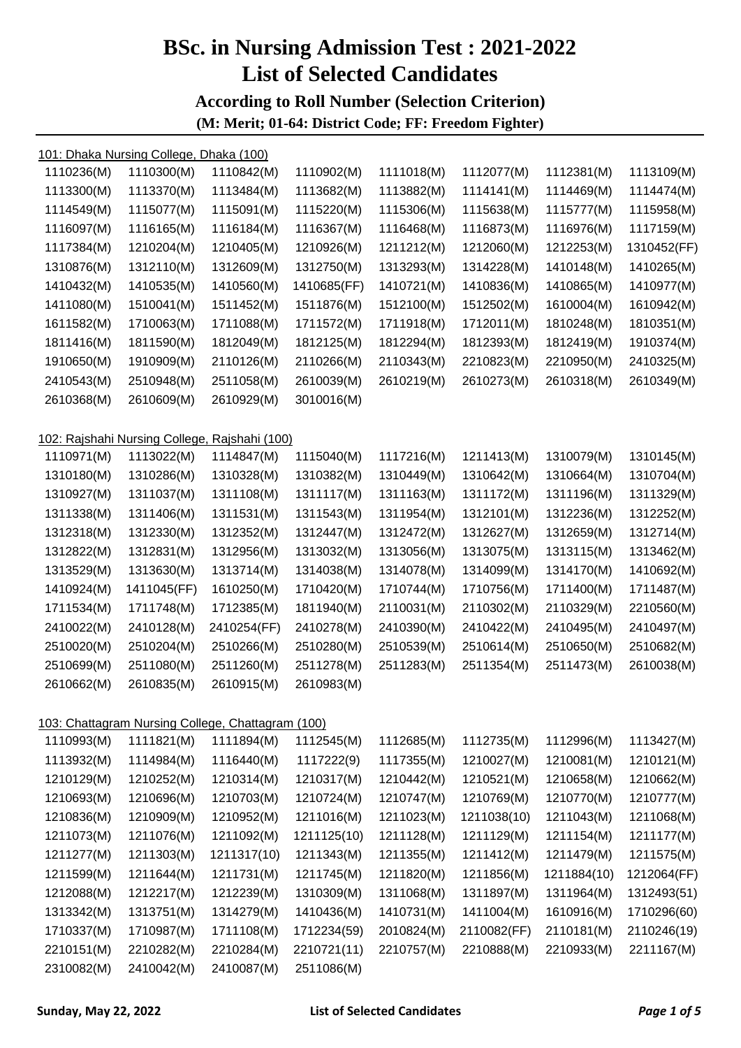# BSc. in Nursing Admission Test : 2021-2022
# List of Selected Candidates

### According to Roll Number (Selection Criterion)

**(M: Merit; 01-64: District Code; FF: Freedom Fighter)**

101: Dhaka Nursing College, Dhaka (100)

| | | | | | | | |
|---|---|---|---|---|---|---|---|
| 1110236(M) | 1110300(M) | 1110842(M) | 1110902(M) | 1111018(M) | 1112077(M) | 1112381(M) | 1113109(M) |
| 1113300(M) | 1113370(M) | 1113484(M) | 1113682(M) | 1113882(M) | 1114141(M) | 1114469(M) | 1114474(M) |
| 1114549(M) | 1115077(M) | 1115091(M) | 1115220(M) | 1115306(M) | 1115638(M) | 1115777(M) | 1115958(M) |
| 1116097(M) | 1116165(M) | 1116184(M) | 1116367(M) | 1116468(M) | 1116873(M) | 1116976(M) | 1117159(M) |
| 1117384(M) | 1210204(M) | 1210405(M) | 1210926(M) | 1211212(M) | 1212060(M) | 1212253(M) | 1310452(FF) |
| 1310876(M) | 1312110(M) | 1312609(M) | 1312750(M) | 1313293(M) | 1314228(M) | 1410148(M) | 1410265(M) |
| 1410432(M) | 1410535(M) | 1410560(M) | 1410685(FF) | 1410721(M) | 1410836(M) | 1410865(M) | 1410977(M) |
| 1411080(M) | 1510041(M) | 1511452(M) | 1511876(M) | 1512100(M) | 1512502(M) | 1610004(M) | 1610942(M) |
| 1611582(M) | 1710063(M) | 1711088(M) | 1711572(M) | 1711918(M) | 1712011(M) | 1810248(M) | 1810351(M) |
| 1811416(M) | 1811590(M) | 1812049(M) | 1812125(M) | 1812294(M) | 1812393(M) | 1812419(M) | 1910374(M) |
| 1910650(M) | 1910909(M) | 2110126(M) | 2110266(M) | 2110343(M) | 2210823(M) | 2210950(M) | 2410325(M) |
| 2410543(M) | 2510948(M) | 2511058(M) | 2610039(M) | 2610219(M) | 2610273(M) | 2610318(M) | 2610349(M) |
| 2610368(M) | 2610609(M) | 2610929(M) | 3010016(M) | | | | |

102: Rajshahi Nursing College, Rajshahi (100)

| | | | | | | | |
|---|---|---|---|---|---|---|---|
| 1110971(M) | 1113022(M) | 1114847(M) | 1115040(M) | 1117216(M) | 1211413(M) | 1310079(M) | 1310145(M) |
| 1310180(M) | 1310286(M) | 1310328(M) | 1310382(M) | 1310449(M) | 1310642(M) | 1310664(M) | 1310704(M) |
| 1310927(M) | 1311037(M) | 1311108(M) | 1311117(M) | 1311163(M) | 1311172(M) | 1311196(M) | 1311329(M) |
| 1311338(M) | 1311406(M) | 1311531(M) | 1311543(M) | 1311954(M) | 1312101(M) | 1312236(M) | 1312252(M) |
| 1312318(M) | 1312330(M) | 1312352(M) | 1312447(M) | 1312472(M) | 1312627(M) | 1312659(M) | 1312714(M) |
| 1312822(M) | 1312831(M) | 1312956(M) | 1313032(M) | 1313056(M) | 1313075(M) | 1313115(M) | 1313462(M) |
| 1313529(M) | 1313630(M) | 1313714(M) | 1314038(M) | 1314078(M) | 1314099(M) | 1314170(M) | 1410692(M) |
| 1410924(M) | 1411045(FF) | 1610250(M) | 1710420(M) | 1710744(M) | 1710756(M) | 1711400(M) | 1711487(M) |
| 1711534(M) | 1711748(M) | 1712385(M) | 1811940(M) | 2110031(M) | 2110302(M) | 2110329(M) | 2210560(M) |
| 2410022(M) | 2410128(M) | 2410254(FF) | 2410278(M) | 2410390(M) | 2410422(M) | 2410495(M) | 2410497(M) |
| 2510020(M) | 2510204(M) | 2510266(M) | 2510280(M) | 2510539(M) | 2510614(M) | 2510650(M) | 2510682(M) |
| 2510699(M) | 2511080(M) | 2511260(M) | 2511278(M) | 2511283(M) | 2511354(M) | 2511473(M) | 2610038(M) |
| 2610662(M) | 2610835(M) | 2610915(M) | 2610983(M) | | | | |

103: Chattagram Nursing College, Chattagram (100)

| | | | | | | | |
|---|---|---|---|---|---|---|---|
| 1110993(M) | 1111821(M) | 1111894(M) | 1112545(M) | 1112685(M) | 1112735(M) | 1112996(M) | 1113427(M) |
| 1113932(M) | 1114984(M) | 1116440(M) | 1117222(9) | 1117355(M) | 1210027(M) | 1210081(M) | 1210121(M) |
| 1210129(M) | 1210252(M) | 1210314(M) | 1210317(M) | 1210442(M) | 1210521(M) | 1210658(M) | 1210662(M) |
| 1210693(M) | 1210696(M) | 1210703(M) | 1210724(M) | 1210747(M) | 1210769(M) | 1210770(M) | 1210777(M) |
| 1210836(M) | 1210909(M) | 1210952(M) | 1211016(M) | 1211023(M) | 1211038(10) | 1211043(M) | 1211068(M) |
| 1211073(M) | 1211076(M) | 1211092(M) | 1211125(10) | 1211128(M) | 1211129(M) | 1211154(M) | 1211177(M) |
| 1211277(M) | 1211303(M) | 1211317(10) | 1211343(M) | 1211355(M) | 1211412(M) | 1211479(M) | 1211575(M) |
| 1211599(M) | 1211644(M) | 1211731(M) | 1211745(M) | 1211820(M) | 1211856(M) | 1211884(10) | 1212064(FF) |
| 1212088(M) | 1212217(M) | 1212239(M) | 1310309(M) | 1311068(M) | 1311897(M) | 1311964(M) | 1312493(51) |
| 1313342(M) | 1313751(M) | 1314279(M) | 1410436(M) | 1410731(M) | 1411004(M) | 1610916(M) | 1710296(60) |
| 1710337(M) | 1710987(M) | 1711108(M) | 1712234(59) | 2010824(M) | 2110082(FF) | 2110181(M) | 2110246(19) |
| 2210151(M) | 2210282(M) | 2210284(M) | 2210721(11) | 2210757(M) | 2210888(M) | 2210933(M) | 2211167(M) |
| 2310082(M) | 2410042(M) | 2410087(M) | 2511086(M) | | | | |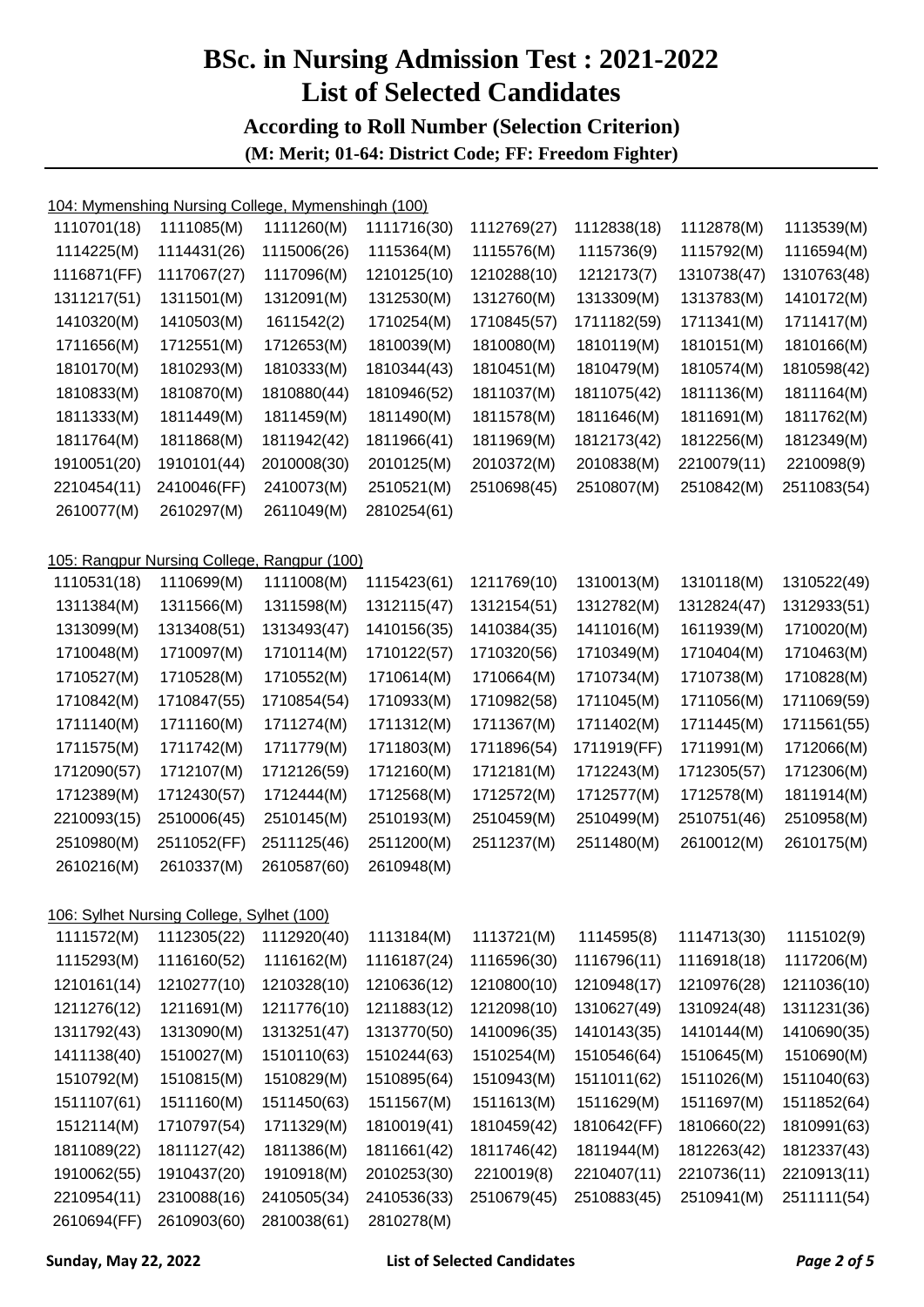# BSc. in Nursing Admission Test : 2021-2022
# List of Selected Candidates

### According to Roll Number (Selection Criterion)

**(M: Merit; 01-64: District Code; FF: Freedom Fighter)**

104: Mymenshing Nursing College, Mymenshingh (100)

| | | | | | | | |
|---|---|---|---|---|---|---|---|
| 1110701(18) | 1111085(M) | 1111260(M) | 1111716(30) | 1112769(27) | 1112838(18) | 1112878(M) | 1113539(M) |
| 1114225(M) | 1114431(26) | 1115006(26) | 1115364(M) | 1115576(M) | 1115736(9) | 1115792(M) | 1116594(M) |
| 1116871(FF) | 1117067(27) | 1117096(M) | 1210125(10) | 1210288(10) | 1212173(7) | 1310738(47) | 1310763(48) |
| 1311217(51) | 1311501(M) | 1312091(M) | 1312530(M) | 1312760(M) | 1313309(M) | 1313783(M) | 1410172(M) |
| 1410320(M) | 1410503(M) | 1611542(2) | 1710254(M) | 1710845(57) | 1711182(59) | 1711341(M) | 1711417(M) |
| 1711656(M) | 1712551(M) | 1712653(M) | 1810039(M) | 1810080(M) | 1810119(M) | 1810151(M) | 1810166(M) |
| 1810170(M) | 1810293(M) | 1810333(M) | 1810344(43) | 1810451(M) | 1810479(M) | 1810574(M) | 1810598(42) |
| 1810833(M) | 1810870(M) | 1810880(44) | 1810946(52) | 1811037(M) | 1811075(42) | 1811136(M) | 1811164(M) |
| 1811333(M) | 1811449(M) | 1811459(M) | 1811490(M) | 1811578(M) | 1811646(M) | 1811691(M) | 1811762(M) |
| 1811764(M) | 1811868(M) | 1811942(42) | 1811966(41) | 1811969(M) | 1812173(42) | 1812256(M) | 1812349(M) |
| 1910051(20) | 1910101(44) | 2010008(30) | 2010125(M) | 2010372(M) | 2010838(M) | 2210079(11) | 2210098(9) |
| 2210454(11) | 2410046(FF) | 2410073(M) | 2510521(M) | 2510698(45) | 2510807(M) | 2510842(M) | 2511083(54) |
| 2610077(M) | 2610297(M) | 2611049(M) | 2810254(61) | | | | |

105: Rangpur Nursing College, Rangpur (100)

| | | | | | | | |
|---|---|---|---|---|---|---|---|
| 1110531(18) | 1110699(M) | 1111008(M) | 1115423(61) | 1211769(10) | 1310013(M) | 1310118(M) | 1310522(49) |
| 1311384(M) | 1311566(M) | 1311598(M) | 1312115(47) | 1312154(51) | 1312782(M) | 1312824(47) | 1312933(51) |
| 1313099(M) | 1313408(51) | 1313493(47) | 1410156(35) | 1410384(35) | 1411016(M) | 1611939(M) | 1710020(M) |
| 1710048(M) | 1710097(M) | 1710114(M) | 1710122(57) | 1710320(56) | 1710349(M) | 1710404(M) | 1710463(M) |
| 1710527(M) | 1710528(M) | 1710552(M) | 1710614(M) | 1710664(M) | 1710734(M) | 1710738(M) | 1710828(M) |
| 1710842(M) | 1710847(55) | 1710854(54) | 1710933(M) | 1710982(58) | 1711045(M) | 1711056(M) | 1711069(59) |
| 1711140(M) | 1711160(M) | 1711274(M) | 1711312(M) | 1711367(M) | 1711402(M) | 1711445(M) | 1711561(55) |
| 1711575(M) | 1711742(M) | 1711779(M) | 1711803(M) | 1711896(54) | 1711919(FF) | 1711991(M) | 1712066(M) |
| 1712090(57) | 1712107(M) | 1712126(59) | 1712160(M) | 1712181(M) | 1712243(M) | 1712305(57) | 1712306(M) |
| 1712389(M) | 1712430(57) | 1712444(M) | 1712568(M) | 1712572(M) | 1712577(M) | 1712578(M) | 1811914(M) |
| 2210093(15) | 2510006(45) | 2510145(M) | 2510193(M) | 2510459(M) | 2510499(M) | 2510751(46) | 2510958(M) |
| 2510980(M) | 2511052(FF) | 2511125(46) | 2511200(M) | 2511237(M) | 2511480(M) | 2610012(M) | 2610175(M) |
| 2610216(M) | 2610337(M) | 2610587(60) | 2610948(M) | | | | |

106: Sylhet Nursing College, Sylhet (100)

| | | | | | | | |
|---|---|---|---|---|---|---|---|
| 1111572(M) | 1112305(22) | 1112920(40) | 1113184(M) | 1113721(M) | 1114595(8) | 1114713(30) | 1115102(9) |
| 1115293(M) | 1116160(52) | 1116162(M) | 1116187(24) | 1116596(30) | 1116796(11) | 1116918(18) | 1117206(M) |
| 1210161(14) | 1210277(10) | 1210328(10) | 1210636(12) | 1210800(10) | 1210948(17) | 1210976(28) | 1211036(10) |
| 1211276(12) | 1211691(M) | 1211776(10) | 1211883(12) | 1212098(10) | 1310627(49) | 1310924(48) | 1311231(36) |
| 1311792(43) | 1313090(M) | 1313251(47) | 1313770(50) | 1410096(35) | 1410143(35) | 1410144(M) | 1410690(35) |
| 1411138(40) | 1510027(M) | 1510110(63) | 1510244(63) | 1510254(M) | 1510546(64) | 1510645(M) | 1510690(M) |
| 1510792(M) | 1510815(M) | 1510829(M) | 1510895(64) | 1510943(M) | 1511011(62) | 1511026(M) | 1511040(63) |
| 1511107(61) | 1511160(M) | 1511450(63) | 1511567(M) | 1511613(M) | 1511629(M) | 1511697(M) | 1511852(64) |
| 1512114(M) | 1710797(54) | 1711329(M) | 1810019(41) | 1810459(42) | 1810642(FF) | 1810660(22) | 1810991(63) |
| 1811089(22) | 1811127(42) | 1811386(M) | 1811661(42) | 1811746(42) | 1811944(M) | 1812263(42) | 1812337(43) |
| 1910062(55) | 1910437(20) | 1910918(M) | 2010253(30) | 2210019(8) | 2210407(11) | 2210736(11) | 2210913(11) |
| 2210954(11) | 2310088(16) | 2410505(34) | 2410536(33) | 2510679(45) | 2510883(45) | 2510941(M) | 2511111(54) |
| 2610694(FF) | 2610903(60) | 2810038(61) | 2810278(M) | | | | |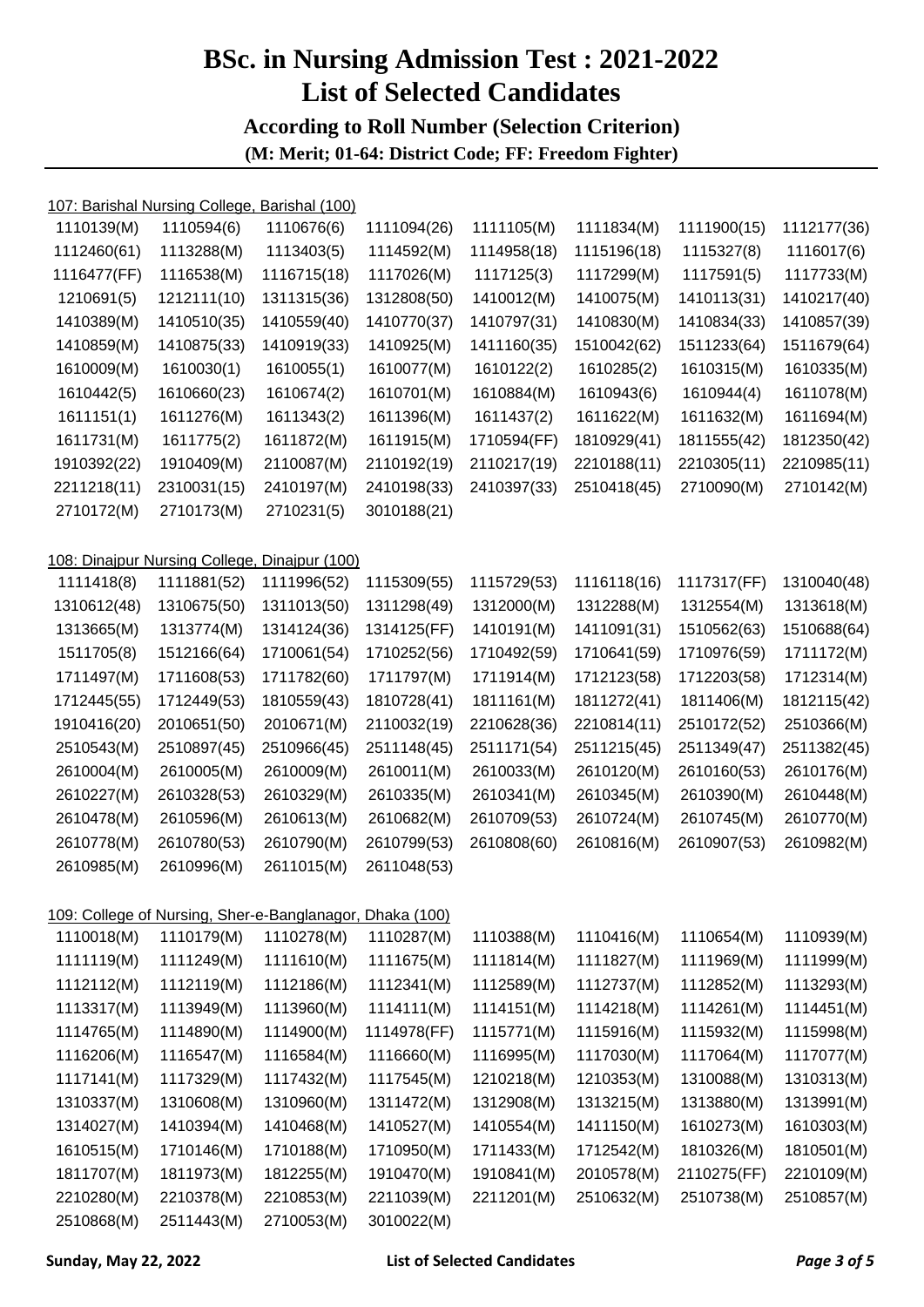# BSc. in Nursing Admission Test : 2021-2022
# List of Selected Candidates
### According to Roll Number (Selection Criterion)
**(M: Merit; 01-64: District Code; FF: Freedom Fighter)**

107: Barishal Nursing College, Barishal (100)

| | | | | | | | |
|---|---|---|---|---|---|---|---|
| 1110139(M) | 1110594(6) | 1110676(6) | 1111094(26) | 1111105(M) | 1111834(M) | 1111900(15) | 1112177(36) |
| 1112460(61) | 1113288(M) | 1113403(5) | 1114592(M) | 1114958(18) | 1115196(18) | 1115327(8) | 1116017(6) |
| 1116477(FF) | 1116538(M) | 1116715(18) | 1117026(M) | 1117125(3) | 1117299(M) | 1117591(5) | 1117733(M) |
| 1210691(5) | 1212111(10) | 1311315(36) | 1312808(50) | 1410012(M) | 1410075(M) | 1410113(31) | 1410217(40) |
| 1410389(M) | 1410510(35) | 1410559(40) | 1410770(37) | 1410797(31) | 1410830(M) | 1410834(33) | 1410857(39) |
| 1410859(M) | 1410875(33) | 1410919(33) | 1410925(M) | 1411160(35) | 1510042(62) | 1511233(64) | 1511679(64) |
| 1610009(M) | 1610030(1) | 1610055(1) | 1610077(M) | 1610122(2) | 1610285(2) | 1610315(M) | 1610335(M) |
| 1610442(5) | 1610660(23) | 1610674(2) | 1610701(M) | 1610884(M) | 1610943(6) | 1610944(4) | 1611078(M) |
| 1611151(1) | 1611276(M) | 1611343(2) | 1611396(M) | 1611437(2) | 1611622(M) | 1611632(M) | 1611694(M) |
| 1611731(M) | 1611775(2) | 1611872(M) | 1611915(M) | 1710594(FF) | 1810929(41) | 1811555(42) | 1812350(42) |
| 1910392(22) | 1910409(M) | 2110087(M) | 2110192(19) | 2110217(19) | 2210188(11) | 2210305(11) | 2210985(11) |
| 2211218(11) | 2310031(15) | 2410197(M) | 2410198(33) | 2410397(33) | 2510418(45) | 2710090(M) | 2710142(M) |
| 2710172(M) | 2710173(M) | 2710231(5) | 3010188(21) | | | | |

108: Dinajpur Nursing College, Dinajpur (100)

| | | | | | | | |
|---|---|---|---|---|---|---|---|
| 1111418(8) | 1111881(52) | 1111996(52) | 1115309(55) | 1115729(53) | 1116118(16) | 1117317(FF) | 1310040(48) |
| 1310612(48) | 1310675(50) | 1311013(50) | 1311298(49) | 1312000(M) | 1312288(M) | 1312554(M) | 1313618(M) |
| 1313665(M) | 1313774(M) | 1314124(36) | 1314125(FF) | 1410191(M) | 1411091(31) | 1510562(63) | 1510688(64) |
| 1511705(8) | 1512166(64) | 1710061(54) | 1710252(56) | 1710492(59) | 1710641(59) | 1710976(59) | 1711172(M) |
| 1711497(M) | 1711608(53) | 1711782(60) | 1711797(M) | 1711914(M) | 1712123(58) | 1712203(58) | 1712314(M) |
| 1712445(55) | 1712449(53) | 1810559(43) | 1810728(41) | 1811161(M) | 1811272(41) | 1811406(M) | 1812115(42) |
| 1910416(20) | 2010651(50) | 2010671(M) | 2110032(19) | 2210628(36) | 2210814(11) | 2510172(52) | 2510366(M) |
| 2510543(M) | 2510897(45) | 2510966(45) | 2511148(45) | 2511171(54) | 2511215(45) | 2511349(47) | 2511382(45) |
| 2610004(M) | 2610005(M) | 2610009(M) | 2610011(M) | 2610033(M) | 2610120(M) | 2610160(53) | 2610176(M) |
| 2610227(M) | 2610328(53) | 2610329(M) | 2610335(M) | 2610341(M) | 2610345(M) | 2610390(M) | 2610448(M) |
| 2610478(M) | 2610596(M) | 2610613(M) | 2610682(M) | 2610709(53) | 2610724(M) | 2610745(M) | 2610770(M) |
| 2610778(M) | 2610780(53) | 2610790(M) | 2610799(53) | 2610808(60) | 2610816(M) | 2610907(53) | 2610982(M) |
| 2610985(M) | 2610996(M) | 2611015(M) | 2611048(53) | | | | |

109: College of Nursing, Sher-e-Banglanagor, Dhaka (100)

| | | | | | | | |
|---|---|---|---|---|---|---|---|
| 1110018(M) | 1110179(M) | 1110278(M) | 1110287(M) | 1110388(M) | 1110416(M) | 1110654(M) | 1110939(M) |
| 1111119(M) | 1111249(M) | 1111610(M) | 1111675(M) | 1111814(M) | 1111827(M) | 1111969(M) | 1111999(M) |
| 1112112(M) | 1112119(M) | 1112186(M) | 1112341(M) | 1112589(M) | 1112737(M) | 1112852(M) | 1113293(M) |
| 1113317(M) | 1113949(M) | 1113960(M) | 1114111(M) | 1114151(M) | 1114218(M) | 1114261(M) | 1114451(M) |
| 1114765(M) | 1114890(M) | 1114900(M) | 1114978(FF) | 1115771(M) | 1115916(M) | 1115932(M) | 1115998(M) |
| 1116206(M) | 1116547(M) | 1116584(M) | 1116660(M) | 1116995(M) | 1117030(M) | 1117064(M) | 1117077(M) |
| 1117141(M) | 1117329(M) | 1117432(M) | 1117545(M) | 1210218(M) | 1210353(M) | 1310088(M) | 1310313(M) |
| 1310337(M) | 1310608(M) | 1310960(M) | 1311472(M) | 1312908(M) | 1313215(M) | 1313880(M) | 1313991(M) |
| 1314027(M) | 1410394(M) | 1410468(M) | 1410527(M) | 1410554(M) | 1411150(M) | 1610273(M) | 1610303(M) |
| 1610515(M) | 1710146(M) | 1710188(M) | 1710950(M) | 1711433(M) | 1712542(M) | 1810326(M) | 1810501(M) |
| 1811707(M) | 1811973(M) | 1812255(M) | 1910470(M) | 1910841(M) | 2010578(M) | 2110275(FF) | 2210109(M) |
| 2210280(M) | 2210378(M) | 2210853(M) | 2211039(M) | 2211201(M) | 2510632(M) | 2510738(M) | 2510857(M) |
| 2510868(M) | 2511443(M) | 2710053(M) | 3010022(M) | | | | |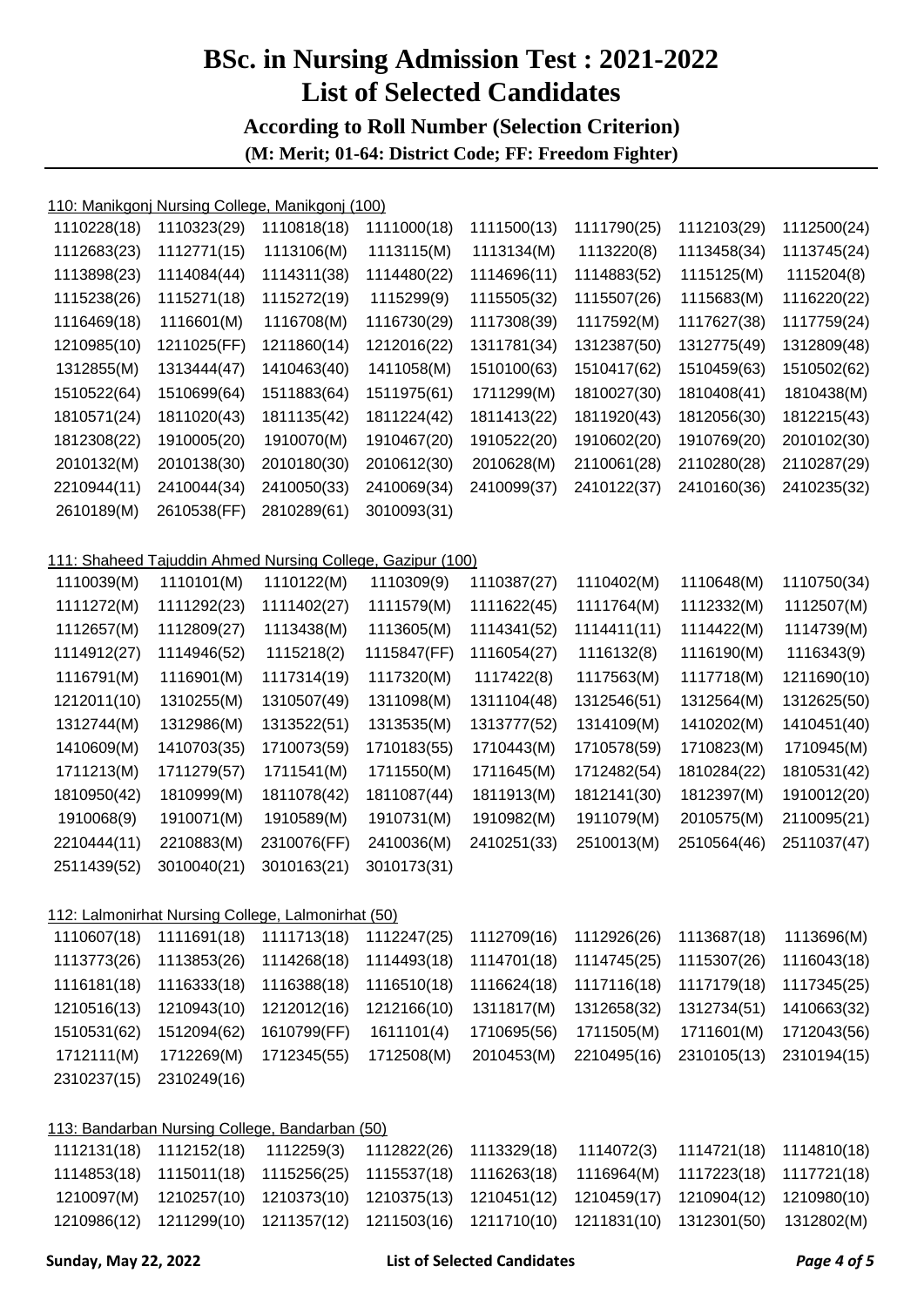# BSc. in Nursing Admission Test : 2021-2022
# List of Selected Candidates

### According to Roll Number (Selection Criterion)

**(M: Merit; 01-64: District Code; FF: Freedom Fighter)**

110: Manikgonj Nursing College, Manikgonj (100)

| | | | | | | | |
|---|---|---|---|---|---|---|---|
| 1110228(18) | 1110323(29) | 1110818(18) | 1111000(18) | 1111500(13) | 1111790(25) | 1112103(29) | 1112500(24) |
| 1112683(23) | 1112771(15) | 1113106(M) | 1113115(M) | 1113134(M) | 1113220(8) | 1113458(34) | 1113745(24) |
| 1113898(23) | 1114084(44) | 1114311(38) | 1114480(22) | 1114696(11) | 1114883(52) | 1115125(M) | 1115204(8) |
| 1115238(26) | 1115271(18) | 1115272(19) | 1115299(9) | 1115505(32) | 1115507(26) | 1115683(M) | 1116220(22) |
| 1116469(18) | 1116601(M) | 1116708(M) | 1116730(29) | 1117308(39) | 1117592(M) | 1117627(38) | 1117759(24) |
| 1210985(10) | 1211025(FF) | 1211860(14) | 1212016(22) | 1311781(34) | 1312387(50) | 1312775(49) | 1312809(48) |
| 1312855(M) | 1313444(47) | 1410463(40) | 1411058(M) | 1510100(63) | 1510417(62) | 1510459(63) | 1510502(62) |
| 1510522(64) | 1510699(64) | 1511883(64) | 1511975(61) | 1711299(M) | 1810027(30) | 1810408(41) | 1810438(M) |
| 1810571(24) | 1811020(43) | 1811135(42) | 1811224(42) | 1811413(22) | 1811920(43) | 1812056(30) | 1812215(43) |
| 1812308(22) | 1910005(20) | 1910070(M) | 1910467(20) | 1910522(20) | 1910602(20) | 1910769(20) | 2010102(30) |
| 2010132(M) | 2010138(30) | 2010180(30) | 2010612(30) | 2010628(M) | 2110061(28) | 2110280(28) | 2110287(29) |
| 2210944(11) | 2410044(34) | 2410050(33) | 2410069(34) | 2410099(37) | 2410122(37) | 2410160(36) | 2410235(32) |
| 2610189(M) | 2610538(FF) | 2810289(61) | 3010093(31) | | | | |

111: Shaheed Tajuddin Ahmed Nursing College, Gazipur (100)

| | | | | | | | |
|---|---|---|---|---|---|---|---|
| 1110039(M) | 1110101(M) | 1110122(M) | 1110309(9) | 1110387(27) | 1110402(M) | 1110648(M) | 1110750(34) |
| 1111272(M) | 1111292(23) | 1111402(27) | 1111579(M) | 1111622(45) | 1111764(M) | 1112332(M) | 1112507(M) |
| 1112657(M) | 1112809(27) | 1113438(M) | 1113605(M) | 1114341(52) | 1114411(11) | 1114422(M) | 1114739(M) |
| 1114912(27) | 1114946(52) | 1115218(2) | 1115847(FF) | 1116054(27) | 1116132(8) | 1116190(M) | 1116343(9) |
| 1116791(M) | 1116901(M) | 1117314(19) | 1117320(M) | 1117422(8) | 1117563(M) | 1117718(M) | 1211690(10) |
| 1212011(10) | 1310255(M) | 1310507(49) | 1311098(M) | 1311104(48) | 1312546(51) | 1312564(M) | 1312625(50) |
| 1312744(M) | 1312986(M) | 1313522(51) | 1313535(M) | 1313777(52) | 1314109(M) | 1410202(M) | 1410451(40) |
| 1410609(M) | 1410703(35) | 1710073(59) | 1710183(55) | 1710443(M) | 1710578(59) | 1710823(M) | 1710945(M) |
| 1711213(M) | 1711279(57) | 1711541(M) | 1711550(M) | 1711645(M) | 1712482(54) | 1810284(22) | 1810531(42) |
| 1810950(42) | 1810999(M) | 1811078(42) | 1811087(44) | 1811913(M) | 1812141(30) | 1812397(M) | 1910012(20) |
| 1910068(9) | 1910071(M) | 1910589(M) | 1910731(M) | 1910982(M) | 1911079(M) | 2010575(M) | 2110095(21) |
| 2210444(11) | 2210883(M) | 2310076(FF) | 2410036(M) | 2410251(33) | 2510013(M) | 2510564(46) | 2511037(47) |
| 2511439(52) | 3010040(21) | 3010163(21) | 3010173(31) | | | | |

112: Lalmonirhat Nursing College, Lalmonirhat (50)

| | | | | | | | |
|---|---|---|---|---|---|---|---|
| 1110607(18) | 1111691(18) | 1111713(18) | 1112247(25) | 1112709(16) | 1112926(26) | 1113687(18) | 1113696(M) |
| 1113773(26) | 1113853(26) | 1114268(18) | 1114493(18) | 1114701(18) | 1114745(25) | 1115307(26) | 1116043(18) |
| 1116181(18) | 1116333(18) | 1116388(18) | 1116510(18) | 1116624(18) | 1117116(18) | 1117179(18) | 1117345(25) |
| 1210516(13) | 1210943(10) | 1212012(16) | 1212166(10) | 1311817(M) | 1312658(32) | 1312734(51) | 1410663(32) |
| 1510531(62) | 1512094(62) | 1610799(FF) | 1611101(4) | 1710695(56) | 1711505(M) | 1711601(M) | 1712043(56) |
| 1712111(M) | 1712269(M) | 1712345(55) | 1712508(M) | 2010453(M) | 2210495(16) | 2310105(13) | 2310194(15) |
| 2310237(15) | 2310249(16) | | | | | | |

113: Bandarban Nursing College, Bandarban (50)

| | | | | | | | |
|---|---|---|---|---|---|---|---|
| 1112131(18) | 1112152(18) | 1112259(3) | 1112822(26) | 1113329(18) | 1114072(3) | 1114721(18) | 1114810(18) |
| 1114853(18) | 1115011(18) | 1115256(25) | 1115537(18) | 1116263(18) | 1116964(M) | 1117223(18) | 1117721(18) |
| 1210097(M) | 1210257(10) | 1210373(10) | 1210375(13) | 1210451(12) | 1210459(17) | 1210904(12) | 1210980(10) |
| 1210986(12) | 1211299(10) | 1211357(12) | 1211503(16) | 1211710(10) | 1211831(10) | 1312301(50) | 1312802(M) |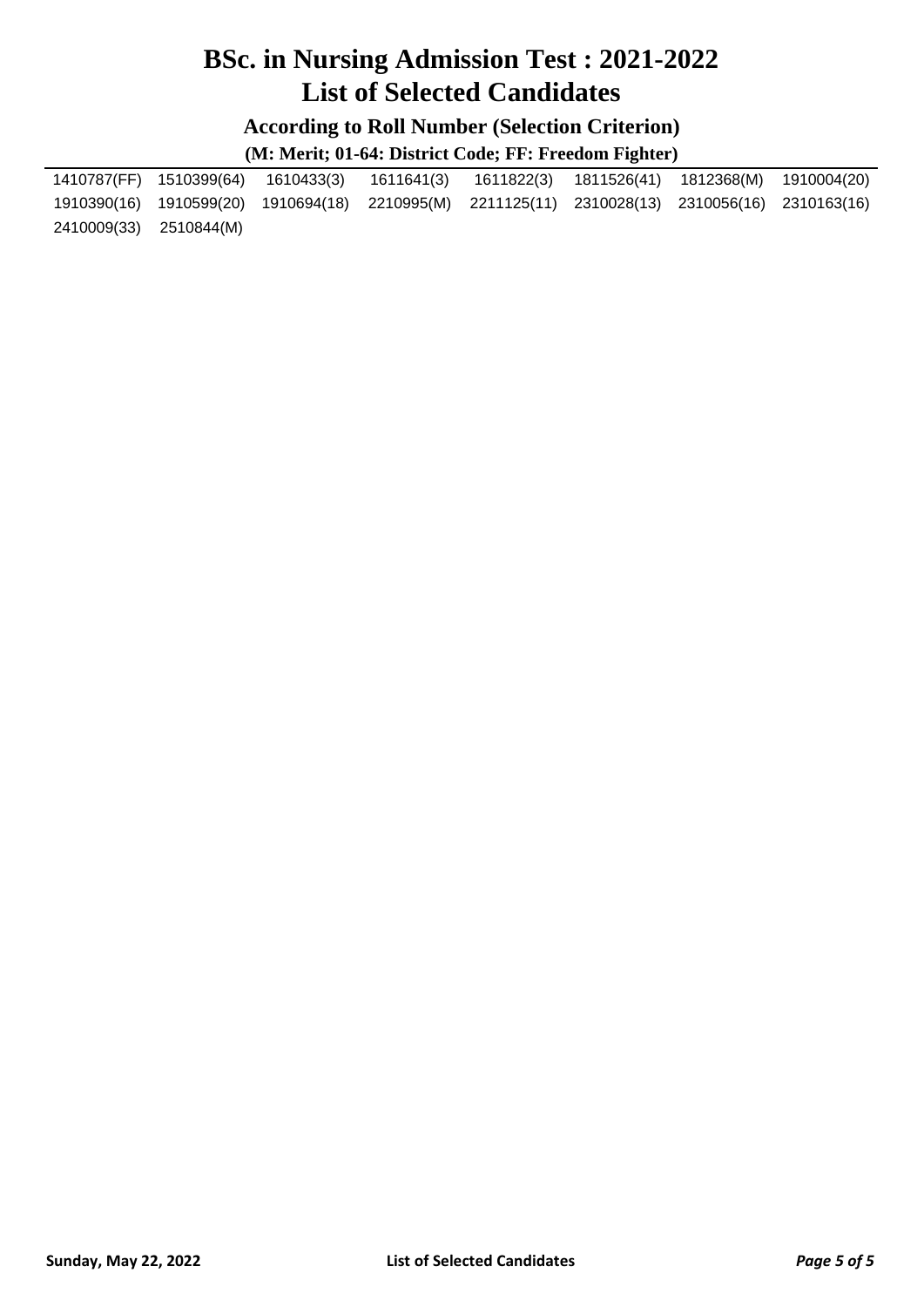# BSc. in Nursing Admission Test : 2021-2022

# List of Selected Candidates

### According to Roll Number (Selection Criterion)

**(M: Merit; 01-64: District Code; FF: Freedom Fighter)**

| | | | | | | | |
|---|---|---|---|---|---|---|---|
| 1410787(FF) | 1510399(64) | 1610433(3) | 1611641(3) | 1611822(3) | 1811526(41) | 1812368(M) | 1910004(20) |
| 1910390(16) | 1910599(20) | 1910694(18) | 2210995(M) | 2211125(11) | 2310028(13) | 2310056(16) | 2310163(16) |
| 2410009(33) | 2510844(M) | | | | | | |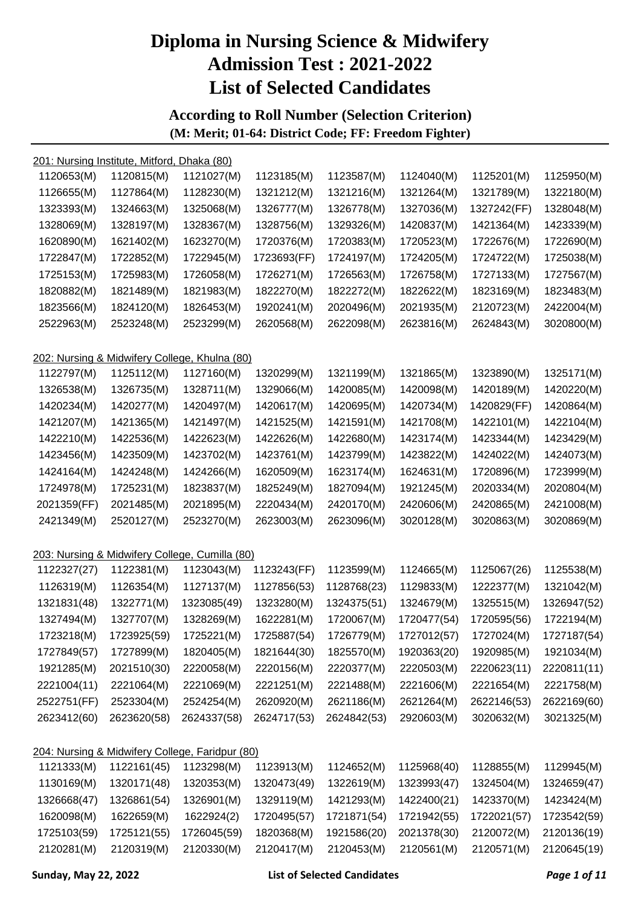# Diploma in Nursing Science & Midwifery
# Admission Test : 2021-2022
# List of Selected Candidates

### According to Roll Number (Selection Criterion)
**(M: Merit; 01-64: District Code; FF: Freedom Fighter)**

201: Nursing Institute, Mitford, Dhaka (80)

| | | | | | | | |
|---|---|---|---|---|---|---|---|
| 1120653(M) | 1120815(M) | 1121027(M) | 1123185(M) | 1123587(M) | 1124040(M) | 1125201(M) | 1125950(M) |
| 1126655(M) | 1127864(M) | 1128230(M) | 1321212(M) | 1321216(M) | 1321264(M) | 1321789(M) | 1322180(M) |
| 1323393(M) | 1324663(M) | 1325068(M) | 1326777(M) | 1326778(M) | 1327036(M) | 1327242(FF) | 1328048(M) |
| 1328069(M) | 1328197(M) | 1328367(M) | 1328756(M) | 1329326(M) | 1420837(M) | 1421364(M) | 1423339(M) |
| 1620890(M) | 1621402(M) | 1623270(M) | 1720376(M) | 1720383(M) | 1720523(M) | 1722676(M) | 1722690(M) |
| 1722847(M) | 1722852(M) | 1722945(M) | 1723693(FF) | 1724197(M) | 1724205(M) | 1724722(M) | 1725038(M) |
| 1725153(M) | 1725983(M) | 1726058(M) | 1726271(M) | 1726563(M) | 1726758(M) | 1727133(M) | 1727567(M) |
| 1820882(M) | 1821489(M) | 1821983(M) | 1822270(M) | 1822272(M) | 1822622(M) | 1823169(M) | 1823483(M) |
| 1823566(M) | 1824120(M) | 1826453(M) | 1920241(M) | 2020496(M) | 2021935(M) | 2120723(M) | 2422004(M) |
| 2522963(M) | 2523248(M) | 2523299(M) | 2620568(M) | 2622098(M) | 2623816(M) | 2624843(M) | 3020800(M) |

202: Nursing & Midwifery College, Khulna (80)

| | | | | | | | |
|---|---|---|---|---|---|---|---|
| 1122797(M) | 1125112(M) | 1127160(M) | 1320299(M) | 1321199(M) | 1321865(M) | 1323890(M) | 1325171(M) |
| 1326538(M) | 1326735(M) | 1328711(M) | 1329066(M) | 1420085(M) | 1420098(M) | 1420189(M) | 1420220(M) |
| 1420234(M) | 1420277(M) | 1420497(M) | 1420617(M) | 1420695(M) | 1420734(M) | 1420829(FF) | 1420864(M) |
| 1421207(M) | 1421365(M) | 1421497(M) | 1421525(M) | 1421591(M) | 1421708(M) | 1422101(M) | 1422104(M) |
| 1422210(M) | 1422536(M) | 1422623(M) | 1422626(M) | 1422680(M) | 1423174(M) | 1423344(M) | 1423429(M) |
| 1423456(M) | 1423509(M) | 1423702(M) | 1423761(M) | 1423799(M) | 1423822(M) | 1424022(M) | 1424073(M) |
| 1424164(M) | 1424248(M) | 1424266(M) | 1620509(M) | 1623174(M) | 1624631(M) | 1720896(M) | 1723999(M) |
| 1724978(M) | 1725231(M) | 1823837(M) | 1825249(M) | 1827094(M) | 1921245(M) | 2020334(M) | 2020804(M) |
| 2021359(FF) | 2021485(M) | 2021895(M) | 2220434(M) | 2420170(M) | 2420606(M) | 2420865(M) | 2421008(M) |
| 2421349(M) | 2520127(M) | 2523270(M) | 2623003(M) | 2623096(M) | 3020128(M) | 3020863(M) | 3020869(M) |

203: Nursing & Midwifery College, Cumilla (80)

| | | | | | | | |
|---|---|---|---|---|---|---|---|
| 1122327(27) | 1122381(M) | 1123043(M) | 1123243(FF) | 1123599(M) | 1124665(M) | 1125067(26) | 1125538(M) |
| 1126319(M) | 1126354(M) | 1127137(M) | 1127856(53) | 1128768(23) | 1129833(M) | 1222377(M) | 1321042(M) |
| 1321831(48) | 1322771(M) | 1323085(49) | 1323280(M) | 1324375(51) | 1324679(M) | 1325515(M) | 1326947(52) |
| 1327494(M) | 1327707(M) | 1328269(M) | 1622281(M) | 1720067(M) | 1720477(54) | 1720595(56) | 1722194(M) |
| 1723218(M) | 1723925(59) | 1725221(M) | 1725887(54) | 1726779(M) | 1727012(57) | 1727024(M) | 1727187(54) |
| 1727849(57) | 1727899(M) | 1820405(M) | 1821644(30) | 1825570(M) | 1920363(20) | 1920985(M) | 1921034(M) |
| 1921285(M) | 2021510(30) | 2220058(M) | 2220156(M) | 2220377(M) | 2220503(M) | 2220623(11) | 2220811(11) |
| 2221004(11) | 2221064(M) | 2221069(M) | 2221251(M) | 2221488(M) | 2221606(M) | 2221654(M) | 2221758(M) |
| 2522751(FF) | 2523304(M) | 2524254(M) | 2620920(M) | 2621186(M) | 2621264(M) | 2622146(53) | 2622169(60) |
| 2623412(60) | 2623620(58) | 2624337(58) | 2624717(53) | 2624842(53) | 2920603(M) | 3020632(M) | 3021325(M) |

204: Nursing & Midwifery College, Faridpur (80)

| | | | | | | | |
|---|---|---|---|---|---|---|---|
| 1121333(M) | 1122161(45) | 1123298(M) | 1123913(M) | 1124652(M) | 1125968(40) | 1128855(M) | 1129945(M) |
| 1130169(M) | 1320171(48) | 1320353(M) | 1320473(49) | 1322619(M) | 1323993(47) | 1324504(M) | 1324659(47) |
| 1326668(47) | 1326861(54) | 1326901(M) | 1329119(M) | 1421293(M) | 1422400(21) | 1423370(M) | 1423424(M) |
| 1620098(M) | 1622659(M) | 1622924(2) | 1720495(57) | 1721871(54) | 1721942(55) | 1722021(57) | 1723542(59) |
| 1725103(59) | 1725121(55) | 1726045(59) | 1820368(M) | 1921586(20) | 2021378(30) | 2120072(M) | 2120136(19) |
| 2120281(M) | 2120319(M) | 2120330(M) | 2120417(M) | 2120453(M) | 2120561(M) | 2120571(M) | 2120645(19) |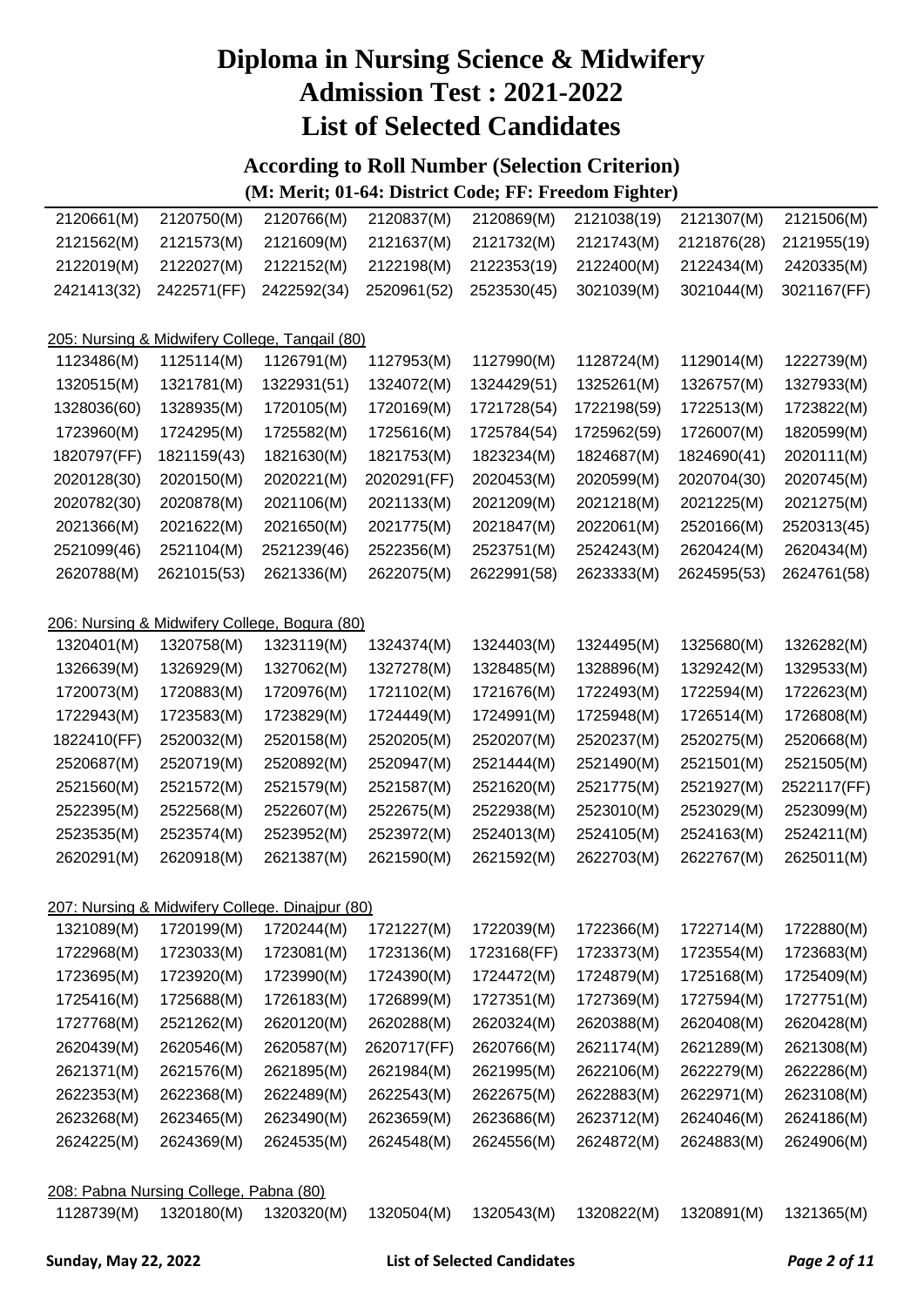# Diploma in Nursing Science & Midwifery
# Admission Test : 2021-2022
# List of Selected Candidates

### According to Roll Number (Selection Criterion)
**(M: Merit; 01-64: District Code; FF: Freedom Fighter)**

| | | | | | | | |
|---|---|---|---|---|---|---|---|
| 2120661(M) | 2120750(M) | 2120766(M) | 2120837(M) | 2120869(M) | 2121038(19) | 2121307(M) | 2121506(M) |
| 2121562(M) | 2121573(M) | 2121609(M) | 2121637(M) | 2121732(M) | 2121743(M) | 2121876(28) | 2121955(19) |
| 2122019(M) | 2122027(M) | 2122152(M) | 2122198(M) | 2122353(19) | 2122400(M) | 2122434(M) | 2420335(M) |
| 2421413(32) | 2422571(FF) | 2422592(34) | 2520961(52) | 2523530(45) | 3021039(M) | 3021044(M) | 3021167(FF) |

205: Nursing & Midwifery College, Tangail (80)

| | | | | | | | |
|---|---|---|---|---|---|---|---|
| 1123486(M) | 1125114(M) | 1126791(M) | 1127953(M) | 1127990(M) | 1128724(M) | 1129014(M) | 1222739(M) |
| 1320515(M) | 1321781(M) | 1322931(51) | 1324072(M) | 1324429(51) | 1325261(M) | 1326757(M) | 1327933(M) |
| 1328036(60) | 1328935(M) | 1720105(M) | 1720169(M) | 1721728(54) | 1722198(59) | 1722513(M) | 1723822(M) |
| 1723960(M) | 1724295(M) | 1725582(M) | 1725616(M) | 1725784(54) | 1725962(59) | 1726007(M) | 1820599(M) |
| 1820797(FF) | 1821159(43) | 1821630(M) | 1821753(M) | 1823234(M) | 1824687(M) | 1824690(41) | 2020111(M) |
| 2020128(30) | 2020150(M) | 2020221(M) | 2020291(FF) | 2020453(M) | 2020599(M) | 2020704(30) | 2020745(M) |
| 2020782(30) | 2020878(M) | 2021106(M) | 2021133(M) | 2021209(M) | 2021218(M) | 2021225(M) | 2021275(M) |
| 2021366(M) | 2021622(M) | 2021650(M) | 2021775(M) | 2021847(M) | 2022061(M) | 2520166(M) | 2520313(45) |
| 2521099(46) | 2521104(M) | 2521239(46) | 2522356(M) | 2523751(M) | 2524243(M) | 2620424(M) | 2620434(M) |
| 2620788(M) | 2621015(53) | 2621336(M) | 2622075(M) | 2622991(58) | 2623333(M) | 2624595(53) | 2624761(58) |

206: Nursing & Midwifery College, Bogura (80)

| | | | | | | | |
|---|---|---|---|---|---|---|---|
| 1320401(M) | 1320758(M) | 1323119(M) | 1324374(M) | 1324403(M) | 1324495(M) | 1325680(M) | 1326282(M) |
| 1326639(M) | 1326929(M) | 1327062(M) | 1327278(M) | 1328485(M) | 1328896(M) | 1329242(M) | 1329533(M) |
| 1720073(M) | 1720883(M) | 1720976(M) | 1721102(M) | 1721676(M) | 1722493(M) | 1722594(M) | 1722623(M) |
| 1722943(M) | 1723583(M) | 1723829(M) | 1724449(M) | 1724991(M) | 1725948(M) | 1726514(M) | 1726808(M) |
| 1822410(FF) | 2520032(M) | 2520158(M) | 2520205(M) | 2520207(M) | 2520237(M) | 2520275(M) | 2520668(M) |
| 2520687(M) | 2520719(M) | 2520892(M) | 2520947(M) | 2521444(M) | 2521490(M) | 2521501(M) | 2521505(M) |
| 2521560(M) | 2521572(M) | 2521579(M) | 2521587(M) | 2521620(M) | 2521775(M) | 2521927(M) | 2522117(FF) |
| 2522395(M) | 2522568(M) | 2522607(M) | 2522675(M) | 2522938(M) | 2523010(M) | 2523029(M) | 2523099(M) |
| 2523535(M) | 2523574(M) | 2523952(M) | 2523972(M) | 2524013(M) | 2524105(M) | 2524163(M) | 2524211(M) |
| 2620291(M) | 2620918(M) | 2621387(M) | 2621590(M) | 2621592(M) | 2622703(M) | 2622767(M) | 2625011(M) |

207: Nursing & Midwifery College. Dinajpur (80)

| | | | | | | | |
|---|---|---|---|---|---|---|---|
| 1321089(M) | 1720199(M) | 1720244(M) | 1721227(M) | 1722039(M) | 1722366(M) | 1722714(M) | 1722880(M) |
| 1722968(M) | 1723033(M) | 1723081(M) | 1723136(M) | 1723168(FF) | 1723373(M) | 1723554(M) | 1723683(M) |
| 1723695(M) | 1723920(M) | 1723990(M) | 1724390(M) | 1724472(M) | 1724879(M) | 1725168(M) | 1725409(M) |
| 1725416(M) | 1725688(M) | 1726183(M) | 1726899(M) | 1727351(M) | 1727369(M) | 1727594(M) | 1727751(M) |
| 1727768(M) | 2521262(M) | 2620120(M) | 2620288(M) | 2620324(M) | 2620388(M) | 2620408(M) | 2620428(M) |
| 2620439(M) | 2620546(M) | 2620587(M) | 2620717(FF) | 2620766(M) | 2621174(M) | 2621289(M) | 2621308(M) |
| 2621371(M) | 2621576(M) | 2621895(M) | 2621984(M) | 2621995(M) | 2622106(M) | 2622279(M) | 2622286(M) |
| 2622353(M) | 2622368(M) | 2622489(M) | 2622543(M) | 2622675(M) | 2622883(M) | 2622971(M) | 2623108(M) |
| 2623268(M) | 2623465(M) | 2623490(M) | 2623659(M) | 2623686(M) | 2623712(M) | 2624046(M) | 2624186(M) |
| 2624225(M) | 2624369(M) | 2624535(M) | 2624548(M) | 2624556(M) | 2624872(M) | 2624883(M) | 2624906(M) |

208: Pabna Nursing College, Pabna (80)

| | | | | | | | |
|---|---|---|---|---|---|---|---|
| 1128739(M) | 1320180(M) | 1320320(M) | 1320504(M) | 1320543(M) | 1320822(M) | 1320891(M) | 1321365(M) |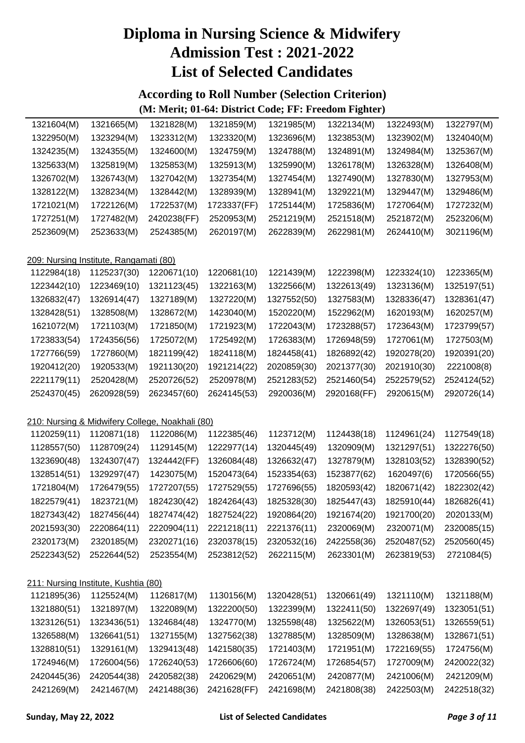# Diploma in Nursing Science & Midwifery
# Admission Test : 2021-2022
# List of Selected Candidates

### According to Roll Number (Selection Criterion)
**(M: Merit; 01-64: District Code; FF: Freedom Fighter)**

| | | | | | | | |
|---|---|---|---|---|---|---|---|
| 1321604(M) | 1321665(M) | 1321828(M) | 1321859(M) | 1321985(M) | 1322134(M) | 1322493(M) | 1322797(M) |
| 1322950(M) | 1323294(M) | 1323312(M) | 1323320(M) | 1323696(M) | 1323853(M) | 1323902(M) | 1324040(M) |
| 1324235(M) | 1324355(M) | 1324600(M) | 1324759(M) | 1324788(M) | 1324891(M) | 1324984(M) | 1325367(M) |
| 1325633(M) | 1325819(M) | 1325853(M) | 1325913(M) | 1325990(M) | 1326178(M) | 1326328(M) | 1326408(M) |
| 1326702(M) | 1326743(M) | 1327042(M) | 1327354(M) | 1327454(M) | 1327490(M) | 1327830(M) | 1327953(M) |
| 1328122(M) | 1328234(M) | 1328442(M) | 1328939(M) | 1328941(M) | 1329221(M) | 1329447(M) | 1329486(M) |
| 1721021(M) | 1722126(M) | 1722537(M) | 1723337(FF) | 1725144(M) | 1725836(M) | 1727064(M) | 1727232(M) |
| 1727251(M) | 1727482(M) | 2420238(FF) | 2520953(M) | 2521219(M) | 2521518(M) | 2521872(M) | 2523206(M) |
| 2523609(M) | 2523633(M) | 2524385(M) | 2620197(M) | 2622839(M) | 2622981(M) | 2624410(M) | 3021196(M) |

209: Nursing Institute, Rangamati (80)

| | | | | | | | |
|---|---|---|---|---|---|---|---|
| 1122984(18) | 1125237(30) | 1220671(10) | 1220681(10) | 1221439(M) | 1222398(M) | 1223324(10) | 1223365(M) |
| 1223442(10) | 1223469(10) | 1321123(45) | 1322163(M) | 1322566(M) | 1322613(49) | 1323136(M) | 1325197(51) |
| 1326832(47) | 1326914(47) | 1327189(M) | 1327220(M) | 1327552(50) | 1327583(M) | 1328336(47) | 1328361(47) |
| 1328428(51) | 1328508(M) | 1328672(M) | 1423040(M) | 1520220(M) | 1522962(M) | 1620193(M) | 1620257(M) |
| 1621072(M) | 1721103(M) | 1721850(M) | 1721923(M) | 1722043(M) | 1723288(57) | 1723643(M) | 1723799(57) |
| 1723833(54) | 1724356(56) | 1725072(M) | 1725492(M) | 1726383(M) | 1726948(59) | 1727061(M) | 1727503(M) |
| 1727766(59) | 1727860(M) | 1821199(42) | 1824118(M) | 1824458(41) | 1826892(42) | 1920278(20) | 1920391(20) |
| 1920412(20) | 1920533(M) | 1921130(20) | 1921214(22) | 2020859(30) | 2021377(30) | 2021910(30) | 2221008(8) |
| 2221179(11) | 2520428(M) | 2520726(52) | 2520978(M) | 2521283(52) | 2521460(54) | 2522579(52) | 2524124(52) |
| 2524370(45) | 2620928(59) | 2623457(60) | 2624145(53) | 2920036(M) | 2920168(FF) | 2920615(M) | 2920726(14) |

210: Nursing & Midwifery College, Noakhali (80)

| | | | | | | | |
|---|---|---|---|---|---|---|---|
| 1120259(11) | 1120871(18) | 1122086(M) | 1122385(46) | 1123712(M) | 1124438(18) | 1124961(24) | 1127549(18) |
| 1128557(50) | 1128709(24) | 1129145(M) | 1222977(14) | 1320445(49) | 1320909(M) | 1321297(51) | 1322276(50) |
| 1323690(48) | 1324307(47) | 1324442(FF) | 1326084(48) | 1326632(47) | 1327879(M) | 1328103(52) | 1328390(52) |
| 1328514(51) | 1329297(47) | 1423075(M) | 1520473(64) | 1523354(63) | 1523877(62) | 1620497(6) | 1720566(55) |
| 1721804(M) | 1726479(55) | 1727207(55) | 1727529(55) | 1727696(55) | 1820593(42) | 1820671(42) | 1822302(42) |
| 1822579(41) | 1823721(M) | 1824230(42) | 1824264(43) | 1825328(30) | 1825447(43) | 1825910(44) | 1826826(41) |
| 1827343(42) | 1827456(44) | 1827474(42) | 1827524(22) | 1920864(20) | 1921674(20) | 1921700(20) | 2020133(M) |
| 2021593(30) | 2220864(11) | 2220904(11) | 2221218(11) | 2221376(11) | 2320069(M) | 2320071(M) | 2320085(15) |
| 2320173(M) | 2320185(M) | 2320271(16) | 2320378(15) | 2320532(16) | 2422558(36) | 2520487(52) | 2520560(45) |
| 2522343(52) | 2522644(52) | 2523554(M) | 2523812(52) | 2622115(M) | 2623301(M) | 2623819(53) | 2721084(5) |

211: Nursing Institute, Kushtia (80)

| | | | | | | | |
|---|---|---|---|---|---|---|---|
| 1121895(36) | 1125524(M) | 1126817(M) | 1130156(M) | 1320428(51) | 1320661(49) | 1321110(M) | 1321188(M) |
| 1321880(51) | 1321897(M) | 1322089(M) | 1322200(50) | 1322399(M) | 1322411(50) | 1322697(49) | 1323051(51) |
| 1323126(51) | 1323436(51) | 1324684(48) | 1324770(M) | 1325598(48) | 1325622(M) | 1326053(51) | 1326559(51) |
| 1326588(M) | 1326641(51) | 1327155(M) | 1327562(38) | 1327885(M) | 1328509(M) | 1328638(M) | 1328671(51) |
| 1328810(51) | 1329161(M) | 1329413(48) | 1421580(35) | 1721403(M) | 1721951(M) | 1722169(55) | 1724756(M) |
| 1724946(M) | 1726004(56) | 1726240(53) | 1726606(60) | 1726724(M) | 1726854(57) | 1727009(M) | 2420022(32) |
| 2420445(36) | 2420544(38) | 2420582(38) | 2420629(M) | 2420651(M) | 2420877(M) | 2421006(M) | 2421209(M) |
| 2421269(M) | 2421467(M) | 2421488(36) | 2421628(FF) | 2421698(M) | 2421808(38) | 2422503(M) | 2422518(32) |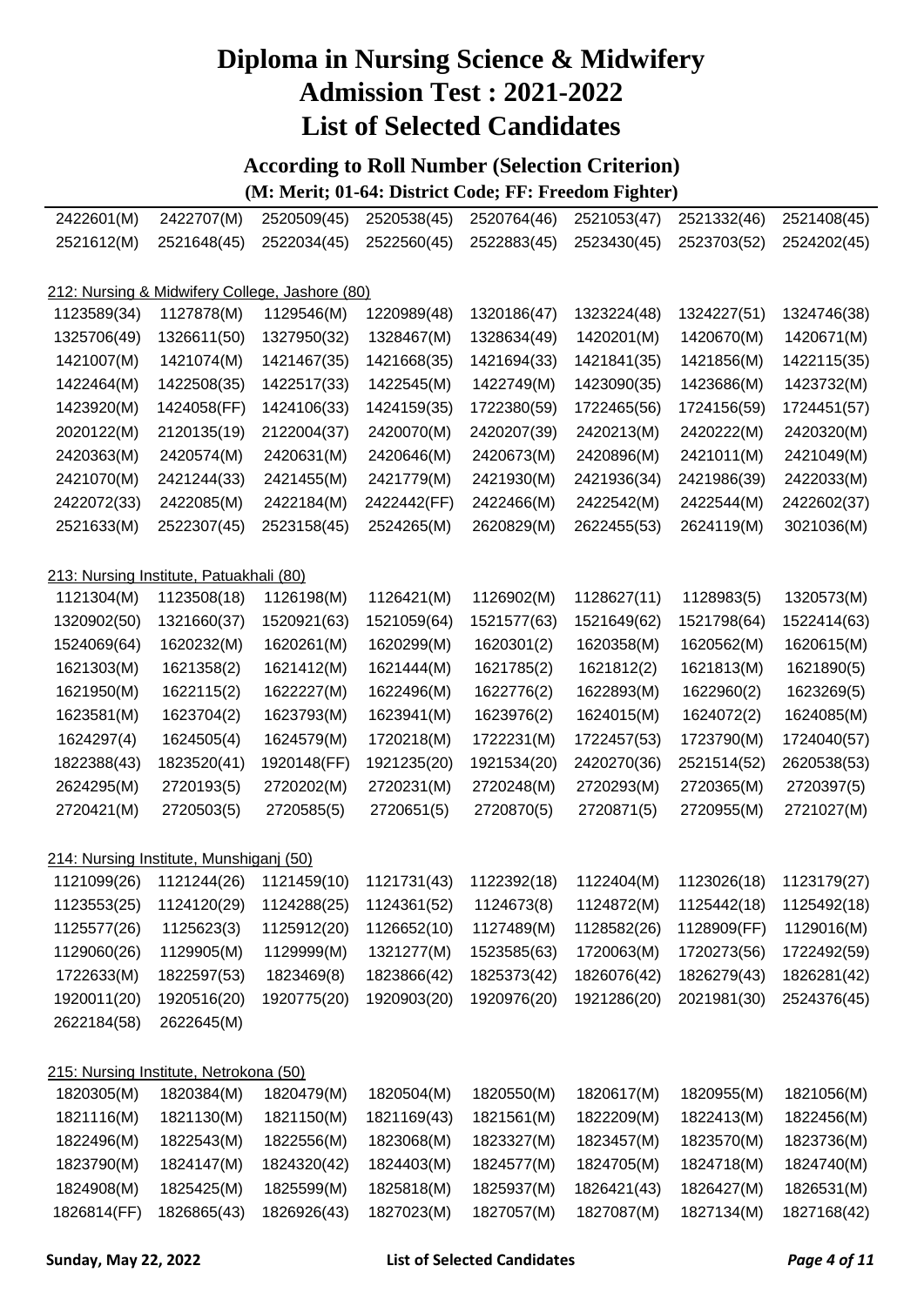# Diploma in Nursing Science & Midwifery
# Admission Test : 2021-2022
# List of Selected Candidates

### According to Roll Number (Selection Criterion)

**(M: Merit; 01-64: District Code; FF: Freedom Fighter)**

| | | | | | | | |
|---|---|---|---|---|---|---|---|
| 2422601(M) | 2422707(M) | 2520509(45) | 2520538(45) | 2520764(46) | 2521053(47) | 2521332(46) | 2521408(45) |
| 2521612(M) | 2521648(45) | 2522034(45) | 2522560(45) | 2522883(45) | 2523430(45) | 2523703(52) | 2524202(45) |

212: Nursing & Midwifery College, Jashore (80)

| | | | | | | | |
|---|---|---|---|---|---|---|---|
| 1123589(34) | 1127878(M) | 1129546(M) | 1220989(48) | 1320186(47) | 1323224(48) | 1324227(51) | 1324746(38) |
| 1325706(49) | 1326611(50) | 1327950(32) | 1328467(M) | 1328634(49) | 1420201(M) | 1420670(M) | 1420671(M) |
| 1421007(M) | 1421074(M) | 1421467(35) | 1421668(35) | 1421694(33) | 1421841(35) | 1421856(M) | 1422115(35) |
| 1422464(M) | 1422508(35) | 1422517(33) | 1422545(M) | 1422749(M) | 1423090(35) | 1423686(M) | 1423732(M) |
| 1423920(M) | 1424058(FF) | 1424106(33) | 1424159(35) | 1722380(59) | 1722465(56) | 1724156(59) | 1724451(57) |
| 2020122(M) | 2120135(19) | 2122004(37) | 2420070(M) | 2420207(39) | 2420213(M) | 2420222(M) | 2420320(M) |
| 2420363(M) | 2420574(M) | 2420631(M) | 2420646(M) | 2420673(M) | 2420896(M) | 2421011(M) | 2421049(M) |
| 2421070(M) | 2421244(33) | 2421455(M) | 2421779(M) | 2421930(M) | 2421936(34) | 2421986(39) | 2422033(M) |
| 2422072(33) | 2422085(M) | 2422184(M) | 2422442(FF) | 2422466(M) | 2422542(M) | 2422544(M) | 2422602(37) |
| 2521633(M) | 2522307(45) | 2523158(45) | 2524265(M) | 2620829(M) | 2622455(53) | 2624119(M) | 3021036(M) |

213: Nursing Institute, Patuakhali (80)

| | | | | | | | |
|---|---|---|---|---|---|---|---|
| 1121304(M) | 1123508(18) | 1126198(M) | 1126421(M) | 1126902(M) | 1128627(11) | 1128983(5) | 1320573(M) |
| 1320902(50) | 1321660(37) | 1520921(63) | 1521059(64) | 1521577(63) | 1521649(62) | 1521798(64) | 1522414(63) |
| 1524069(64) | 1620232(M) | 1620261(M) | 1620299(M) | 1620301(2) | 1620358(M) | 1620562(M) | 1620615(M) |
| 1621303(M) | 1621358(2) | 1621412(M) | 1621444(M) | 1621785(2) | 1621812(2) | 1621813(M) | 1621890(5) |
| 1621950(M) | 1622115(2) | 1622227(M) | 1622496(M) | 1622776(2) | 1622893(M) | 1622960(2) | 1623269(5) |
| 1623581(M) | 1623704(2) | 1623793(M) | 1623941(M) | 1623976(2) | 1624015(M) | 1624072(2) | 1624085(M) |
| 1624297(4) | 1624505(4) | 1624579(M) | 1720218(M) | 1722231(M) | 1722457(53) | 1723790(M) | 1724040(57) |
| 1822388(43) | 1823520(41) | 1920148(FF) | 1921235(20) | 1921534(20) | 2420270(36) | 2521514(52) | 2620538(53) |
| 2624295(M) | 2720193(5) | 2720202(M) | 2720231(M) | 2720248(M) | 2720293(M) | 2720365(M) | 2720397(5) |
| 2720421(M) | 2720503(5) | 2720585(5) | 2720651(5) | 2720870(5) | 2720871(5) | 2720955(M) | 2721027(M) |

214: Nursing Institute, Munshiganj (50)

| | | | | | | | |
|---|---|---|---|---|---|---|---|
| 1121099(26) | 1121244(26) | 1121459(10) | 1121731(43) | 1122392(18) | 1122404(M) | 1123026(18) | 1123179(27) |
| 1123553(25) | 1124120(29) | 1124288(25) | 1124361(52) | 1124673(8) | 1124872(M) | 1125442(18) | 1125492(18) |
| 1125577(26) | 1125623(3) | 1125912(20) | 1126652(10) | 1127489(M) | 1128582(26) | 1128909(FF) | 1129016(M) |
| 1129060(26) | 1129905(M) | 1129999(M) | 1321277(M) | 1523585(63) | 1720063(M) | 1720273(56) | 1722492(59) |
| 1722633(M) | 1822597(53) | 1823469(8) | 1823866(42) | 1825373(42) | 1826076(42) | 1826279(43) | 1826281(42) |
| 1920011(20) | 1920516(20) | 1920775(20) | 1920903(20) | 1920976(20) | 1921286(20) | 2021981(30) | 2524376(45) |
| 2622184(58) | 2622645(M) | | | | | | |

215: Nursing Institute, Netrokona (50)

| | | | | | | | |
|---|---|---|---|---|---|---|---|
| 1820305(M) | 1820384(M) | 1820479(M) | 1820504(M) | 1820550(M) | 1820617(M) | 1820955(M) | 1821056(M) |
| 1821116(M) | 1821130(M) | 1821150(M) | 1821169(43) | 1821561(M) | 1822209(M) | 1822413(M) | 1822456(M) |
| 1822496(M) | 1822543(M) | 1822556(M) | 1823068(M) | 1823327(M) | 1823457(M) | 1823570(M) | 1823736(M) |
| 1823790(M) | 1824147(M) | 1824320(42) | 1824403(M) | 1824577(M) | 1824705(M) | 1824718(M) | 1824740(M) |
| 1824908(M) | 1825425(M) | 1825599(M) | 1825818(M) | 1825937(M) | 1826421(43) | 1826427(M) | 1826531(M) |
| 1826814(FF) | 1826865(43) | 1826926(43) | 1827023(M) | 1827057(M) | 1827087(M) | 1827134(M) | 1827168(42) |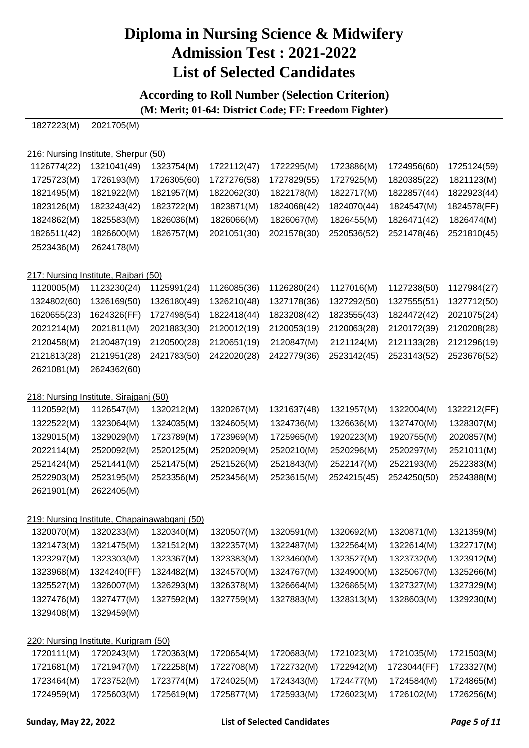# Diploma in Nursing Science & Midwifery
# Admission Test : 2021-2022
# List of Selected Candidates

### According to Roll Number (Selection Criterion)
**(M: Merit; 01-64: District Code; FF: Freedom Fighter)**

| | | | | | | | |
|---|---|---|---|---|---|---|---|
| 1827223(M) | 2021705(M) | | | | | | |

216: Nursing Institute, Sherpur (50)

| | | | | | | | |
|---|---|---|---|---|---|---|---|
| 1126774(22) | 1321041(49) | 1323754(M) | 1722112(47) | 1722295(M) | 1723886(M) | 1724956(60) | 1725124(59) |
| 1725723(M) | 1726193(M) | 1726305(60) | 1727276(58) | 1727829(55) | 1727925(M) | 1820385(22) | 1821123(M) |
| 1821495(M) | 1821922(M) | 1821957(M) | 1822062(30) | 1822178(M) | 1822717(M) | 1822857(44) | 1822923(44) |
| 1823126(M) | 1823243(42) | 1823722(M) | 1823871(M) | 1824068(42) | 1824070(44) | 1824547(M) | 1824578(FF) |
| 1824862(M) | 1825583(M) | 1826036(M) | 1826066(M) | 1826067(M) | 1826455(M) | 1826471(42) | 1826474(M) |
| 1826511(42) | 1826600(M) | 1826757(M) | 2021051(30) | 2021578(30) | 2520536(52) | 2521478(46) | 2521810(45) |
| 2523436(M) | 2624178(M) | | | | | | |

217: Nursing Institute, Rajbari (50)

| | | | | | | | |
|---|---|---|---|---|---|---|---|
| 1120005(M) | 1123230(24) | 1125991(24) | 1126085(36) | 1126280(24) | 1127016(M) | 1127238(50) | 1127984(27) |
| 1324802(60) | 1326169(50) | 1326180(49) | 1326210(48) | 1327178(36) | 1327292(50) | 1327555(51) | 1327712(50) |
| 1620655(23) | 1624326(FF) | 1727498(54) | 1822418(44) | 1823208(42) | 1823555(43) | 1824472(42) | 2021075(24) |
| 2021214(M) | 2021811(M) | 2021883(30) | 2120012(19) | 2120053(19) | 2120063(28) | 2120172(39) | 2120208(28) |
| 2120458(M) | 2120487(19) | 2120500(28) | 2120651(19) | 2120847(M) | 2121124(M) | 2121133(28) | 2121296(19) |
| 2121813(28) | 2121951(28) | 2421783(50) | 2422020(28) | 2422779(36) | 2523142(45) | 2523143(52) | 2523676(52) |
| 2621081(M) | 2624362(60) | | | | | | |

218: Nursing Institute, Sirajganj (50)

| | | | | | | | |
|---|---|---|---|---|---|---|---|
| 1120592(M) | 1126547(M) | 1320212(M) | 1320267(M) | 1321637(48) | 1321957(M) | 1322004(M) | 1322212(FF) |
| 1322522(M) | 1323064(M) | 1324035(M) | 1324605(M) | 1324736(M) | 1326636(M) | 1327470(M) | 1328307(M) |
| 1329015(M) | 1329029(M) | 1723789(M) | 1723969(M) | 1725965(M) | 1920223(M) | 1920755(M) | 2020857(M) |
| 2022114(M) | 2520092(M) | 2520125(M) | 2520209(M) | 2520210(M) | 2520296(M) | 2520297(M) | 2521011(M) |
| 2521424(M) | 2521441(M) | 2521475(M) | 2521526(M) | 2521843(M) | 2522147(M) | 2522193(M) | 2522383(M) |
| 2522903(M) | 2523195(M) | 2523356(M) | 2523456(M) | 2523615(M) | 2524215(45) | 2524250(50) | 2524388(M) |
| 2621901(M) | 2622405(M) | | | | | | |

219: Nursing Institute, Chapainawabganj (50)

| | | | | | | | |
|---|---|---|---|---|---|---|---|
| 1320070(M) | 1320233(M) | 1320340(M) | 1320507(M) | 1320591(M) | 1320692(M) | 1320871(M) | 1321359(M) |
| 1321473(M) | 1321475(M) | 1321512(M) | 1322357(M) | 1322487(M) | 1322564(M) | 1322614(M) | 1322717(M) |
| 1323297(M) | 1323303(M) | 1323367(M) | 1323383(M) | 1323460(M) | 1323527(M) | 1323732(M) | 1323912(M) |
| 1323968(M) | 1324240(FF) | 1324482(M) | 1324570(M) | 1324767(M) | 1324900(M) | 1325067(M) | 1325266(M) |
| 1325527(M) | 1326007(M) | 1326293(M) | 1326378(M) | 1326664(M) | 1326865(M) | 1327327(M) | 1327329(M) |
| 1327476(M) | 1327477(M) | 1327592(M) | 1327759(M) | 1327883(M) | 1328313(M) | 1328603(M) | 1329230(M) |
| 1329408(M) | 1329459(M) | | | | | | |

220: Nursing Institute, Kurigram (50)

| | | | | | | | |
|---|---|---|---|---|---|---|---|
| 1720111(M) | 1720243(M) | 1720363(M) | 1720654(M) | 1720683(M) | 1721023(M) | 1721035(M) | 1721503(M) |
| 1721681(M) | 1721947(M) | 1722258(M) | 1722708(M) | 1722732(M) | 1722942(M) | 1723044(FF) | 1723327(M) |
| 1723464(M) | 1723752(M) | 1723774(M) | 1724025(M) | 1724343(M) | 1724477(M) | 1724584(M) | 1724865(M) |
| 1724959(M) | 1725603(M) | 1725619(M) | 1725877(M) | 1725933(M) | 1726023(M) | 1726102(M) | 1726256(M) |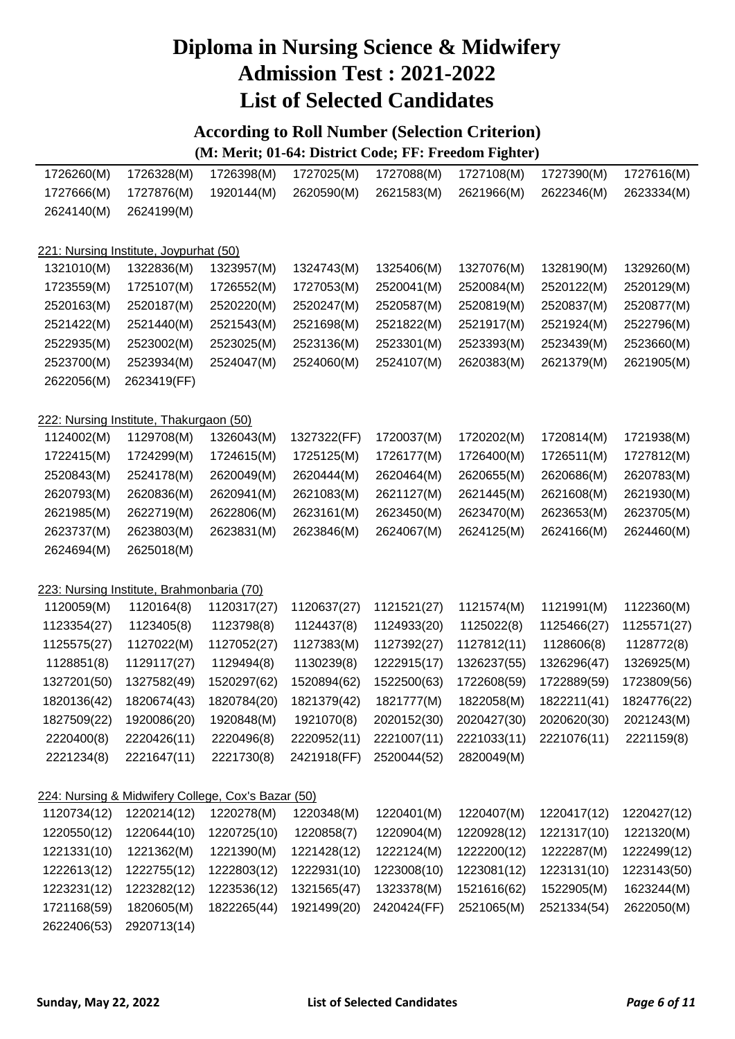# Diploma in Nursing Science & Midwifery
# Admission Test : 2021-2022
# List of Selected Candidates

### According to Roll Number (Selection Criterion)
**(M: Merit; 01-64: District Code; FF: Freedom Fighter)**

| | | | | | | | |
|---|---|---|---|---|---|---|---|
| 1726260(M) | 1726328(M) | 1726398(M) | 1727025(M) | 1727088(M) | 1727108(M) | 1727390(M) | 1727616(M) |
| 1727666(M) | 1727876(M) | 1920144(M) | 2620590(M) | 2621583(M) | 2621966(M) | 2622346(M) | 2623334(M) |
| 2624140(M) | 2624199(M) | | | | | | |

221: Nursing Institute, Joypurhat (50)

| | | | | | | | |
|---|---|---|---|---|---|---|---|
| 1321010(M) | 1322836(M) | 1323957(M) | 1324743(M) | 1325406(M) | 1327076(M) | 1328190(M) | 1329260(M) |
| 1723559(M) | 1725107(M) | 1726552(M) | 1727053(M) | 2520041(M) | 2520084(M) | 2520122(M) | 2520129(M) |
| 2520163(M) | 2520187(M) | 2520220(M) | 2520247(M) | 2520587(M) | 2520819(M) | 2520837(M) | 2520877(M) |
| 2521422(M) | 2521440(M) | 2521543(M) | 2521698(M) | 2521822(M) | 2521917(M) | 2521924(M) | 2522796(M) |
| 2522935(M) | 2523002(M) | 2523025(M) | 2523136(M) | 2523301(M) | 2523393(M) | 2523439(M) | 2523660(M) |
| 2523700(M) | 2523934(M) | 2524047(M) | 2524060(M) | 2524107(M) | 2620383(M) | 2621379(M) | 2621905(M) |
| 2622056(M) | 2623419(FF) | | | | | | |

222: Nursing Institute, Thakurgaon (50)

| | | | | | | | |
|---|---|---|---|---|---|---|---|
| 1124002(M) | 1129708(M) | 1326043(M) | 1327322(FF) | 1720037(M) | 1720202(M) | 1720814(M) | 1721938(M) |
| 1722415(M) | 1724299(M) | 1724615(M) | 1725125(M) | 1726177(M) | 1726400(M) | 1726511(M) | 1727812(M) |
| 2520843(M) | 2524178(M) | 2620049(M) | 2620444(M) | 2620464(M) | 2620655(M) | 2620686(M) | 2620783(M) |
| 2620793(M) | 2620836(M) | 2620941(M) | 2621083(M) | 2621127(M) | 2621445(M) | 2621608(M) | 2621930(M) |
| 2621985(M) | 2622719(M) | 2622806(M) | 2623161(M) | 2623450(M) | 2623470(M) | 2623653(M) | 2623705(M) |
| 2623737(M) | 2623803(M) | 2623831(M) | 2623846(M) | 2624067(M) | 2624125(M) | 2624166(M) | 2624460(M) |
| 2624694(M) | 2625018(M) | | | | | | |

223: Nursing Institute, Brahmonbaria (70)

| | | | | | | | |
|---|---|---|---|---|---|---|---|
| 1120059(M) | 1120164(8) | 1120317(27) | 1120637(27) | 1121521(27) | 1121574(M) | 1121991(M) | 1122360(M) |
| 1123354(27) | 1123405(8) | 1123798(8) | 1124437(8) | 1124933(20) | 1125022(8) | 1125466(27) | 1125571(27) |
| 1125575(27) | 1127022(M) | 1127052(27) | 1127383(M) | 1127392(27) | 1127812(11) | 1128606(8) | 1128772(8) |
| 1128851(8) | 1129117(27) | 1129494(8) | 1130239(8) | 1222915(17) | 1326237(55) | 1326296(47) | 1326925(M) |
| 1327201(50) | 1327582(49) | 1520297(62) | 1520894(62) | 1522500(63) | 1722608(59) | 1722889(59) | 1723809(56) |
| 1820136(42) | 1820674(43) | 1820784(20) | 1821379(42) | 1821777(M) | 1822058(M) | 1822211(41) | 1824776(22) |
| 1827509(22) | 1920086(20) | 1920848(M) | 1921070(8) | 2020152(30) | 2020427(30) | 2020620(30) | 2021243(M) |
| 2220400(8) | 2220426(11) | 2220496(8) | 2220952(11) | 2221007(11) | 2221033(11) | 2221076(11) | 2221159(8) |
| 2221234(8) | 2221647(11) | 2221730(8) | 2421918(FF) | 2520044(52) | 2820049(M) | | |

224: Nursing & Midwifery College, Cox's Bazar (50)

| | | | | | | | |
|---|---|---|---|---|---|---|---|
| 1120734(12) | 1220214(12) | 1220278(M) | 1220348(M) | 1220401(M) | 1220407(M) | 1220417(12) | 1220427(12) |
| 1220550(12) | 1220644(10) | 1220725(10) | 1220858(7) | 1220904(M) | 1220928(12) | 1221317(10) | 1221320(M) |
| 1221331(10) | 1221362(M) | 1221390(M) | 1221428(12) | 1222124(M) | 1222200(12) | 1222287(M) | 1222499(12) |
| 1222613(12) | 1222755(12) | 1222803(12) | 1222931(10) | 1223008(10) | 1223081(12) | 1223131(10) | 1223143(50) |
| 1223231(12) | 1223282(12) | 1223536(12) | 1321565(47) | 1323378(M) | 1521616(62) | 1522905(M) | 1623244(M) |
| 1721168(59) | 1820605(M) | 1822265(44) | 1921499(20) | 2420424(FF) | 2521065(M) | 2521334(54) | 2622050(M) |
| 2622406(53) | 2920713(14) | | | | | | |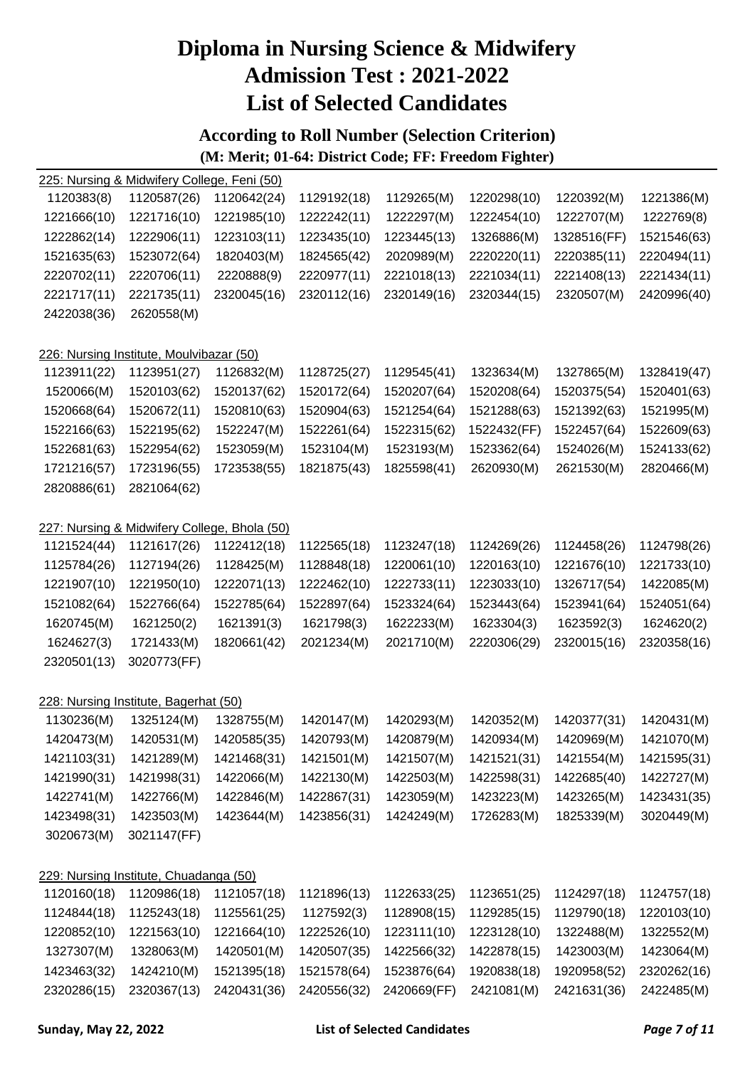# Diploma in Nursing Science & Midwifery
# Admission Test : 2021-2022
# List of Selected Candidates

### According to Roll Number (Selection Criterion)
### (M: Merit; 01-64: District Code; FF: Freedom Fighter)

225: Nursing & Midwifery College, Feni (50)

| | | | | | | | |
|---|---|---|---|---|---|---|---|
| 1120383(8) | 1120587(26) | 1120642(24) | 1129192(18) | 1129265(M) | 1220298(10) | 1220392(M) | 1221386(M) |
| 1221666(10) | 1221716(10) | 1221985(10) | 1222242(11) | 1222297(M) | 1222454(10) | 1222707(M) | 1222769(8) |
| 1222862(14) | 1222906(11) | 1223103(11) | 1223435(10) | 1223445(13) | 1326886(M) | 1328516(FF) | 1521546(63) |
| 1521635(63) | 1523072(64) | 1820403(M) | 1824565(42) | 2020989(M) | 2220220(11) | 2220385(11) | 2220494(11) |
| 2220702(11) | 2220706(11) | 2220888(9) | 2220977(11) | 2221018(13) | 2221034(11) | 2221408(13) | 2221434(11) |
| 2221717(11) | 2221735(11) | 2320045(16) | 2320112(16) | 2320149(16) | 2320344(15) | 2320507(M) | 2420996(40) |
| 2422038(36) | 2620558(M) | | | | | | |

226: Nursing Institute, Moulvibazar (50)

| | | | | | | | |
|---|---|---|---|---|---|---|---|
| 1123911(22) | 1123951(27) | 1126832(M) | 1128725(27) | 1129545(41) | 1323634(M) | 1327865(M) | 1328419(47) |
| 1520066(M) | 1520103(62) | 1520137(62) | 1520172(64) | 1520207(64) | 1520208(64) | 1520375(54) | 1520401(63) |
| 1520668(64) | 1520672(11) | 1520810(63) | 1520904(63) | 1521254(64) | 1521288(63) | 1521392(63) | 1521995(M) |
| 1522166(63) | 1522195(62) | 1522247(M) | 1522261(64) | 1522315(62) | 1522432(FF) | 1522457(64) | 1522609(63) |
| 1522681(63) | 1522954(62) | 1523059(M) | 1523104(M) | 1523193(M) | 1523362(64) | 1524026(M) | 1524133(62) |
| 1721216(57) | 1723196(55) | 1723538(55) | 1821875(43) | 1825598(41) | 2620930(M) | 2621530(M) | 2820466(M) |
| 2820886(61) | 2821064(62) | | | | | | |

227: Nursing & Midwifery College, Bhola (50)

| | | | | | | | |
|---|---|---|---|---|---|---|---|
| 1121524(44) | 1121617(26) | 1122412(18) | 1122565(18) | 1123247(18) | 1124269(26) | 1124458(26) | 1124798(26) |
| 1125784(26) | 1127194(26) | 1128425(M) | 1128848(18) | 1220061(10) | 1220163(10) | 1221676(10) | 1221733(10) |
| 1221907(10) | 1221950(10) | 1222071(13) | 1222462(10) | 1222733(11) | 1223033(10) | 1326717(54) | 1422085(M) |
| 1521082(64) | 1522766(64) | 1522785(64) | 1522897(64) | 1523324(64) | 1523443(64) | 1523941(64) | 1524051(64) |
| 1620745(M) | 1621250(2) | 1621391(3) | 1621798(3) | 1622233(M) | 1623304(3) | 1623592(3) | 1624620(2) |
| 1624627(3) | 1721433(M) | 1820661(42) | 2021234(M) | 2021710(M) | 2220306(29) | 2320015(16) | 2320358(16) |
| 2320501(13) | 3020773(FF) | | | | | | |

228: Nursing Institute, Bagerhat (50)

| | | | | | | | |
|---|---|---|---|---|---|---|---|
| 1130236(M) | 1325124(M) | 1328755(M) | 1420147(M) | 1420293(M) | 1420352(M) | 1420377(31) | 1420431(M) |
| 1420473(M) | 1420531(M) | 1420585(35) | 1420793(M) | 1420879(M) | 1420934(M) | 1420969(M) | 1421070(M) |
| 1421103(31) | 1421289(M) | 1421468(31) | 1421501(M) | 1421507(M) | 1421521(31) | 1421554(M) | 1421595(31) |
| 1421990(31) | 1421998(31) | 1422066(M) | 1422130(M) | 1422503(M) | 1422598(31) | 1422685(40) | 1422727(M) |
| 1422741(M) | 1422766(M) | 1422846(M) | 1422867(31) | 1423059(M) | 1423223(M) | 1423265(M) | 1423431(35) |
| 1423498(31) | 1423503(M) | 1423644(M) | 1423856(31) | 1424249(M) | 1726283(M) | 1825339(M) | 3020449(M) |
| 3020673(M) | 3021147(FF) | | | | | | |

229: Nursing Institute, Chuadanga (50)

| | | | | | | | |
|---|---|---|---|---|---|---|---|
| 1120160(18) | 1120986(18) | 1121057(18) | 1121896(13) | 1122633(25) | 1123651(25) | 1124297(18) | 1124757(18) |
| 1124844(18) | 1125243(18) | 1125561(25) | 1127592(3) | 1128908(15) | 1129285(15) | 1129790(18) | 1220103(10) |
| 1220852(10) | 1221563(10) | 1221664(10) | 1222526(10) | 1223111(10) | 1223128(10) | 1322488(M) | 1322552(M) |
| 1327307(M) | 1328063(M) | 1420501(M) | 1420507(35) | 1422566(32) | 1422878(15) | 1423003(M) | 1423064(M) |
| 1423463(32) | 1424210(M) | 1521395(18) | 1521578(64) | 1523876(64) | 1920838(18) | 1920958(52) | 2320262(16) |
| 2320286(15) | 2320367(13) | 2420431(36) | 2420556(32) | 2420669(FF) | 2421081(M) | 2421631(36) | 2422485(M) |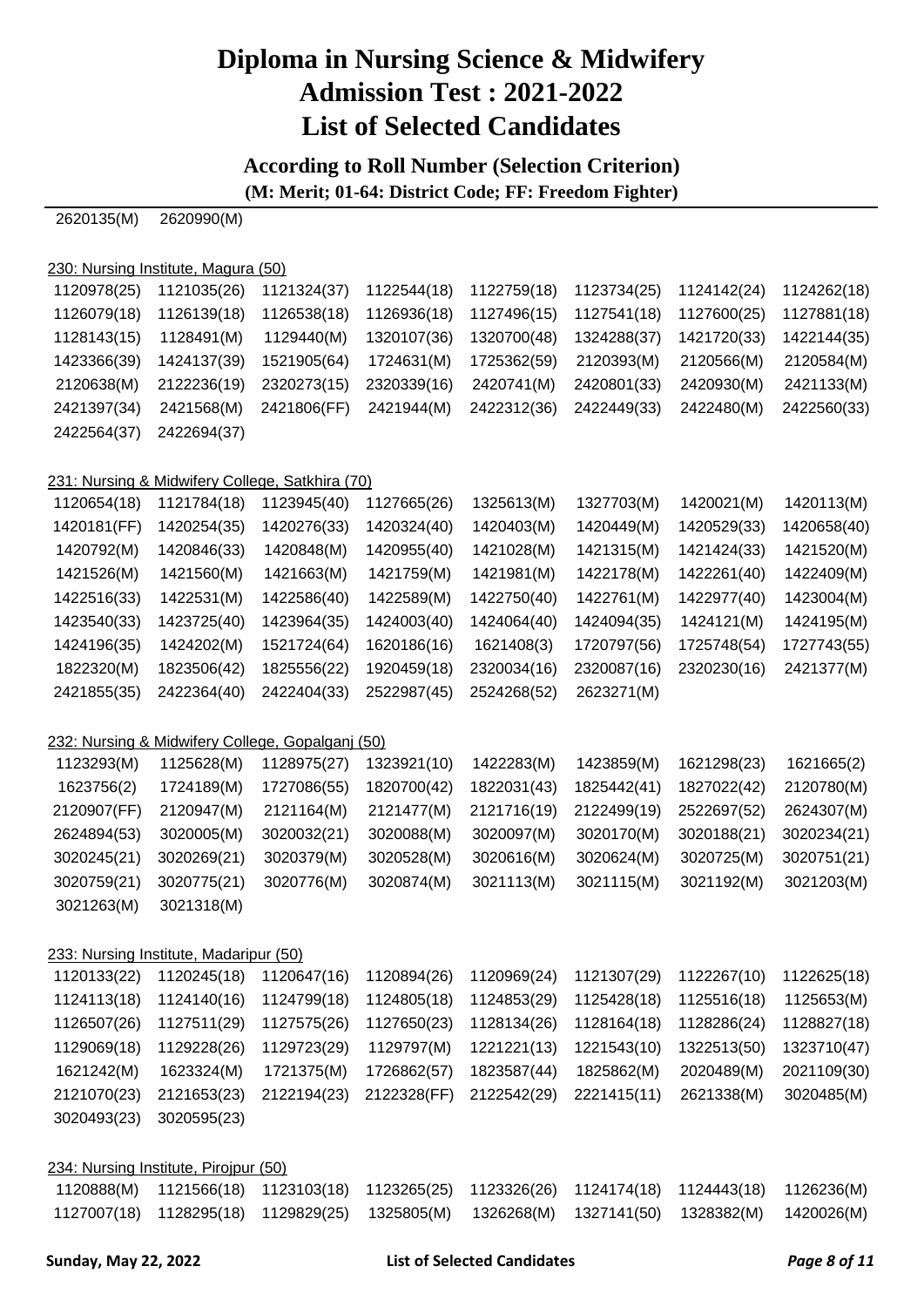# Diploma in Nursing Science & Midwifery
# Admission Test : 2021-2022
# List of Selected Candidates

### According to Roll Number (Selection Criterion)
**(M: Merit; 01-64: District Code; FF: Freedom Fighter)**

2620135(M) 2620990(M)

230: Nursing Institute, Magura (50)

1120978(25) 1121035(26) 1121324(37) 1122544(18) 1122759(18) 1123734(25) 1124142(24) 1124262(18)
1126079(18) 1126139(18) 1126538(18) 1126936(18) 1127496(15) 1127541(18) 1127600(25) 1127881(18)
1128143(15) 1128491(M) 1129440(M) 1320107(36) 1320700(48) 1324288(37) 1421720(33) 1422144(35)
1423366(39) 1424137(39) 1521905(64) 1724631(M) 1725362(59) 2120393(M) 2120566(M) 2120584(M)
2120638(M) 2122236(19) 2320273(15) 2320339(16) 2420741(M) 2420801(33) 2420930(M) 2421133(M)
2421397(34) 2421568(M) 2421806(FF) 2421944(M) 2422312(36) 2422449(33) 2422480(M) 2422560(33)
2422564(37) 2422694(37)

231: Nursing & Midwifery College, Satkhira (70)

1120654(18) 1121784(18) 1123945(40) 1127665(26) 1325613(M) 1327703(M) 1420021(M) 1420113(M)
1420181(FF) 1420254(35) 1420276(33) 1420324(40) 1420403(M) 1420449(M) 1420529(33) 1420658(40)
1420792(M) 1420846(33) 1420848(M) 1420955(40) 1421028(M) 1421315(M) 1421424(33) 1421520(M)
1421526(M) 1421560(M) 1421663(M) 1421759(M) 1421981(M) 1422178(M) 1422261(40) 1422409(M)
1422516(33) 1422531(M) 1422586(40) 1422589(M) 1422750(40) 1422761(M) 1422977(40) 1423004(M)
1423540(33) 1423725(40) 1423964(35) 1424003(40) 1424064(40) 1424094(35) 1424121(M) 1424195(M)
1424196(35) 1424202(M) 1521724(64) 1620186(16) 1621408(3) 1720797(56) 1725748(54) 1727743(55)
1822320(M) 1823506(42) 1825556(22) 1920459(18) 2320034(16) 2320087(16) 2320230(16) 2421377(M)
2421855(35) 2422364(40) 2422404(33) 2522987(45) 2524268(52) 2623271(M)

232: Nursing & Midwifery College, Gopalganj (50)

1123293(M) 1125628(M) 1128975(27) 1323921(10) 1422283(M) 1423859(M) 1621298(23) 1621665(2)
1623756(2) 1724189(M) 1727086(55) 1820700(42) 1822031(43) 1825442(41) 1827022(42) 2120780(M)
2120907(FF) 2120947(M) 2121164(M) 2121477(M) 2121716(19) 2122499(19) 2522697(52) 2624307(M)
2624894(53) 3020005(M) 3020032(21) 3020088(M) 3020097(M) 3020170(M) 3020188(21) 3020234(21)
3020245(21) 3020269(21) 3020379(M) 3020528(M) 3020616(M) 3020624(M) 3020725(M) 3020751(21)
3020759(21) 3020775(21) 3020776(M) 3020874(M) 3021113(M) 3021115(M) 3021192(M) 3021203(M)
3021263(M) 3021318(M)

233: Nursing Institute, Madaripur (50)

1120133(22) 1120245(18) 1120647(16) 1120894(26) 1120969(24) 1121307(29) 1122267(10) 1122625(18)
1124113(18) 1124140(16) 1124799(18) 1124805(18) 1124853(29) 1125428(18) 1125516(18) 1125653(M)
1126507(26) 1127511(29) 1127575(26) 1127650(23) 1128134(26) 1128164(18) 1128286(24) 1128827(18)
1129069(18) 1129228(26) 1129723(29) 1129797(M) 1221221(13) 1221543(10) 1322513(50) 1323710(47)
1621242(M) 1623324(M) 1721375(M) 1726862(57) 1823587(44) 1825862(M) 2020489(M) 2021109(30)
2121070(23) 2121653(23) 2122194(23) 2122328(FF) 2122542(29) 2221415(11) 2621338(M) 3020485(M)
3020493(23) 3020595(23)

234: Nursing Institute, Pirojpur (50)

1120888(M) 1121566(18) 1123103(18) 1123265(25) 1123326(26) 1124174(18) 1124443(18) 1126236(M)
1127007(18) 1128295(18) 1129829(25) 1325805(M) 1326268(M) 1327141(50) 1328382(M) 1420026(M)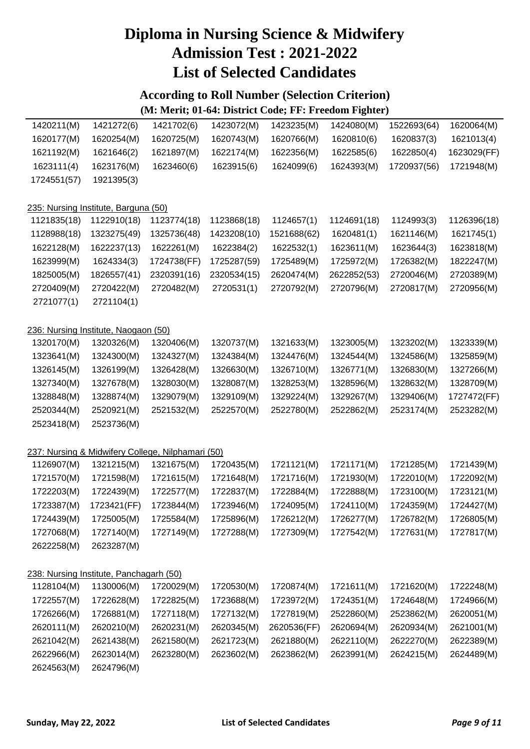# Diploma in Nursing Science & Midwifery
# Admission Test : 2021-2022
# List of Selected Candidates

### According to Roll Number (Selection Criterion)
**(M: Merit; 01-64: District Code; FF: Freedom Fighter)**

| | | | | | | | |
|---|---|---|---|---|---|---|---|
| 1420211(M) | 1421272(6) | 1421702(6) | 1423072(M) | 1423235(M) | 1424080(M) | 1522693(64) | 1620064(M) |
| 1620177(M) | 1620254(M) | 1620725(M) | 1620743(M) | 1620766(M) | 1620810(6) | 1620837(3) | 1621013(4) |
| 1621192(M) | 1621646(2) | 1621897(M) | 1622174(M) | 1622356(M) | 1622585(6) | 1622850(4) | 1623029(FF) |
| 1623111(4) | 1623176(M) | 1623460(6) | 1623915(6) | 1624099(6) | 1624393(M) | 1720937(56) | 1721948(M) |
| 1724551(57) | 1921395(3) | | | | | | |

235: Nursing Institute, Barguna (50)

| | | | | | | | |
|---|---|---|---|---|---|---|---|
| 1121835(18) | 1122910(18) | 1123774(18) | 1123868(18) | 1124657(1) | 1124691(18) | 1124993(3) | 1126396(18) |
| 1128988(18) | 1323275(49) | 1325736(48) | 1423208(10) | 1521688(62) | 1620481(1) | 1621146(M) | 1621745(1) |
| 1622128(M) | 1622237(13) | 1622261(M) | 1622384(2) | 1622532(1) | 1623611(M) | 1623644(3) | 1623818(M) |
| 1623999(M) | 1624334(3) | 1724738(FF) | 1725287(59) | 1725489(M) | 1725972(M) | 1726382(M) | 1822247(M) |
| 1825005(M) | 1826557(41) | 2320391(16) | 2320534(15) | 2620474(M) | 2622852(53) | 2720046(M) | 2720389(M) |
| 2720409(M) | 2720422(M) | 2720482(M) | 2720531(1) | 2720792(M) | 2720796(M) | 2720817(M) | 2720956(M) |
| 2721077(1) | 2721104(1) | | | | | | |

236: Nursing Institute, Naogaon (50)

| | | | | | | | |
|---|---|---|---|---|---|---|---|
| 1320170(M) | 1320326(M) | 1320406(M) | 1320737(M) | 1321633(M) | 1323005(M) | 1323202(M) | 1323339(M) |
| 1323641(M) | 1324300(M) | 1324327(M) | 1324384(M) | 1324476(M) | 1324544(M) | 1324586(M) | 1325859(M) |
| 1326145(M) | 1326199(M) | 1326428(M) | 1326630(M) | 1326710(M) | 1326771(M) | 1326830(M) | 1327266(M) |
| 1327340(M) | 1327678(M) | 1328030(M) | 1328087(M) | 1328253(M) | 1328596(M) | 1328632(M) | 1328709(M) |
| 1328848(M) | 1328874(M) | 1329079(M) | 1329109(M) | 1329224(M) | 1329267(M) | 1329406(M) | 1727472(FF) |
| 2520344(M) | 2520921(M) | 2521532(M) | 2522570(M) | 2522780(M) | 2522862(M) | 2523174(M) | 2523282(M) |
| 2523418(M) | 2523736(M) | | | | | | |

237: Nursing & Midwifery College, Nilphamari (50)

| | | | | | | | |
|---|---|---|---|---|---|---|---|
| 1126907(M) | 1321215(M) | 1321675(M) | 1720435(M) | 1721121(M) | 1721171(M) | 1721285(M) | 1721439(M) |
| 1721570(M) | 1721598(M) | 1721615(M) | 1721648(M) | 1721716(M) | 1721930(M) | 1722010(M) | 1722092(M) |
| 1722203(M) | 1722439(M) | 1722577(M) | 1722837(M) | 1722884(M) | 1722888(M) | 1723100(M) | 1723121(M) |
| 1723387(M) | 1723421(FF) | 1723844(M) | 1723946(M) | 1724095(M) | 1724110(M) | 1724359(M) | 1724427(M) |
| 1724439(M) | 1725005(M) | 1725584(M) | 1725896(M) | 1726212(M) | 1726277(M) | 1726782(M) | 1726805(M) |
| 1727068(M) | 1727140(M) | 1727149(M) | 1727288(M) | 1727309(M) | 1727542(M) | 1727631(M) | 1727817(M) |
| 2622258(M) | 2623287(M) | | | | | | |

238: Nursing Institute, Panchagarh (50)

| | | | | | | | |
|---|---|---|---|---|---|---|---|
| 1128104(M) | 1130006(M) | 1720029(M) | 1720530(M) | 1720874(M) | 1721611(M) | 1721620(M) | 1722248(M) |
| 1722557(M) | 1722628(M) | 1722825(M) | 1723688(M) | 1723972(M) | 1724351(M) | 1724648(M) | 1724966(M) |
| 1726266(M) | 1726881(M) | 1727118(M) | 1727132(M) | 1727819(M) | 2522860(M) | 2523862(M) | 2620051(M) |
| 2620111(M) | 2620210(M) | 2620231(M) | 2620345(M) | 2620536(FF) | 2620694(M) | 2620934(M) | 2621001(M) |
| 2621042(M) | 2621438(M) | 2621580(M) | 2621723(M) | 2621880(M) | 2622110(M) | 2622270(M) | 2622389(M) |
| 2622966(M) | 2623014(M) | 2623280(M) | 2623602(M) | 2623862(M) | 2623991(M) | 2624215(M) | 2624489(M) |
| 2624563(M) | 2624796(M) | | | | | | |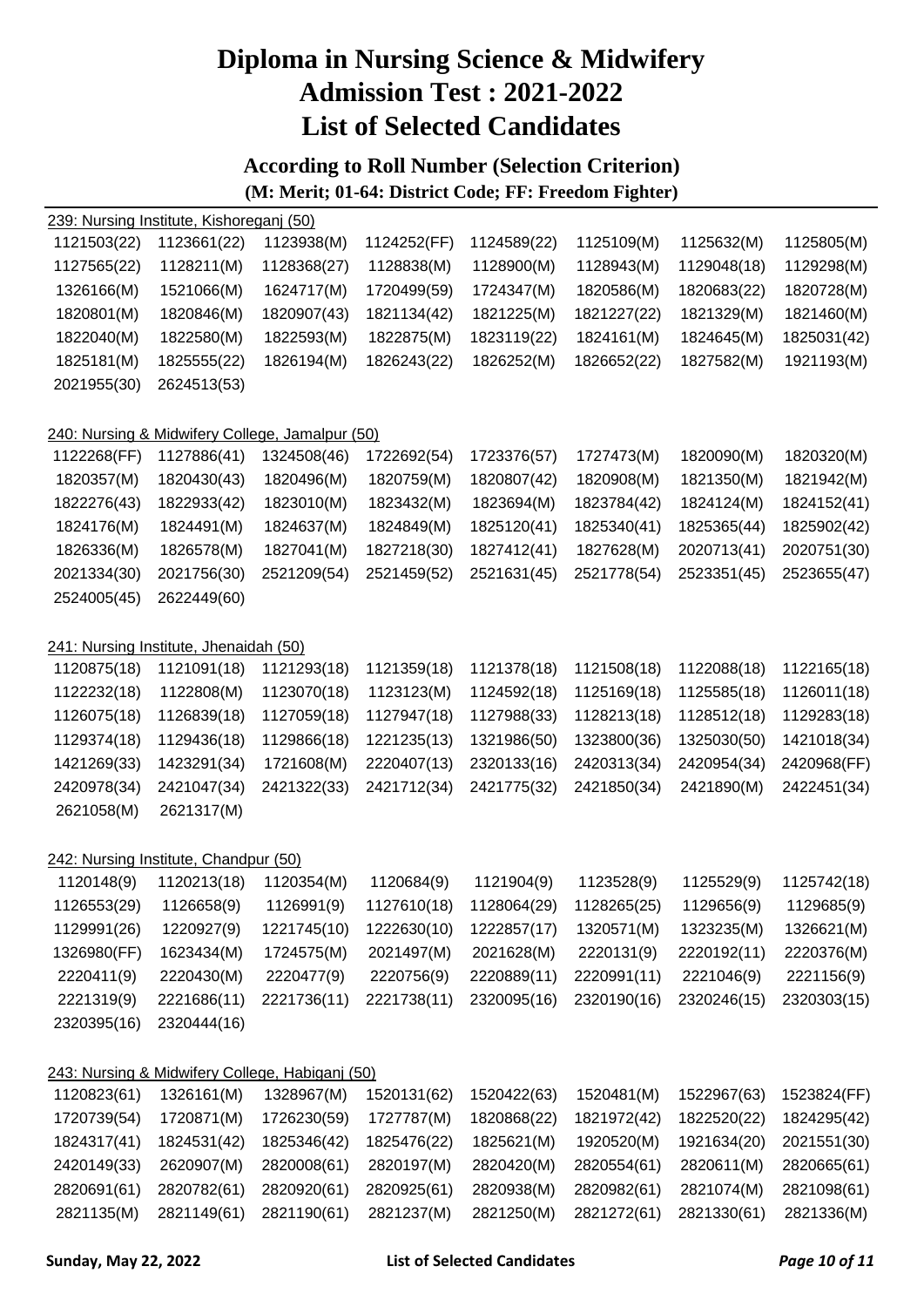# Diploma in Nursing Science & Midwifery
# Admission Test : 2021-2022
# List of Selected Candidates

### According to Roll Number (Selection Criterion)
**(M: Merit; 01-64: District Code; FF: Freedom Fighter)**

239: Nursing Institute, Kishoreganj (50)

| | | | | | | | |
|---|---|---|---|---|---|---|---|
| 1121503(22) | 1123661(22) | 1123938(M) | 1124252(FF) | 1124589(22) | 1125109(M) | 1125632(M) | 1125805(M) |
| 1127565(22) | 1128211(M) | 1128368(27) | 1128838(M) | 1128900(M) | 1128943(M) | 1129048(18) | 1129298(M) |
| 1326166(M) | 1521066(M) | 1624717(M) | 1720499(59) | 1724347(M) | 1820586(M) | 1820683(22) | 1820728(M) |
| 1820801(M) | 1820846(M) | 1820907(43) | 1821134(42) | 1821225(M) | 1821227(22) | 1821329(M) | 1821460(M) |
| 1822040(M) | 1822580(M) | 1822593(M) | 1822875(M) | 1823119(22) | 1824161(M) | 1824645(M) | 1825031(42) |
| 1825181(M) | 1825555(22) | 1826194(M) | 1826243(22) | 1826252(M) | 1826652(22) | 1827582(M) | 1921193(M) |
| 2021955(30) | 2624513(53) | | | | | | |

240: Nursing & Midwifery College, Jamalpur (50)

| | | | | | | | |
|---|---|---|---|---|---|---|---|
| 1122268(FF) | 1127886(41) | 1324508(46) | 1722692(54) | 1723376(57) | 1727473(M) | 1820090(M) | 1820320(M) |
| 1820357(M) | 1820430(43) | 1820496(M) | 1820759(M) | 1820807(42) | 1820908(M) | 1821350(M) | 1821942(M) |
| 1822276(43) | 1822933(42) | 1823010(M) | 1823432(M) | 1823694(M) | 1823784(42) | 1824124(M) | 1824152(41) |
| 1824176(M) | 1824491(M) | 1824637(M) | 1824849(M) | 1825120(41) | 1825340(41) | 1825365(44) | 1825902(42) |
| 1826336(M) | 1826578(M) | 1827041(M) | 1827218(30) | 1827412(41) | 1827628(M) | 2020713(41) | 2020751(30) |
| 2021334(30) | 2021756(30) | 2521209(54) | 2521459(52) | 2521631(45) | 2521778(54) | 2523351(45) | 2523655(47) |
| 2524005(45) | 2622449(60) | | | | | | |

241: Nursing Institute, Jhenaidah (50)

| | | | | | | | |
|---|---|---|---|---|---|---|---|
| 1120875(18) | 1121091(18) | 1121293(18) | 1121359(18) | 1121378(18) | 1121508(18) | 1122088(18) | 1122165(18) |
| 1122232(18) | 1122808(M) | 1123070(18) | 1123123(M) | 1124592(18) | 1125169(18) | 1125585(18) | 1126011(18) |
| 1126075(18) | 1126839(18) | 1127059(18) | 1127947(18) | 1127988(33) | 1128213(18) | 1128512(18) | 1129283(18) |
| 1129374(18) | 1129436(18) | 1129866(18) | 1221235(13) | 1321986(50) | 1323800(36) | 1325030(50) | 1421018(34) |
| 1421269(33) | 1423291(34) | 1721608(M) | 2220407(13) | 2320133(16) | 2420313(34) | 2420954(34) | 2420968(FF) |
| 2420978(34) | 2421047(34) | 2421322(33) | 2421712(34) | 2421775(32) | 2421850(34) | 2421890(M) | 2422451(34) |
| 2621058(M) | 2621317(M) | | | | | | |

242: Nursing Institute, Chandpur (50)

| | | | | | | | |
|---|---|---|---|---|---|---|---|
| 1120148(9) | 1120213(18) | 1120354(M) | 1120684(9) | 1121904(9) | 1123528(9) | 1125529(9) | 1125742(18) |
| 1126553(29) | 1126658(9) | 1126991(9) | 1127610(18) | 1128064(29) | 1128265(25) | 1129656(9) | 1129685(9) |
| 1129991(26) | 1220927(9) | 1221745(10) | 1222630(10) | 1222857(17) | 1320571(M) | 1323235(M) | 1326621(M) |
| 1326980(FF) | 1623434(M) | 1724575(M) | 2021497(M) | 2021628(M) | 2220131(9) | 2220192(11) | 2220376(M) |
| 2220411(9) | 2220430(M) | 2220477(9) | 2220756(9) | 2220889(11) | 2220991(11) | 2221046(9) | 2221156(9) |
| 2221319(9) | 2221686(11) | 2221736(11) | 2221738(11) | 2320095(16) | 2320190(16) | 2320246(15) | 2320303(15) |
| 2320395(16) | 2320444(16) | | | | | | |

243: Nursing & Midwifery College, Habiganj (50)

| | | | | | | | |
|---|---|---|---|---|---|---|---|
| 1120823(61) | 1326161(M) | 1328967(M) | 1520131(62) | 1520422(63) | 1520481(M) | 1522967(63) | 1523824(FF) |
| 1720739(54) | 1720871(M) | 1726230(59) | 1727787(M) | 1820868(22) | 1821972(42) | 1822520(22) | 1824295(42) |
| 1824317(41) | 1824531(42) | 1825346(42) | 1825476(22) | 1825621(M) | 1920520(M) | 1921634(20) | 2021551(30) |
| 2420149(33) | 2620907(M) | 2820008(61) | 2820197(M) | 2820420(M) | 2820554(61) | 2820611(M) | 2820665(61) |
| 2820691(61) | 2820782(61) | 2820920(61) | 2820925(61) | 2820938(M) | 2820982(61) | 2821074(M) | 2821098(61) |
| 2821135(M) | 2821149(61) | 2821190(61) | 2821237(M) | 2821250(M) | 2821272(61) | 2821330(61) | 2821336(M) |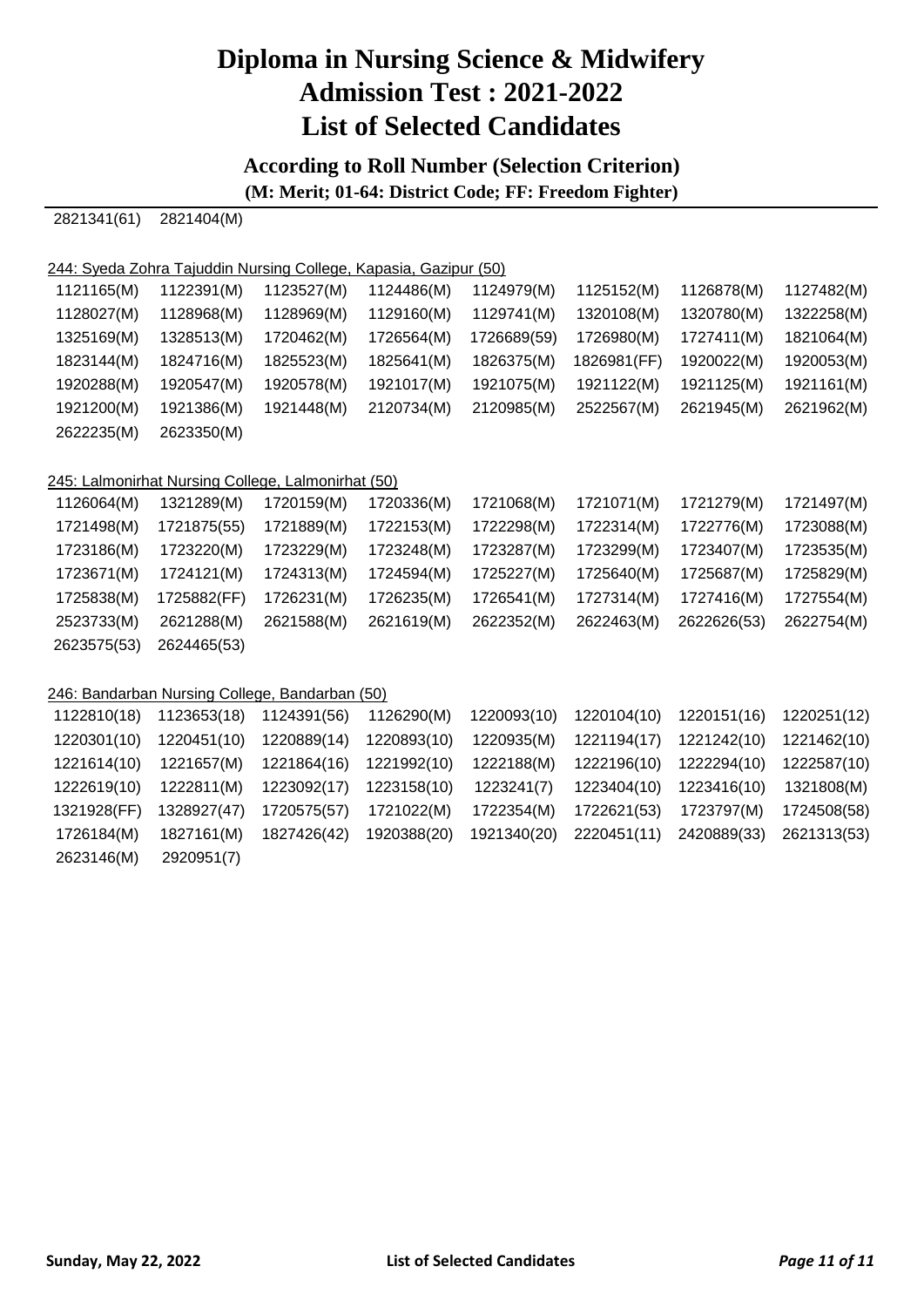# Diploma in Nursing Science & Midwifery
# Admission Test : 2021-2022
# List of Selected Candidates

### According to Roll Number (Selection Criterion)
**(M: Merit; 01-64: District Code; FF: Freedom Fighter)**

| | | | | | | | |
|---|---|---|---|---|---|---|---|
| 2821341(61) | 2821404(M) | | | | | | |

244: Syeda Zohra Tajuddin Nursing College, Kapasia, Gazipur (50)

| | | | | | | | |
|---|---|---|---|---|---|---|---|
| 1121165(M) | 1122391(M) | 1123527(M) | 1124486(M) | 1124979(M) | 1125152(M) | 1126878(M) | 1127482(M) |
| 1128027(M) | 1128968(M) | 1128969(M) | 1129160(M) | 1129741(M) | 1320108(M) | 1320780(M) | 1322258(M) |
| 1325169(M) | 1328513(M) | 1720462(M) | 1726564(M) | 1726689(59) | 1726980(M) | 1727411(M) | 1821064(M) |
| 1823144(M) | 1824716(M) | 1825523(M) | 1825641(M) | 1826375(M) | 1826981(FF) | 1920022(M) | 1920053(M) |
| 1920288(M) | 1920547(M) | 1920578(M) | 1921017(M) | 1921075(M) | 1921122(M) | 1921125(M) | 1921161(M) |
| 1921200(M) | 1921386(M) | 1921448(M) | 2120734(M) | 2120985(M) | 2522567(M) | 2621945(M) | 2621962(M) |
| 2622235(M) | 2623350(M) | | | | | | |

245: Lalmonirhat Nursing College, Lalmonirhat (50)

| | | | | | | | |
|---|---|---|---|---|---|---|---|
| 1126064(M) | 1321289(M) | 1720159(M) | 1720336(M) | 1721068(M) | 1721071(M) | 1721279(M) | 1721497(M) |
| 1721498(M) | 1721875(55) | 1721889(M) | 1722153(M) | 1722298(M) | 1722314(M) | 1722776(M) | 1723088(M) |
| 1723186(M) | 1723220(M) | 1723229(M) | 1723248(M) | 1723287(M) | 1723299(M) | 1723407(M) | 1723535(M) |
| 1723671(M) | 1724121(M) | 1724313(M) | 1724594(M) | 1725227(M) | 1725640(M) | 1725687(M) | 1725829(M) |
| 1725838(M) | 1725882(FF) | 1726231(M) | 1726235(M) | 1726541(M) | 1727314(M) | 1727416(M) | 1727554(M) |
| 2523733(M) | 2621288(M) | 2621588(M) | 2621619(M) | 2622352(M) | 2622463(M) | 2622626(53) | 2622754(M) |
| 2623575(53) | 2624465(53) | | | | | | |

246: Bandarban Nursing College, Bandarban (50)

| | | | | | | | |
|---|---|---|---|---|---|---|---|
| 1122810(18) | 1123653(18) | 1124391(56) | 1126290(M) | 1220093(10) | 1220104(10) | 1220151(16) | 1220251(12) |
| 1220301(10) | 1220451(10) | 1220889(14) | 1220893(10) | 1220935(M) | 1221194(17) | 1221242(10) | 1221462(10) |
| 1221614(10) | 1221657(M) | 1221864(16) | 1221992(10) | 1222188(M) | 1222196(10) | 1222294(10) | 1222587(10) |
| 1222619(10) | 1222811(M) | 1223092(17) | 1223158(10) | 1223241(7) | 1223404(10) | 1223416(10) | 1321808(M) |
| 1321928(FF) | 1328927(47) | 1720575(57) | 1721022(M) | 1722354(M) | 1722621(53) | 1723797(M) | 1724508(58) |
| 1726184(M) | 1827161(M) | 1827426(42) | 1920388(20) | 1921340(20) | 2220451(11) | 2420889(33) | 2621313(53) |
| 2623146(M) | 2920951(7) | | | | | | |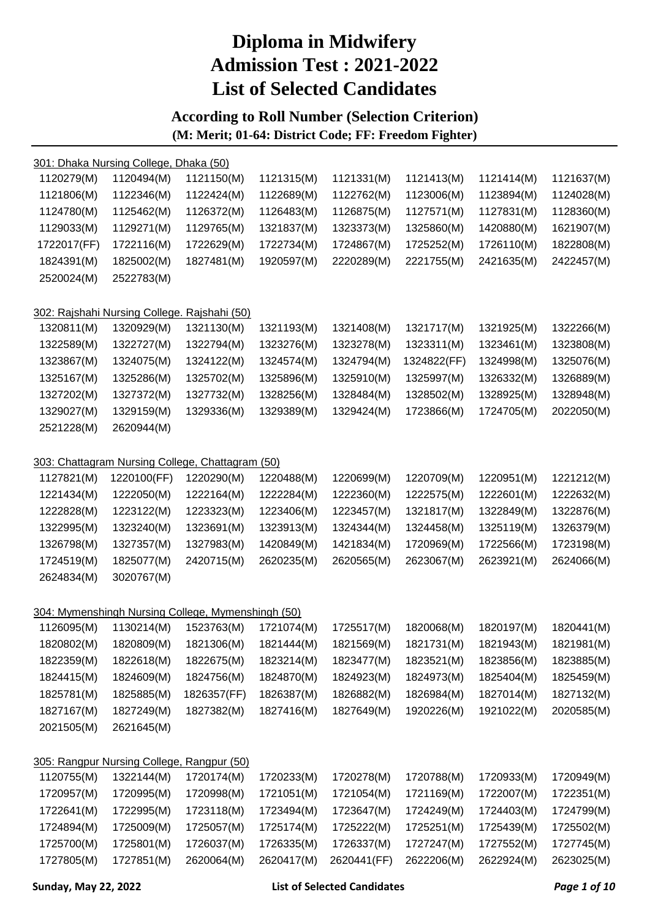# Diploma in Midwifery
# Admission Test : 2021-2022
# List of Selected Candidates

### According to Roll Number (Selection Criterion)
### (M: Merit; 01-64: District Code; FF: Freedom Fighter)

301: Dhaka Nursing College, Dhaka (50)

| | | | | | | | |
|---|---|---|---|---|---|---|---|
| 1120279(M) | 1120494(M) | 1121150(M) | 1121315(M) | 1121331(M) | 1121413(M) | 1121414(M) | 1121637(M) |
| 1121806(M) | 1122346(M) | 1122424(M) | 1122689(M) | 1122762(M) | 1123006(M) | 1123894(M) | 1124028(M) |
| 1124780(M) | 1125462(M) | 1126372(M) | 1126483(M) | 1126875(M) | 1127571(M) | 1127831(M) | 1128360(M) |
| 1129033(M) | 1129271(M) | 1129765(M) | 1321837(M) | 1323373(M) | 1325860(M) | 1420880(M) | 1621907(M) |
| 1722017(FF) | 1722116(M) | 1722629(M) | 1722734(M) | 1724867(M) | 1725252(M) | 1726110(M) | 1822808(M) |
| 1824391(M) | 1825002(M) | 1827481(M) | 1920597(M) | 2220289(M) | 2221755(M) | 2421635(M) | 2422457(M) |
| 2520024(M) | 2522783(M) | | | | | | |

302: Rajshahi Nursing College. Rajshahi (50)

| | | | | | | | |
|---|---|---|---|---|---|---|---|
| 1320811(M) | 1320929(M) | 1321130(M) | 1321193(M) | 1321408(M) | 1321717(M) | 1321925(M) | 1322266(M) |
| 1322589(M) | 1322727(M) | 1322794(M) | 1323276(M) | 1323278(M) | 1323311(M) | 1323461(M) | 1323808(M) |
| 1323867(M) | 1324075(M) | 1324122(M) | 1324574(M) | 1324794(M) | 1324822(FF) | 1324998(M) | 1325076(M) |
| 1325167(M) | 1325286(M) | 1325702(M) | 1325896(M) | 1325910(M) | 1325997(M) | 1326332(M) | 1326889(M) |
| 1327202(M) | 1327372(M) | 1327732(M) | 1328256(M) | 1328484(M) | 1328502(M) | 1328925(M) | 1328948(M) |
| 1329027(M) | 1329159(M) | 1329336(M) | 1329389(M) | 1329424(M) | 1723866(M) | 1724705(M) | 2022050(M) |
| 2521228(M) | 2620944(M) | | | | | | |

303: Chattagram Nursing College, Chattagram (50)

| | | | | | | | |
|---|---|---|---|---|---|---|---|
| 1127821(M) | 1220100(FF) | 1220290(M) | 1220488(M) | 1220699(M) | 1220709(M) | 1220951(M) | 1221212(M) |
| 1221434(M) | 1222050(M) | 1222164(M) | 1222284(M) | 1222360(M) | 1222575(M) | 1222601(M) | 1222632(M) |
| 1222828(M) | 1223122(M) | 1223323(M) | 1223406(M) | 1223457(M) | 1321817(M) | 1322849(M) | 1322876(M) |
| 1322995(M) | 1323240(M) | 1323691(M) | 1323913(M) | 1324344(M) | 1324458(M) | 1325119(M) | 1326379(M) |
| 1326798(M) | 1327357(M) | 1327983(M) | 1420849(M) | 1421834(M) | 1720969(M) | 1722566(M) | 1723198(M) |
| 1724519(M) | 1825077(M) | 2420715(M) | 2620235(M) | 2620565(M) | 2623067(M) | 2623921(M) | 2624066(M) |
| 2624834(M) | 3020767(M) | | | | | | |

304: Mymenshingh Nursing College, Mymenshingh (50)

| | | | | | | | |
|---|---|---|---|---|---|---|---|
| 1126095(M) | 1130214(M) | 1523763(M) | 1721074(M) | 1725517(M) | 1820068(M) | 1820197(M) | 1820441(M) |
| 1820802(M) | 1820809(M) | 1821306(M) | 1821444(M) | 1821569(M) | 1821731(M) | 1821943(M) | 1821981(M) |
| 1822359(M) | 1822618(M) | 1822675(M) | 1823214(M) | 1823477(M) | 1823521(M) | 1823856(M) | 1823885(M) |
| 1824415(M) | 1824609(M) | 1824756(M) | 1824870(M) | 1824923(M) | 1824973(M) | 1825404(M) | 1825459(M) |
| 1825781(M) | 1825885(M) | 1826357(FF) | 1826387(M) | 1826882(M) | 1826984(M) | 1827014(M) | 1827132(M) |
| 1827167(M) | 1827249(M) | 1827382(M) | 1827416(M) | 1827649(M) | 1920226(M) | 1921022(M) | 2020585(M) |
| 2021505(M) | 2621645(M) | | | | | | |

305: Rangpur Nursing College, Rangpur (50)

| | | | | | | | |
|---|---|---|---|---|---|---|---|
| 1120755(M) | 1322144(M) | 1720174(M) | 1720233(M) | 1720278(M) | 1720788(M) | 1720933(M) | 1720949(M) |
| 1720957(M) | 1720995(M) | 1720998(M) | 1721051(M) | 1721054(M) | 1721169(M) | 1722007(M) | 1722351(M) |
| 1722641(M) | 1722995(M) | 1723118(M) | 1723494(M) | 1723647(M) | 1724249(M) | 1724403(M) | 1724799(M) |
| 1724894(M) | 1725009(M) | 1725057(M) | 1725174(M) | 1725222(M) | 1725251(M) | 1725439(M) | 1725502(M) |
| 1725700(M) | 1725801(M) | 1726037(M) | 1726335(M) | 1726337(M) | 1727247(M) | 1727552(M) | 1727745(M) |
| 1727805(M) | 1727851(M) | 2620064(M) | 2620417(M) | 2620441(FF) | 2622206(M) | 2622924(M) | 2623025(M) |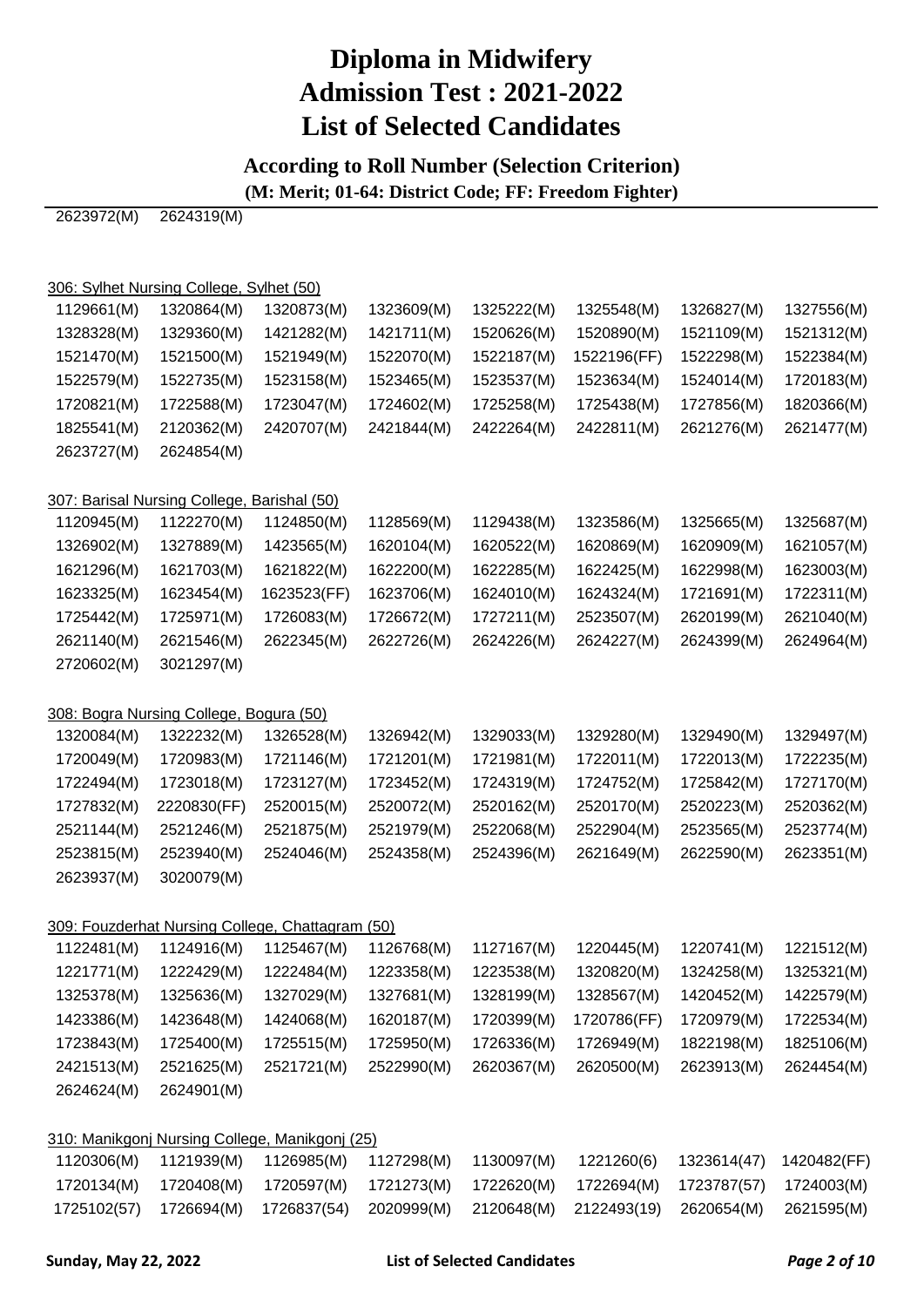# Diploma in Midwifery
# Admission Test : 2021-2022
# List of Selected Candidates

**According to Roll Number (Selection Criterion)**

**(M: Merit; 01-64: District Code; FF: Freedom Fighter)**

2623972(M) 2624319(M)

306: Sylhet Nursing College, Sylhet (50)

| | | | | | | | |
|---|---|---|---|---|---|---|---|
| 1129661(M) | 1320864(M) | 1320873(M) | 1323609(M) | 1325222(M) | 1325548(M) | 1326827(M) | 1327556(M) |
| 1328328(M) | 1329360(M) | 1421282(M) | 1421711(M) | 1520626(M) | 1520890(M) | 1521109(M) | 1521312(M) |
| 1521470(M) | 1521500(M) | 1521949(M) | 1522070(M) | 1522187(M) | 1522196(FF) | 1522298(M) | 1522384(M) |
| 1522579(M) | 1522735(M) | 1523158(M) | 1523465(M) | 1523537(M) | 1523634(M) | 1524014(M) | 1720183(M) |
| 1720821(M) | 1722588(M) | 1723047(M) | 1724602(M) | 1725258(M) | 1725438(M) | 1727856(M) | 1820366(M) |
| 1825541(M) | 2120362(M) | 2420707(M) | 2421844(M) | 2422264(M) | 2422811(M) | 2621276(M) | 2621477(M) |
| 2623727(M) | 2624854(M) | | | | | | |

307: Barisal Nursing College, Barishal (50)

| | | | | | | | |
|---|---|---|---|---|---|---|---|
| 1120945(M) | 1122270(M) | 1124850(M) | 1128569(M) | 1129438(M) | 1323586(M) | 1325665(M) | 1325687(M) |
| 1326902(M) | 1327889(M) | 1423565(M) | 1620104(M) | 1620522(M) | 1620869(M) | 1620909(M) | 1621057(M) |
| 1621296(M) | 1621703(M) | 1621822(M) | 1622200(M) | 1622285(M) | 1622425(M) | 1622998(M) | 1623003(M) |
| 1623325(M) | 1623454(M) | 1623523(FF) | 1623706(M) | 1624010(M) | 1624324(M) | 1721691(M) | 1722311(M) |
| 1725442(M) | 1725971(M) | 1726083(M) | 1726672(M) | 1727211(M) | 2523507(M) | 2620199(M) | 2621040(M) |
| 2621140(M) | 2621546(M) | 2622345(M) | 2622726(M) | 2624226(M) | 2624227(M) | 2624399(M) | 2624964(M) |
| 2720602(M) | 3021297(M) | | | | | | |

308: Bogra Nursing College, Bogura (50)

| | | | | | | | |
|---|---|---|---|---|---|---|---|
| 1320084(M) | 1322232(M) | 1326528(M) | 1326942(M) | 1329033(M) | 1329280(M) | 1329490(M) | 1329497(M) |
| 1720049(M) | 1720983(M) | 1721146(M) | 1721201(M) | 1721981(M) | 1722011(M) | 1722013(M) | 1722235(M) |
| 1722494(M) | 1723018(M) | 1723127(M) | 1723452(M) | 1724319(M) | 1724752(M) | 1725842(M) | 1727170(M) |
| 1727832(M) | 2220830(FF) | 2520015(M) | 2520072(M) | 2520162(M) | 2520170(M) | 2520223(M) | 2520362(M) |
| 2521144(M) | 2521246(M) | 2521875(M) | 2521979(M) | 2522068(M) | 2522904(M) | 2523565(M) | 2523774(M) |
| 2523815(M) | 2523940(M) | 2524046(M) | 2524358(M) | 2524396(M) | 2621649(M) | 2622590(M) | 2623351(M) |
| 2623937(M) | 3020079(M) | | | | | | |

309: Fouzderhat Nursing College, Chattagram (50)

| | | | | | | | |
|---|---|---|---|---|---|---|---|
| 1122481(M) | 1124916(M) | 1125467(M) | 1126768(M) | 1127167(M) | 1220445(M) | 1220741(M) | 1221512(M) |
| 1221771(M) | 1222429(M) | 1222484(M) | 1223358(M) | 1223538(M) | 1320820(M) | 1324258(M) | 1325321(M) |
| 1325378(M) | 1325636(M) | 1327029(M) | 1327681(M) | 1328199(M) | 1328567(M) | 1420452(M) | 1422579(M) |
| 1423386(M) | 1423648(M) | 1424068(M) | 1620187(M) | 1720399(M) | 1720786(FF) | 1720979(M) | 1722534(M) |
| 1723843(M) | 1725400(M) | 1725515(M) | 1725950(M) | 1726336(M) | 1726949(M) | 1822198(M) | 1825106(M) |
| 2421513(M) | 2521625(M) | 2521721(M) | 2522990(M) | 2620367(M) | 2620500(M) | 2623913(M) | 2624454(M) |
| 2624624(M) | 2624901(M) | | | | | | |

310: Manikgonj Nursing College, Manikgonj (25)

| | | | | | | | |
|---|---|---|---|---|---|---|---|
| 1120306(M) | 1121939(M) | 1126985(M) | 1127298(M) | 1130097(M) | 1221260(6) | 1323614(47) | 1420482(FF) |
| 1720134(M) | 1720408(M) | 1720597(M) | 1721273(M) | 1722620(M) | 1722694(M) | 1723787(57) | 1724003(M) |
| 1725102(57) | 1726694(M) | 1726837(54) | 2020999(M) | 2120648(M) | 2122493(19) | 2620654(M) | 2621595(M) |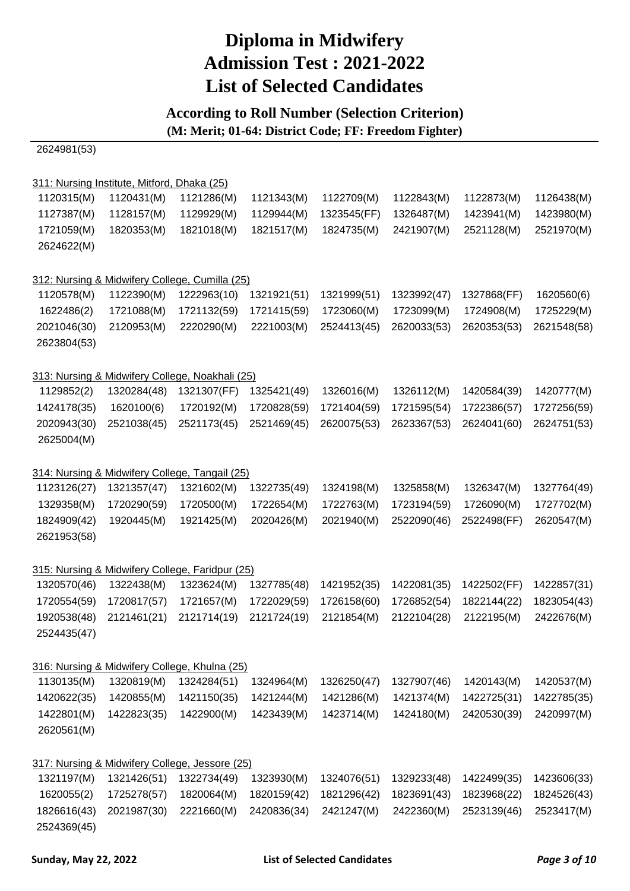# Diploma in Midwifery

# Admission Test : 2021-2022

# List of Selected Candidates

### According to Roll Number (Selection Criterion)

**(M: Merit; 01-64: District Code; FF: Freedom Fighter)**

2624981(53)

311: Nursing Institute, Mitford, Dhaka (25)

1120315(M) 1120431(M) 1121286(M) 1121343(M) 1122709(M) 1122843(M) 1122873(M) 1126438(M)
1127387(M) 1128157(M) 1129929(M) 1129944(M) 1323545(FF) 1326487(M) 1423941(M) 1423980(M)
1721059(M) 1820353(M) 1821018(M) 1821517(M) 1824735(M) 2421907(M) 2521128(M) 2521970(M)
2624622(M)

312: Nursing & Midwifery College, Cumilla (25)

1120578(M) 1122390(M) 1222963(10) 1321921(51) 1321999(51) 1323992(47) 1327868(FF) 1620560(6)
1622486(2) 1721088(M) 1721132(59) 1721415(59) 1723060(M) 1723099(M) 1724908(M) 1725229(M)
2021046(30) 2120953(M) 2220290(M) 2221003(M) 2524413(45) 2620033(53) 2620353(53) 2621548(58)
2623804(53)

313: Nursing & Midwifery College, Noakhali (25)

1129852(2) 1320284(48) 1321307(FF) 1325421(49) 1326016(M) 1326112(M) 1420584(39) 1420777(M)
1424178(35) 1620100(6) 1720192(M) 1720828(59) 1721404(59) 1721595(54) 1722386(57) 1727256(59)
2020943(30) 2521038(45) 2521173(45) 2521469(45) 2620075(53) 2623367(53) 2624041(60) 2624751(53)
2625004(M)

314: Nursing & Midwifery College, Tangail (25)

1123126(27) 1321357(47) 1321602(M) 1322735(49) 1324198(M) 1325858(M) 1326347(M) 1327764(49)
1329358(M) 1720290(59) 1720500(M) 1722654(M) 1722763(M) 1723194(59) 1726090(M) 1727702(M)
1824909(42) 1920445(M) 1921425(M) 2020426(M) 2021940(M) 2522090(46) 2522498(FF) 2620547(M)
2621953(58)

315: Nursing & Midwifery College, Faridpur (25)

1320570(46) 1322438(M) 1323624(M) 1327785(48) 1421952(35) 1422081(35) 1422502(FF) 1422857(31)
1720554(59) 1720817(57) 1721657(M) 1722029(59) 1726158(60) 1726852(54) 1822144(22) 1823054(43)
1920538(48) 2121461(21) 2121714(19) 2121724(19) 2121854(M) 2122104(28) 2122195(M) 2422676(M)
2524435(47)

316: Nursing & Midwifery College, Khulna (25)

1130135(M) 1320819(M) 1324284(51) 1324964(M) 1326250(47) 1327907(46) 1420143(M) 1420537(M)
1420622(35) 1420855(M) 1421150(35) 1421244(M) 1421286(M) 1421374(M) 1422725(31) 1422785(35)
1422801(M) 1422823(35) 1422900(M) 1423439(M) 1423714(M) 1424180(M) 2420530(39) 2420997(M)
2620561(M)

317: Nursing & Midwifery College, Jessore (25)

1321197(M) 1321426(51) 1322734(49) 1323930(M) 1324076(51) 1329233(48) 1422499(35) 1423606(33)
1620055(2) 1725278(57) 1820064(M) 1820159(42) 1821296(42) 1823691(43) 1823968(22) 1824526(43)
1826616(43) 2021987(30) 2221660(M) 2420836(34) 2421247(M) 2422360(M) 2523139(46) 2523417(M)
2524369(45)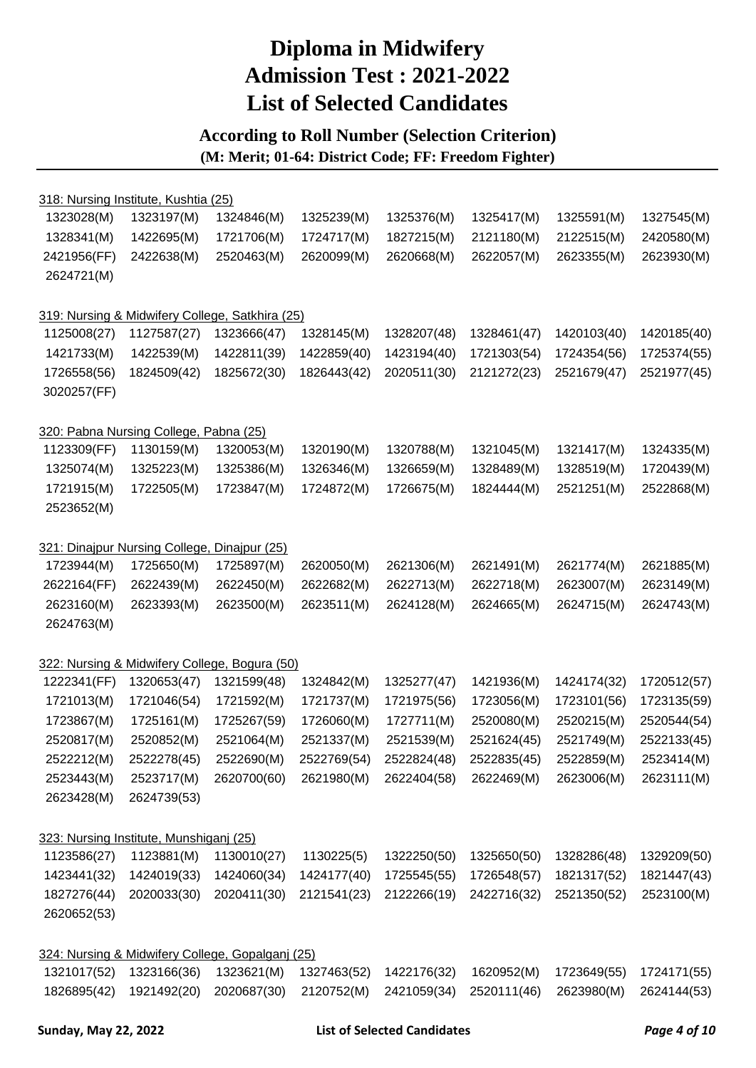# Diploma in Midwifery
# Admission Test : 2021-2022
# List of Selected Candidates

### According to Roll Number (Selection Criterion)
**(M: Merit; 01-64: District Code; FF: Freedom Fighter)**

318: Nursing Institute, Kushtia (25)

1323028(M) 1323197(M) 1324846(M) 1325239(M) 1325376(M) 1325417(M) 1325591(M) 1327545(M)
1328341(M) 1422695(M) 1721706(M) 1724717(M) 1827215(M) 2121180(M) 2122515(M) 2420580(M)
2421956(FF) 2422638(M) 2520463(M) 2620099(M) 2620668(M) 2622057(M) 2623355(M) 2623930(M)
2624721(M)

319: Nursing & Midwifery College, Satkhira (25)

1125008(27) 1127587(27) 1323666(47) 1328145(M) 1328207(48) 1328461(47) 1420103(40) 1420185(40)
1421733(M) 1422539(M) 1422811(39) 1422859(40) 1423194(40) 1721303(54) 1724354(56) 1725374(55)
1726558(56) 1824509(42) 1825672(30) 1826443(42) 2020511(30) 2121272(23) 2521679(47) 2521977(45)
3020257(FF)

320: Pabna Nursing College, Pabna (25)

1123309(FF) 1130159(M) 1320053(M) 1320190(M) 1320788(M) 1321045(M) 1321417(M) 1324335(M)
1325074(M) 1325223(M) 1325386(M) 1326346(M) 1326659(M) 1328489(M) 1328519(M) 1720439(M)
1721915(M) 1722505(M) 1723847(M) 1724872(M) 1726675(M) 1824444(M) 2521251(M) 2522868(M)
2523652(M)

321: Dinajpur Nursing College, Dinajpur (25)

1723944(M) 1725650(M) 1725897(M) 2620050(M) 2621306(M) 2621491(M) 2621774(M) 2621885(M)
2622164(FF) 2622439(M) 2622450(M) 2622682(M) 2622713(M) 2622718(M) 2623007(M) 2623149(M)
2623160(M) 2623393(M) 2623500(M) 2623511(M) 2624128(M) 2624665(M) 2624715(M) 2624743(M)
2624763(M)

322: Nursing & Midwifery College, Bogura (50)

1222341(FF) 1320653(47) 1321599(48) 1324842(M) 1325277(47) 1421936(M) 1424174(32) 1720512(57)
1721013(M) 1721046(54) 1721592(M) 1721737(M) 1721975(56) 1723056(M) 1723101(56) 1723135(59)
1723867(M) 1725161(M) 1725267(59) 1726060(M) 1727711(M) 2520080(M) 2520215(M) 2520544(54)
2520817(M) 2520852(M) 2521064(M) 2521337(M) 2521539(M) 2521624(45) 2521749(M) 2522133(45)
2522212(M) 2522278(45) 2522690(M) 2522769(54) 2522824(48) 2522835(45) 2522859(M) 2523414(M)
2523443(M) 2523717(M) 2620700(60) 2621980(M) 2622404(58) 2622469(M) 2623006(M) 2623111(M)
2623428(M) 2624739(53)

323: Nursing Institute, Munshiganj (25)

1123586(27) 1123881(M) 1130010(27) 1130225(5) 1322250(50) 1325650(50) 1328286(48) 1329209(50)
1423441(32) 1424019(33) 1424060(34) 1424177(40) 1725545(55) 1726548(57) 1821317(52) 1821447(43)
1827276(44) 2020033(30) 2020411(30) 2121541(23) 2122266(19) 2422716(32) 2521350(52) 2523100(M)
2620652(53)

324: Nursing & Midwifery College, Gopalganj (25)

1321017(52) 1323166(36) 1323621(M) 1327463(52) 1422176(32) 1620952(M) 1723649(55) 1724171(55)
1826895(42) 1921492(20) 2020687(30) 2120752(M) 2421059(34) 2520111(46) 2623980(M) 2624144(53)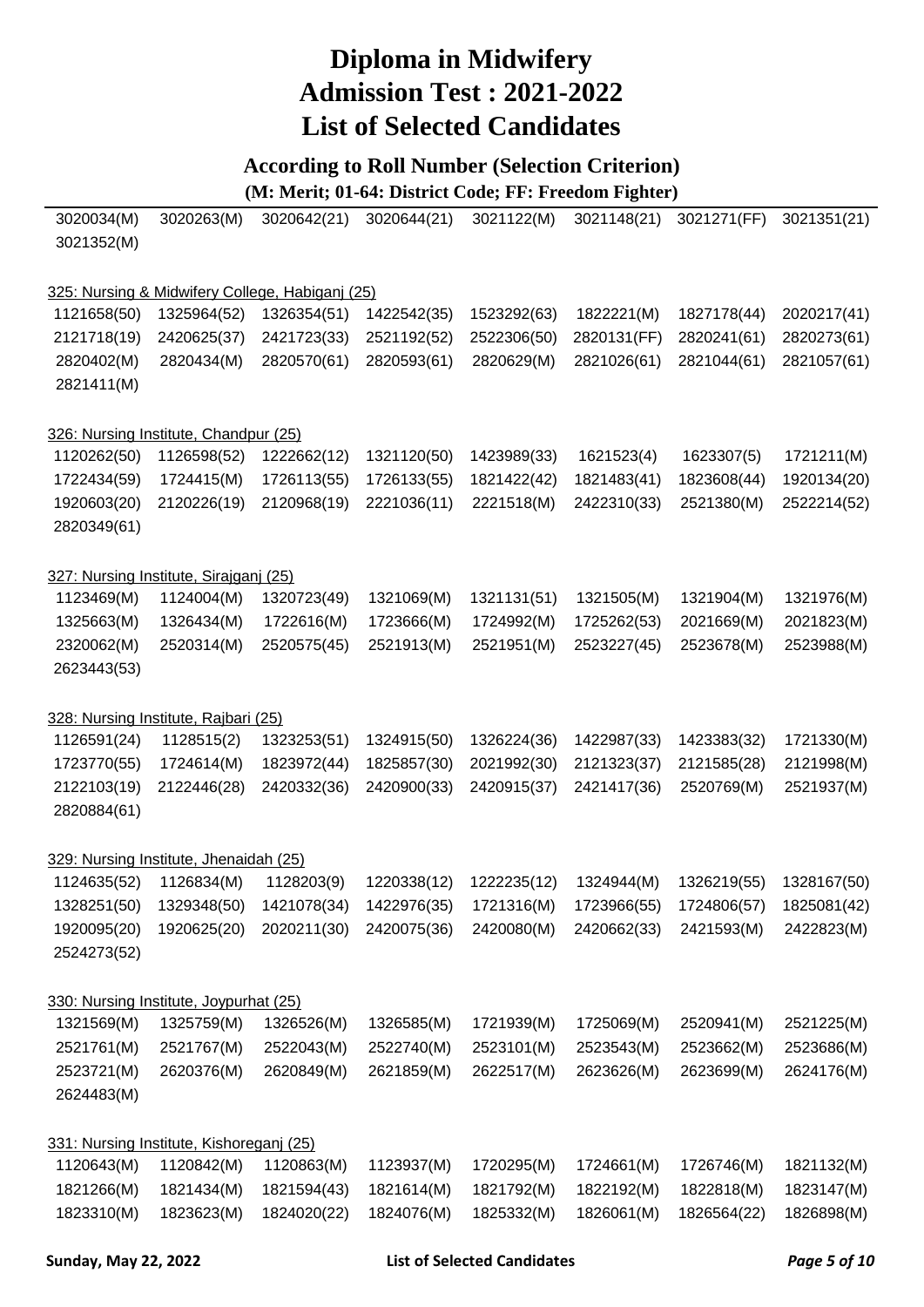# Diploma in Midwifery
# Admission Test : 2021-2022
# List of Selected Candidates

### According to Roll Number (Selection Criterion)

**(M: Merit; 01-64: District Code; FF: Freedom Fighter)**

| | | | | | | | |
|---|---|---|---|---|---|---|---|
| 3020034(M) | 3020263(M) | 3020642(21) | 3020644(21) | 3021122(M) | 3021148(21) | 3021271(FF) | 3021351(21) |
| 3021352(M) | | | | | | | |

325: Nursing & Midwifery College, Habiganj (25)

| | | | | | | | |
|---|---|---|---|---|---|---|---|
| 1121658(50) | 1325964(52) | 1326354(51) | 1422542(35) | 1523292(63) | 1822221(M) | 1827178(44) | 2020217(41) |
| 2121718(19) | 2420625(37) | 2421723(33) | 2521192(52) | 2522306(50) | 2820131(FF) | 2820241(61) | 2820273(61) |
| 2820402(M) | 2820434(M) | 2820570(61) | 2820593(61) | 2820629(M) | 2821026(61) | 2821044(61) | 2821057(61) |
| 2821411(M) | | | | | | | |

326: Nursing Institute, Chandpur (25)

| | | | | | | | |
|---|---|---|---|---|---|---|---|
| 1120262(50) | 1126598(52) | 1222662(12) | 1321120(50) | 1423989(33) | 1621523(4) | 1623307(5) | 1721211(M) |
| 1722434(59) | 1724415(M) | 1726113(55) | 1726133(55) | 1821422(42) | 1821483(41) | 1823608(44) | 1920134(20) |
| 1920603(20) | 2120226(19) | 2120968(19) | 2221036(11) | 2221518(M) | 2422310(33) | 2521380(M) | 2522214(52) |
| 2820349(61) | | | | | | | |

327: Nursing Institute, Sirajganj (25)

| | | | | | | | |
|---|---|---|---|---|---|---|---|
| 1123469(M) | 1124004(M) | 1320723(49) | 1321069(M) | 1321131(51) | 1321505(M) | 1321904(M) | 1321976(M) |
| 1325663(M) | 1326434(M) | 1722616(M) | 1723666(M) | 1724992(M) | 1725262(53) | 2021669(M) | 2021823(M) |
| 2320062(M) | 2520314(M) | 2520575(45) | 2521913(M) | 2521951(M) | 2523227(45) | 2523678(M) | 2523988(M) |
| 2623443(53) | | | | | | | |

328: Nursing Institute, Rajbari (25)

| | | | | | | | |
|---|---|---|---|---|---|---|---|
| 1126591(24) | 1128515(2) | 1323253(51) | 1324915(50) | 1326224(36) | 1422987(33) | 1423383(32) | 1721330(M) |
| 1723770(55) | 1724614(M) | 1823972(44) | 1825857(30) | 2021992(30) | 2121323(37) | 2121585(28) | 2121998(M) |
| 2122103(19) | 2122446(28) | 2420332(36) | 2420900(33) | 2420915(37) | 2421417(36) | 2520769(M) | 2521937(M) |
| 2820884(61) | | | | | | | |

329: Nursing Institute, Jhenaidah (25)

| | | | | | | | |
|---|---|---|---|---|---|---|---|
| 1124635(52) | 1126834(M) | 1128203(9) | 1220338(12) | 1222235(12) | 1324944(M) | 1326219(55) | 1328167(50) |
| 1328251(50) | 1329348(50) | 1421078(34) | 1422976(35) | 1721316(M) | 1723966(55) | 1724806(57) | 1825081(42) |
| 1920095(20) | 1920625(20) | 2020211(30) | 2420075(36) | 2420080(M) | 2420662(33) | 2421593(M) | 2422823(M) |
| 2524273(52) | | | | | | | |

330: Nursing Institute, Joypurhat (25)

| | | | | | | | |
|---|---|---|---|---|---|---|---|
| 1321569(M) | 1325759(M) | 1326526(M) | 1326585(M) | 1721939(M) | 1725069(M) | 2520941(M) | 2521225(M) |
| 2521761(M) | 2521767(M) | 2522043(M) | 2522740(M) | 2523101(M) | 2523543(M) | 2523662(M) | 2523686(M) |
| 2523721(M) | 2620376(M) | 2620849(M) | 2621859(M) | 2622517(M) | 2623626(M) | 2623699(M) | 2624176(M) |
| 2624483(M) | | | | | | | |

331: Nursing Institute, Kishoreganj (25)

| | | | | | | | |
|---|---|---|---|---|---|---|---|
| 1120643(M) | 1120842(M) | 1120863(M) | 1123937(M) | 1720295(M) | 1724661(M) | 1726746(M) | 1821132(M) |
| 1821266(M) | 1821434(M) | 1821594(43) | 1821614(M) | 1821792(M) | 1822192(M) | 1822818(M) | 1823147(M) |
| 1823310(M) | 1823623(M) | 1824020(22) | 1824076(M) | 1825332(M) | 1826061(M) | 1826564(22) | 1826898(M) |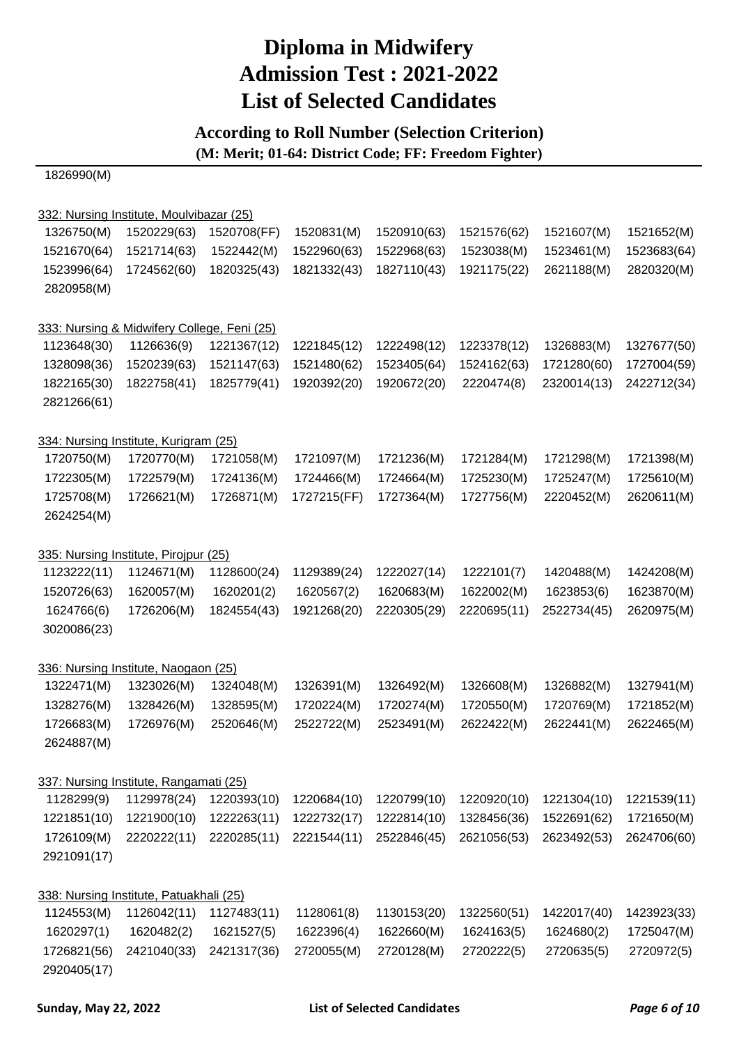# Diploma in Midwifery
# Admission Test : 2021-2022
# List of Selected Candidates

### According to Roll Number (Selection Criterion)
### (M: Merit; 01-64: District Code; FF: Freedom Fighter)

1826990(M)

332: Nursing Institute, Moulvibazar (25)

| | | | | | | | |
|---|---|---|---|---|---|---|---|
| 1326750(M) | 1520229(63) | 1520708(FF) | 1520831(M) | 1520910(63) | 1521576(62) | 1521607(M) | 1521652(M) |
| 1521670(64) | 1521714(63) | 1522442(M) | 1522960(63) | 1522968(63) | 1523038(M) | 1523461(M) | 1523683(64) |
| 1523996(64) | 1724562(60) | 1820325(43) | 1821332(43) | 1827110(43) | 1921175(22) | 2621188(M) | 2820320(M) |
| 2820958(M) | | | | | | | |

333: Nursing & Midwifery College, Feni (25)

| | | | | | | | |
|---|---|---|---|---|---|---|---|
| 1123648(30) | 1126636(9) | 1221367(12) | 1221845(12) | 1222498(12) | 1223378(12) | 1326883(M) | 1327677(50) |
| 1328098(36) | 1520239(63) | 1521147(63) | 1521480(62) | 1523405(64) | 1524162(63) | 1721280(60) | 1727004(59) |
| 1822165(30) | 1822758(41) | 1825779(41) | 1920392(20) | 1920672(20) | 2220474(8) | 2320014(13) | 2422712(34) |
| 2821266(61) | | | | | | | |

334: Nursing Institute, Kurigram (25)

| | | | | | | | |
|---|---|---|---|---|---|---|---|
| 1720750(M) | 1720770(M) | 1721058(M) | 1721097(M) | 1721236(M) | 1721284(M) | 1721298(M) | 1721398(M) |
| 1722305(M) | 1722579(M) | 1724136(M) | 1724466(M) | 1724664(M) | 1725230(M) | 1725247(M) | 1725610(M) |
| 1725708(M) | 1726621(M) | 1726871(M) | 1727215(FF) | 1727364(M) | 1727756(M) | 2220452(M) | 2620611(M) |
| 2624254(M) | | | | | | | |

335: Nursing Institute, Pirojpur (25)

| | | | | | | | |
|---|---|---|---|---|---|---|---|
| 1123222(11) | 1124671(M) | 1128600(24) | 1129389(24) | 1222027(14) | 1222101(7) | 1420488(M) | 1424208(M) |
| 1520726(63) | 1620057(M) | 1620201(2) | 1620567(2) | 1620683(M) | 1622002(M) | 1623853(6) | 1623870(M) |
| 1624766(6) | 1726206(M) | 1824554(43) | 1921268(20) | 2220305(29) | 2220695(11) | 2522734(45) | 2620975(M) |
| 3020086(23) | | | | | | | |

336: Nursing Institute, Naogaon (25)

| | | | | | | | |
|---|---|---|---|---|---|---|---|
| 1322471(M) | 1323026(M) | 1324048(M) | 1326391(M) | 1326492(M) | 1326608(M) | 1326882(M) | 1327941(M) |
| 1328276(M) | 1328426(M) | 1328595(M) | 1720224(M) | 1720274(M) | 1720550(M) | 1720769(M) | 1721852(M) |
| 1726683(M) | 1726976(M) | 2520646(M) | 2522722(M) | 2523491(M) | 2622422(M) | 2622441(M) | 2622465(M) |
| 2624887(M) | | | | | | | |

337: Nursing Institute, Rangamati (25)

| | | | | | | | |
|---|---|---|---|---|---|---|---|
| 1128299(9) | 1129978(24) | 1220393(10) | 1220684(10) | 1220799(10) | 1220920(10) | 1221304(10) | 1221539(11) |
| 1221851(10) | 1221900(10) | 1222263(11) | 1222732(17) | 1222814(10) | 1328456(36) | 1522691(62) | 1721650(M) |
| 1726109(M) | 2220222(11) | 2220285(11) | 2221544(11) | 2522846(45) | 2621056(53) | 2623492(53) | 2624706(60) |
| 2921091(17) | | | | | | | |

338: Nursing Institute, Patuakhali (25)

| | | | | | | | |
|---|---|---|---|---|---|---|---|
| 1124553(M) | 1126042(11) | 1127483(11) | 1128061(8) | 1130153(20) | 1322560(51) | 1422017(40) | 1423923(33) |
| 1620297(1) | 1620482(2) | 1621527(5) | 1622396(4) | 1622660(M) | 1624163(5) | 1624680(2) | 1725047(M) |
| 1726821(56) | 2421040(33) | 2421317(36) | 2720055(M) | 2720128(M) | 2720222(5) | 2720635(5) | 2720972(5) |
| 2920405(17) | | | | | | | |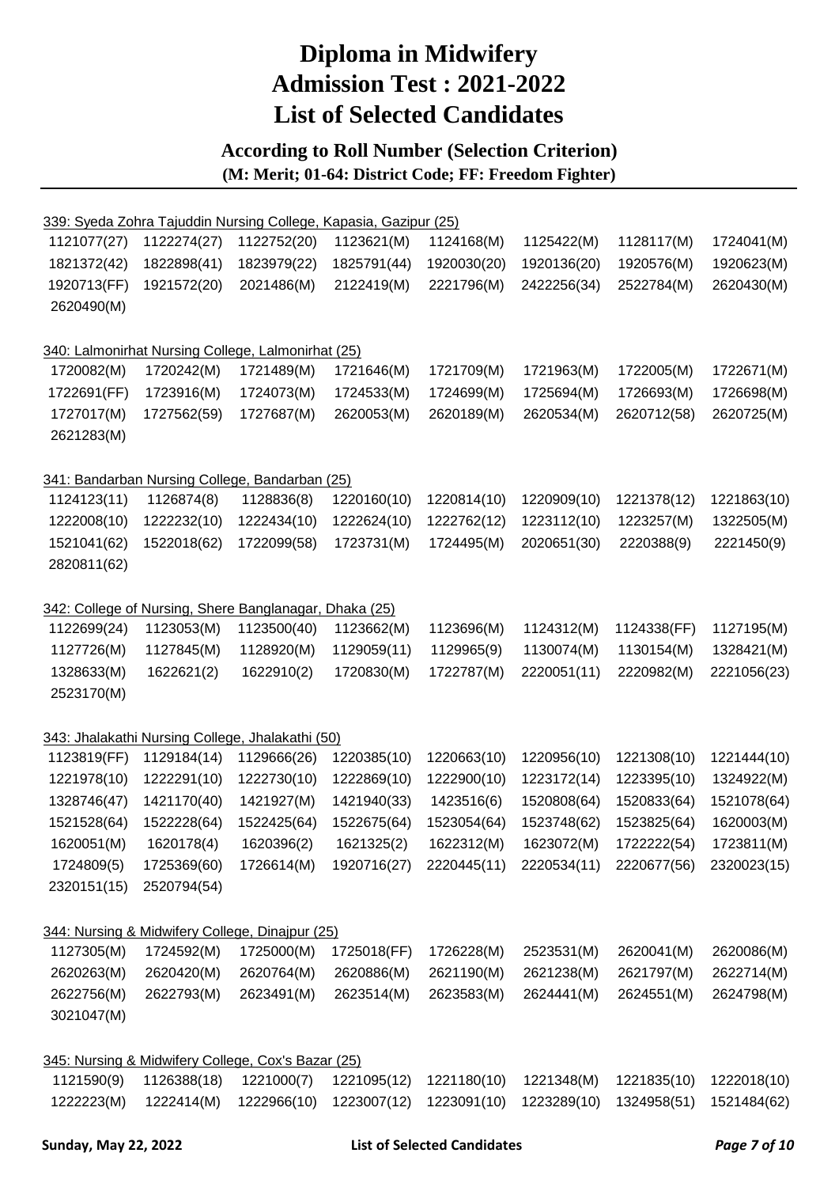# Diploma in Midwifery
# Admission Test : 2021-2022
# List of Selected Candidates

### According to Roll Number (Selection Criterion)
### (M: Merit; 01-64: District Code; FF: Freedom Fighter)

339: Syeda Zohra Tajuddin Nursing College, Kapasia, Gazipur (25)

| | | | | | | | |
|---|---|---|---|---|---|---|---|
| 1121077(27) | 1122274(27) | 1122752(20) | 1123621(M) | 1124168(M) | 1125422(M) | 1128117(M) | 1724041(M) |
| 1821372(42) | 1822898(41) | 1823979(22) | 1825791(44) | 1920030(20) | 1920136(20) | 1920576(M) | 1920623(M) |
| 1920713(FF) | 1921572(20) | 2021486(M) | 2122419(M) | 2221796(M) | 2422256(34) | 2522784(M) | 2620430(M) |
| 2620490(M) | | | | | | | |

340: Lalmonirhat Nursing College, Lalmonirhat (25)

| | | | | | | | |
|---|---|---|---|---|---|---|---|
| 1720082(M) | 1720242(M) | 1721489(M) | 1721646(M) | 1721709(M) | 1721963(M) | 1722005(M) | 1722671(M) |
| 1722691(FF) | 1723916(M) | 1724073(M) | 1724533(M) | 1724699(M) | 1725694(M) | 1726693(M) | 1726698(M) |
| 1727017(M) | 1727562(59) | 1727687(M) | 2620053(M) | 2620189(M) | 2620534(M) | 2620712(58) | 2620725(M) |
| 2621283(M) | | | | | | | |

341: Bandarban Nursing College, Bandarban (25)

| | | | | | | | |
|---|---|---|---|---|---|---|---|
| 1124123(11) | 1126874(8) | 1128836(8) | 1220160(10) | 1220814(10) | 1220909(10) | 1221378(12) | 1221863(10) |
| 1222008(10) | 1222232(10) | 1222434(10) | 1222624(10) | 1222762(12) | 1223112(10) | 1223257(M) | 1322505(M) |
| 1521041(62) | 1522018(62) | 1722099(58) | 1723731(M) | 1724495(M) | 2020651(30) | 2220388(9) | 2221450(9) |
| 2820811(62) | | | | | | | |

342: College of Nursing, Shere Banglanagar, Dhaka (25)

| | | | | | | | |
|---|---|---|---|---|---|---|---|
| 1122699(24) | 1123053(M) | 1123500(40) | 1123662(M) | 1123696(M) | 1124312(M) | 1124338(FF) | 1127195(M) |
| 1127726(M) | 1127845(M) | 1128920(M) | 1129059(11) | 1129965(9) | 1130074(M) | 1130154(M) | 1328421(M) |
| 1328633(M) | 1622621(2) | 1622910(2) | 1720830(M) | 1722787(M) | 2220051(11) | 2220982(M) | 2221056(23) |
| 2523170(M) | | | | | | | |

343: Jhalakathi Nursing College, Jhalakathi (50)

| | | | | | | | |
|---|---|---|---|---|---|---|---|
| 1123819(FF) | 1129184(14) | 1129666(26) | 1220385(10) | 1220663(10) | 1220956(10) | 1221308(10) | 1221444(10) |
| 1221978(10) | 1222291(10) | 1222730(10) | 1222869(10) | 1222900(10) | 1223172(14) | 1223395(10) | 1324922(M) |
| 1328746(47) | 1421170(40) | 1421927(M) | 1421940(33) | 1423516(6) | 1520808(64) | 1520833(64) | 1521078(64) |
| 1521528(64) | 1522228(64) | 1522425(64) | 1522675(64) | 1523054(64) | 1523748(62) | 1523825(64) | 1620003(M) |
| 1620051(M) | 1620178(4) | 1620396(2) | 1621325(2) | 1622312(M) | 1623072(M) | 1722222(54) | 1723811(M) |
| 1724809(5) | 1725369(60) | 1726614(M) | 1920716(27) | 2220445(11) | 2220534(11) | 2220677(56) | 2320023(15) |
| 2320151(15) | 2520794(54) | | | | | | |

344: Nursing & Midwifery College, Dinajpur (25)

| | | | | | | | |
|---|---|---|---|---|---|---|---|
| 1127305(M) | 1724592(M) | 1725000(M) | 1725018(FF) | 1726228(M) | 2523531(M) | 2620041(M) | 2620086(M) |
| 2620263(M) | 2620420(M) | 2620764(M) | 2620886(M) | 2621190(M) | 2621238(M) | 2621797(M) | 2622714(M) |
| 2622756(M) | 2622793(M) | 2623491(M) | 2623514(M) | 2623583(M) | 2624441(M) | 2624551(M) | 2624798(M) |
| 3021047(M) | | | | | | | |

345: Nursing & Midwifery College, Cox's Bazar (25)

| | | | | | | | |
|---|---|---|---|---|---|---|---|
| 1121590(9) | 1126388(18) | 1221000(7) | 1221095(12) | 1221180(10) | 1221348(M) | 1221835(10) | 1222018(10) |
| 1222223(M) | 1222414(M) | 1222966(10) | 1223007(12) | 1223091(10) | 1223289(10) | 1324958(51) | 1521484(62) |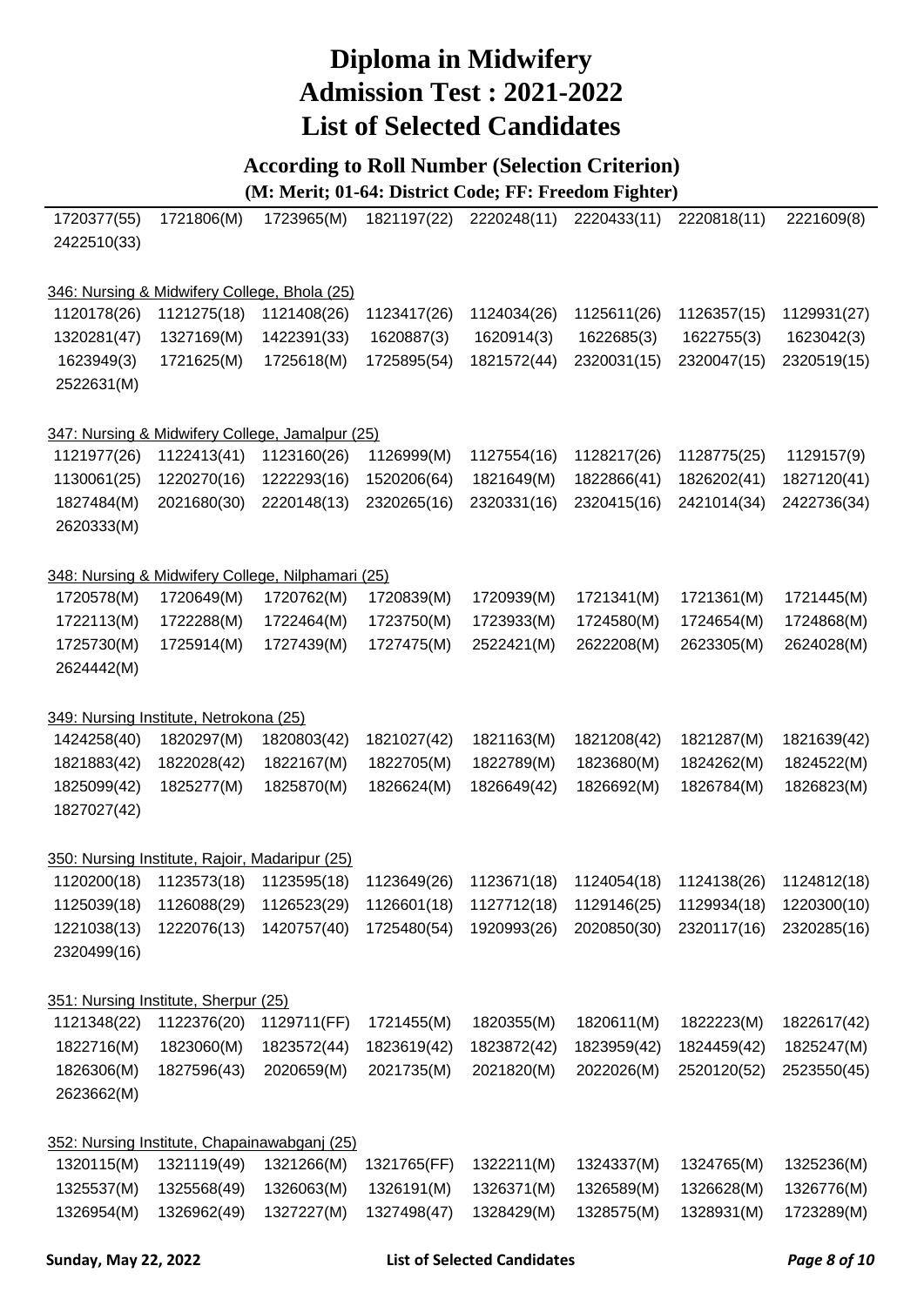# Diploma in Midwifery
# Admission Test : 2021-2022
# List of Selected Candidates

### According to Roll Number (Selection Criterion)
**(M: Merit; 01-64: District Code; FF: Freedom Fighter)**

1720377(55) 1721806(M) 1723965(M) 1821197(22) 2220248(11) 2220433(11) 2220818(11) 2221609(8) 2422510(33)

346: Nursing & Midwifery College, Bhola (25)

1120178(26) 1121275(18) 1121408(26) 1123417(26) 1124034(26) 1125611(26) 1126357(15) 1129931(27) 1320281(47) 1327169(M) 1422391(33) 1620887(3) 1620914(3) 1622685(3) 1622755(3) 1623042(3) 1623949(3) 1721625(M) 1725618(M) 1725895(54) 1821572(44) 2320031(15) 2320047(15) 2320519(15) 2522631(M)

347: Nursing & Midwifery College, Jamalpur (25)

1121977(26) 1122413(41) 1123160(26) 1126999(M) 1127554(16) 1128217(26) 1128775(25) 1129157(9) 1130061(25) 1220270(16) 1222293(16) 1520206(64) 1821649(M) 1822866(41) 1826202(41) 1827120(41) 1827484(M) 2021680(30) 2220148(13) 2320265(16) 2320331(16) 2320415(16) 2421014(34) 2422736(34) 2620333(M)

348: Nursing & Midwifery College, Nilphamari (25)

1720578(M) 1720649(M) 1720762(M) 1720839(M) 1720939(M) 1721341(M) 1721361(M) 1721445(M) 1722113(M) 1722288(M) 1722464(M) 1723750(M) 1723933(M) 1724580(M) 1724654(M) 1724868(M) 1725730(M) 1725914(M) 1727439(M) 1727475(M) 2522421(M) 2622208(M) 2623305(M) 2624028(M) 2624442(M)

349: Nursing Institute, Netrokona (25)

1424258(40) 1820297(M) 1820803(42) 1821027(42) 1821163(M) 1821208(42) 1821287(M) 1821639(42) 1821883(42) 1822028(42) 1822167(M) 1822705(M) 1822789(M) 1823680(M) 1824262(M) 1824522(M) 1825099(42) 1825277(M) 1825870(M) 1826624(M) 1826649(42) 1826692(M) 1826784(M) 1826823(M) 1827027(42)

350: Nursing Institute, Rajoir, Madaripur (25)

1120200(18) 1123573(18) 1123595(18) 1123649(26) 1123671(18) 1124054(18) 1124138(26) 1124812(18) 1125039(18) 1126088(29) 1126523(29) 1126601(18) 1127712(18) 1129146(25) 1129934(18) 1220300(10) 1221038(13) 1222076(13) 1420757(40) 1725480(54) 1920993(26) 2020850(30) 2320117(16) 2320285(16) 2320499(16)

351: Nursing Institute, Sherpur (25)

1121348(22) 1122376(20) 1129711(FF) 1721455(M) 1820355(M) 1820611(M) 1822223(M) 1822617(42) 1822716(M) 1823060(M) 1823572(44) 1823619(42) 1823872(42) 1823959(42) 1824459(42) 1825247(M) 1826306(M) 1827596(43) 2020659(M) 2021735(M) 2021820(M) 2022026(M) 2520120(52) 2523550(45) 2623662(M)

352: Nursing Institute, Chapainawabganj (25)

1320115(M) 1321119(49) 1321266(M) 1321765(FF) 1322211(M) 1324337(M) 1324765(M) 1325236(M) 1325537(M) 1325568(49) 1326063(M) 1326191(M) 1326371(M) 1326589(M) 1326628(M) 1326776(M) 1326954(M) 1326962(49) 1327227(M) 1327498(47) 1328429(M) 1328575(M) 1328931(M) 1723289(M)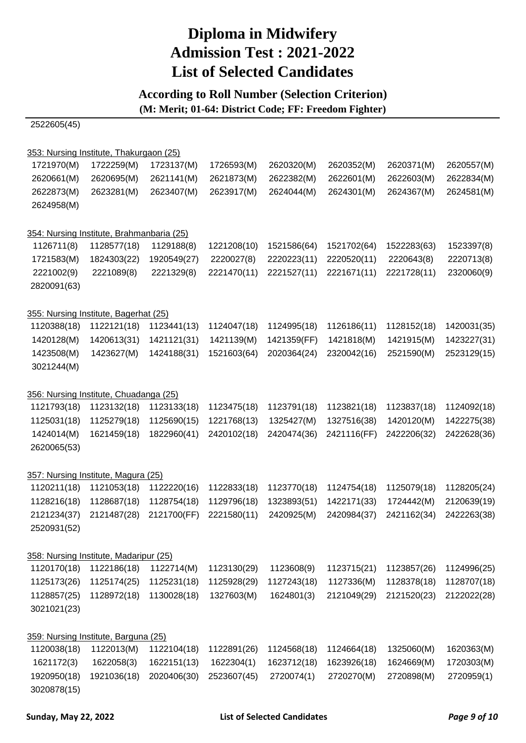# Diploma in Midwifery
# Admission Test : 2021-2022
# List of Selected Candidates

### According to Roll Number (Selection Criterion)
**(M: Merit; 01-64: District Code; FF: Freedom Fighter)**

2522605(45)

353: Nursing Institute, Thakurgaon (25)

| | | | | | | | |
|---|---|---|---|---|---|---|---|
| 1721970(M) | 1722259(M) | 1723137(M) | 1726593(M) | 2620320(M) | 2620352(M) | 2620371(M) | 2620557(M) |
| 2620661(M) | 2620695(M) | 2621141(M) | 2621873(M) | 2622382(M) | 2622601(M) | 2622603(M) | 2622834(M) |
| 2622873(M) | 2623281(M) | 2623407(M) | 2623917(M) | 2624044(M) | 2624301(M) | 2624367(M) | 2624581(M) |
| 2624958(M) | | | | | | | |

354: Nursing Institute, Brahmanbaria (25)

| | | | | | | | |
|---|---|---|---|---|---|---|---|
| 1126711(8) | 1128577(18) | 1129188(8) | 1221208(10) | 1521586(64) | 1521702(64) | 1522283(63) | 1523397(8) |
| 1721583(M) | 1824303(22) | 1920549(27) | 2220027(8) | 2220223(11) | 2220520(11) | 2220643(8) | 2220713(8) |
| 2221002(9) | 2221089(8) | 2221329(8) | 2221470(11) | 2221527(11) | 2221671(11) | 2221728(11) | 2320060(9) |
| 2820091(63) | | | | | | | |

355: Nursing Institute, Bagerhat (25)

| | | | | | | | |
|---|---|---|---|---|---|---|---|
| 1120388(18) | 1122121(18) | 1123441(13) | 1124047(18) | 1124995(18) | 1126186(11) | 1128152(18) | 1420031(35) |
| 1420128(M) | 1420613(31) | 1421121(31) | 1421139(M) | 1421359(FF) | 1421818(M) | 1421915(M) | 1423227(31) |
| 1423508(M) | 1423627(M) | 1424188(31) | 1521603(64) | 2020364(24) | 2320042(16) | 2521590(M) | 2523129(15) |
| 3021244(M) | | | | | | | |

356: Nursing Institute, Chuadanga (25)

| | | | | | | | |
|---|---|---|---|---|---|---|---|
| 1121793(18) | 1123132(18) | 1123133(18) | 1123475(18) | 1123791(18) | 1123821(18) | 1123837(18) | 1124092(18) |
| 1125031(18) | 1125279(18) | 1125690(15) | 1221768(13) | 1325427(M) | 1327516(38) | 1420120(M) | 1422275(38) |
| 1424014(M) | 1621459(18) | 1822960(41) | 2420102(18) | 2420474(36) | 2421116(FF) | 2422206(32) | 2422628(36) |
| 2620065(53) | | | | | | | |

357: Nursing Institute, Magura (25)

| | | | | | | | |
|---|---|---|---|---|---|---|---|
| 1120211(18) | 1121053(18) | 1122220(16) | 1122833(18) | 1123770(18) | 1124754(18) | 1125079(18) | 1128205(24) |
| 1128216(18) | 1128687(18) | 1128754(18) | 1129796(18) | 1323893(51) | 1422171(33) | 1724442(M) | 2120639(19) |
| 2121234(37) | 2121487(28) | 2121700(FF) | 2221580(11) | 2420925(M) | 2420984(37) | 2421162(34) | 2422263(38) |
| 2520931(52) | | | | | | | |

358: Nursing Institute, Madaripur (25)

| | | | | | | | |
|---|---|---|---|---|---|---|---|
| 1120170(18) | 1122186(18) | 1122714(M) | 1123130(29) | 1123608(9) | 1123715(21) | 1123857(26) | 1124996(25) |
| 1125173(26) | 1125174(25) | 1125231(18) | 1125928(29) | 1127243(18) | 1127336(M) | 1128378(18) | 1128707(18) |
| 1128857(25) | 1128972(18) | 1130028(18) | 1327603(M) | 1624801(3) | 2121049(29) | 2121520(23) | 2122022(28) |
| 3021021(23) | | | | | | | |

359: Nursing Institute, Barguna (25)

| | | | | | | | |
|---|---|---|---|---|---|---|---|
| 1120038(18) | 1122013(M) | 1122104(18) | 1122891(26) | 1124568(18) | 1124664(18) | 1325060(M) | 1620363(M) |
| 1621172(3) | 1622058(3) | 1622151(13) | 1622304(1) | 1623712(18) | 1623926(18) | 1624669(M) | 1720303(M) |
| 1920950(18) | 1921036(18) | 2020406(30) | 2523607(45) | 2720074(1) | 2720270(M) | 2720898(M) | 2720959(1) |
| 3020878(15) | | | | | | | |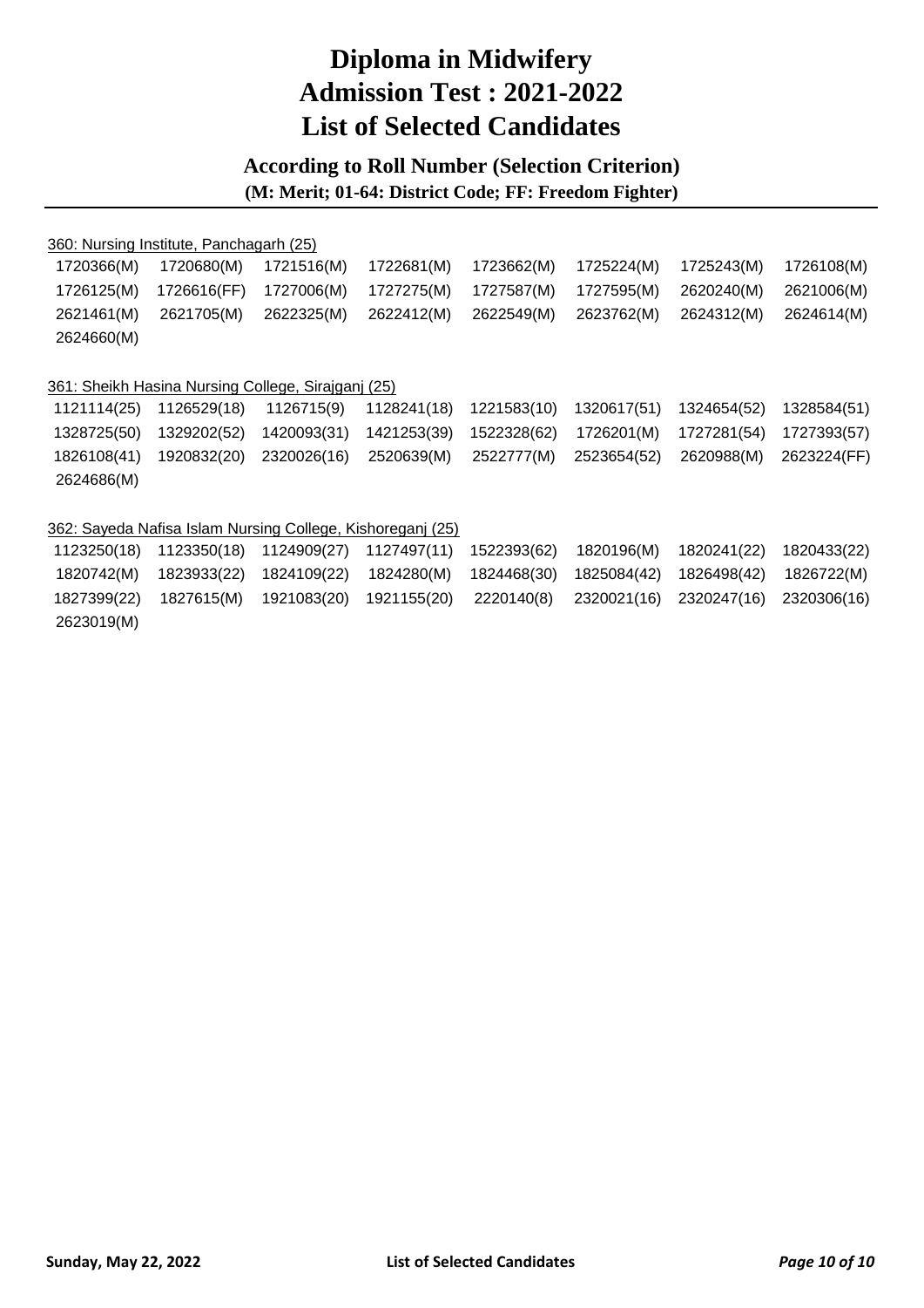# Diploma in Midwifery
# Admission Test : 2021-2022
# List of Selected Candidates

### According to Roll Number (Selection Criterion)
**(M: Merit; 01-64: District Code; FF: Freedom Fighter)**

360: Nursing Institute, Panchagarh (25)

| | | | | | | | |
|---|---|---|---|---|---|---|---|
| 1720366(M) | 1720680(M) | 1721516(M) | 1722681(M) | 1723662(M) | 1725224(M) | 1725243(M) | 1726108(M) |
| 1726125(M) | 1726616(FF) | 1727006(M) | 1727275(M) | 1727587(M) | 1727595(M) | 2620240(M) | 2621006(M) |
| 2621461(M) | 2621705(M) | 2622325(M) | 2622412(M) | 2622549(M) | 2623762(M) | 2624312(M) | 2624614(M) |
| 2624660(M) | | | | | | | |

361: Sheikh Hasina Nursing College, Sirajganj (25)

| | | | | | | | |
|---|---|---|---|---|---|---|---|
| 1121114(25) | 1126529(18) | 1126715(9) | 1128241(18) | 1221583(10) | 1320617(51) | 1324654(52) | 1328584(51) |
| 1328725(50) | 1329202(52) | 1420093(31) | 1421253(39) | 1522328(62) | 1726201(M) | 1727281(54) | 1727393(57) |
| 1826108(41) | 1920832(20) | 2320026(16) | 2520639(M) | 2522777(M) | 2523654(52) | 2620988(M) | 2623224(FF) |
| 2624686(M) | | | | | | | |

362: Sayeda Nafisa Islam Nursing College, Kishoreganj (25)

| | | | | | | | |
|---|---|---|---|---|---|---|---|
| 1123250(18) | 1123350(18) | 1124909(27) | 1127497(11) | 1522393(62) | 1820196(M) | 1820241(22) | 1820433(22) |
| 1820742(M) | 1823933(22) | 1824109(22) | 1824280(M) | 1824468(30) | 1825084(42) | 1826498(42) | 1826722(M) |
| 1827399(22) | 1827615(M) | 1921083(20) | 1921155(20) | 2220140(8) | 2320021(16) | 2320247(16) | 2320306(16) |
| 2623019(M) | | | | | | | |